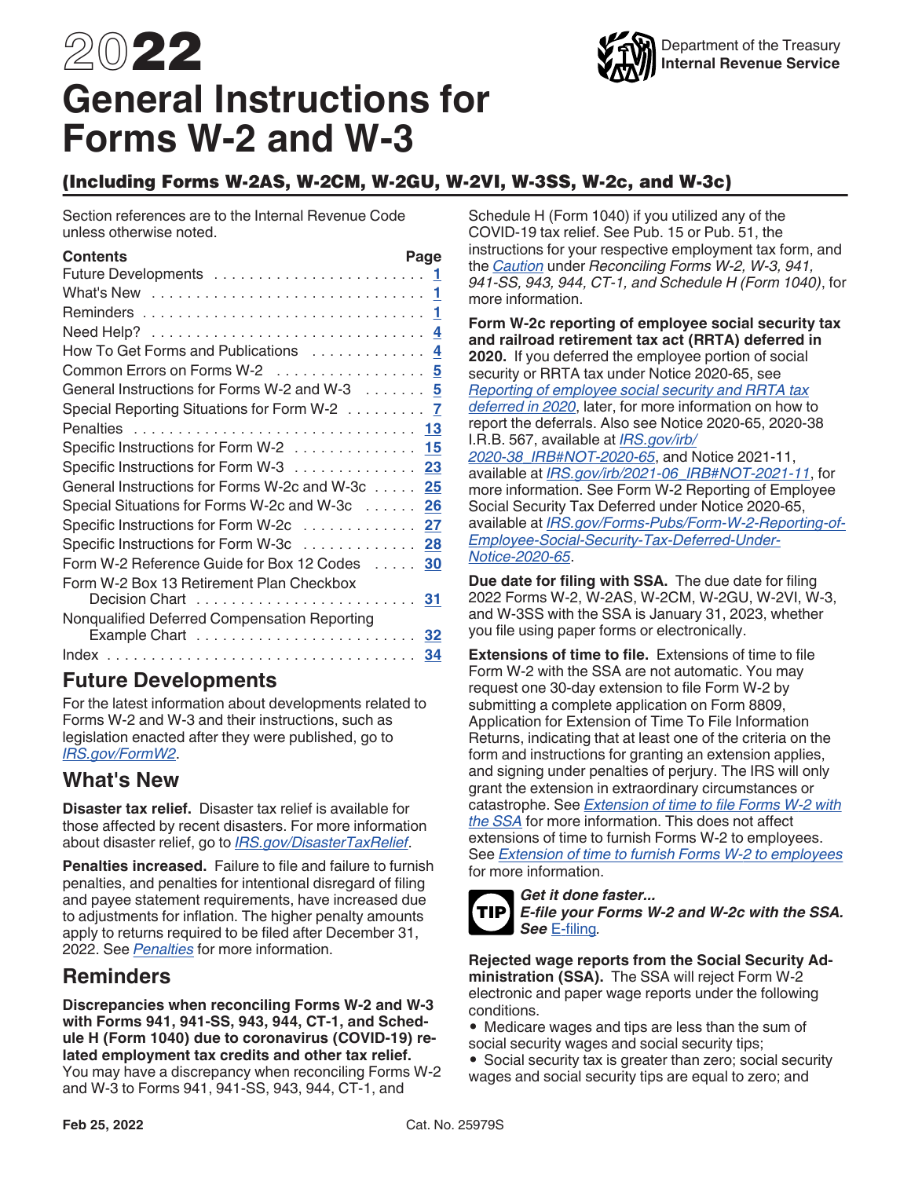# 2022 General Instructions for Forms W-2 and W-3

Department of the Treasury
**Internal Revenue Service**

## (Including Forms W-2AS, W-2CM, W-2GU, W-2VI, W-3SS, W-2c, and W-3c)

Section references are to the Internal Revenue Code unless otherwise noted.

| Contents | Page |
|---|---|
| Future Developments | 1 |
| What's New | 1 |
| Reminders | 1 |
| Need Help? | 4 |
| How To Get Forms and Publications | 4 |
| Common Errors on Forms W-2 | 5 |
| General Instructions for Forms W-2 and W-3 | 5 |
| Special Reporting Situations for Form W-2 | 7 |
| Penalties | 13 |
| Specific Instructions for Form W-2 | 15 |
| Specific Instructions for Form W-3 | 23 |
| General Instructions for Forms W-2c and W-3c | 25 |
| Special Situations for Forms W-2c and W-3c | 26 |
| Specific Instructions for Form W-2c | 27 |
| Specific Instructions for Form W-3c | 28 |
| Form W-2 Reference Guide for Box 12 Codes | 30 |
| Form W-2 Box 13 Retirement Plan Checkbox Decision Chart | 31 |
| Nonqualified Deferred Compensation Reporting Example Chart | 32 |
| Index | 34 |

## Future Developments

For the latest information about developments related to Forms W-2 and W-3 and their instructions, such as legislation enacted after they were published, go to *IRS.gov/FormW2*.

## What's New

**Disaster tax relief.** Disaster tax relief is available for those affected by recent disasters. For more information about disaster relief, go to *IRS.gov/DisasterTaxRelief*.

**Penalties increased.** Failure to file and failure to furnish penalties, and penalties for intentional disregard of filing and payee statement requirements, have increased due to adjustments for inflation. The higher penalty amounts apply to returns required to be filed after December 31, 2022. See *Penalties* for more information.

## Reminders

**Discrepancies when reconciling Forms W-2 and W-3 with Forms 941, 941-SS, 943, 944, CT-1, and Schedule H (Form 1040) due to coronavirus (COVID-19) related employment tax credits and other tax relief.** You may have a discrepancy when reconciling Forms W-2 and W-3 to Forms 941, 941-SS, 943, 944, CT-1, and Schedule H (Form 1040) if you utilized any of the COVID-19 tax relief. See Pub. 15 or Pub. 51, the instructions for your respective employment tax form, and the *Caution* under *Reconciling Forms W-2, W-3, 941, 941-SS, 943, 944, CT-1, and Schedule H (Form 1040)*, for more information.

**Form W-2c reporting of employee social security tax and railroad retirement tax act (RRTA) deferred in 2020.** If you deferred the employee portion of social security or RRTA tax under Notice 2020-65, see *Reporting of employee social security and RRTA tax deferred in 2020*, later, for more information on how to report the deferrals. Also see Notice 2020-65, 2020-38 I.R.B. 567, available at *IRS.gov/irb/2020-38_IRB#NOT-2020-65*, and Notice 2021-11, available at *IRS.gov/irb/2021-06_IRB#NOT-2021-11*, for more information. See Form W-2 Reporting of Employee Social Security Tax Deferred under Notice 2020-65, available at *IRS.gov/Forms-Pubs/Form-W-2-Reporting-of-Employee-Social-Security-Tax-Deferred-Under-Notice-2020-65*.

**Due date for filing with SSA.** The due date for filing 2022 Forms W-2, W-2AS, W-2CM, W-2GU, W-2VI, W-3, and W-3SS with the SSA is January 31, 2023, whether you file using paper forms or electronically.

**Extensions of time to file.** Extensions of time to file Form W-2 with the SSA are not automatic. You may request one 30-day extension to file Form W-2 by submitting a complete application on Form 8809, Application for Extension of Time To File Information Returns, indicating that at least one of the criteria on the form and instructions for granting an extension applies, and signing under penalties of perjury. The IRS will only grant the extension in extraordinary circumstances or catastrophe. See *Extension of time to file Forms W-2 with the SSA* for more information. This does not affect extensions of time to furnish Forms W-2 to employees. See *Extension of time to furnish Forms W-2 to employees* for more information.

**TIP** ***Get it done faster... E-file your Forms W-2 and W-2c with the SSA. See*** E-filing.

**Rejected wage reports from the Social Security Administration (SSA).** The SSA will reject Form W-2 electronic and paper wage reports under the following conditions.

- Medicare wages and tips are less than the sum of social security wages and social security tips;
- Social security tax is greater than zero; social security wages and social security tips are equal to zero; and

Feb 25, 2022 Cat. No. 25979S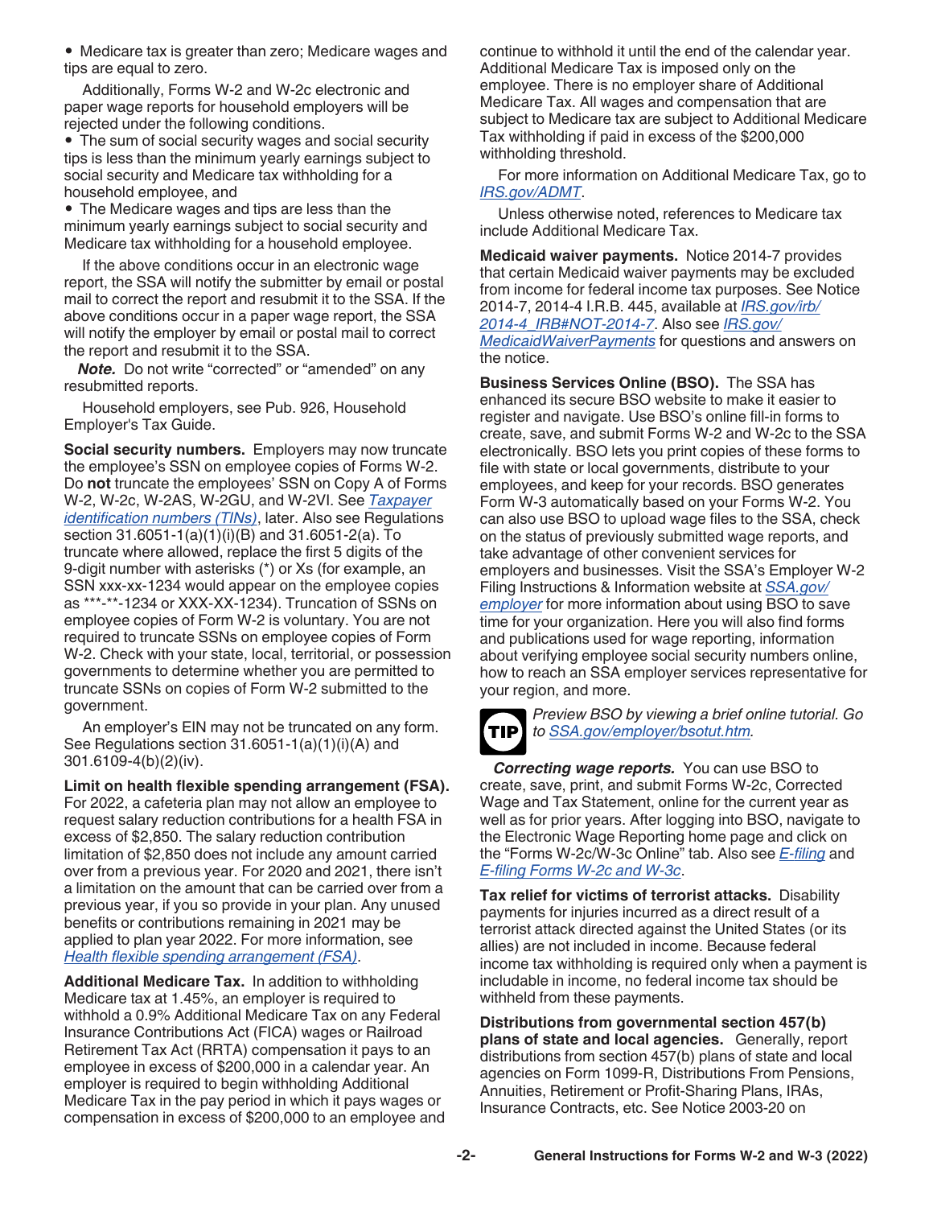- Medicare tax is greater than zero; Medicare wages and tips are equal to zero.

Additionally, Forms W-2 and W-2c electronic and paper wage reports for household employers will be rejected under the following conditions.

- The sum of social security wages and social security tips is less than the minimum yearly earnings subject to social security and Medicare tax withholding for a household employee, and
- The Medicare wages and tips are less than the minimum yearly earnings subject to social security and Medicare tax withholding for a household employee.

If the above conditions occur in an electronic wage report, the SSA will notify the submitter by email or postal mail to correct the report and resubmit it to the SSA. If the above conditions occur in a paper wage report, the SSA will notify the employer by email or postal mail to correct the report and resubmit it to the SSA.

***Note.*** Do not write "corrected" or "amended" on any resubmitted reports.

Household employers, see Pub. 926, Household Employer's Tax Guide.

**Social security numbers.** Employers may now truncate the employee's SSN on employee copies of Forms W-2. Do **not** truncate the employees' SSN on Copy A of Forms W-2, W-2c, W-2AS, W-2GU, and W-2VI. See *Taxpayer identification numbers (TINs)*, later. Also see Regulations section 31.6051-1(a)(1)(i)(B) and 31.6051-2(a). To truncate where allowed, replace the first 5 digits of the 9-digit number with asterisks (*) or Xs (for example, an SSN xxx-xx-1234 would appear on the employee copies as ***-**-1234 or XXX-XX-1234). Truncation of SSNs on employee copies of Form W-2 is voluntary. You are not required to truncate SSNs on employee copies of Form W-2. Check with your state, local, territorial, or possession governments to determine whether you are permitted to truncate SSNs on copies of Form W-2 submitted to the government.

An employer's EIN may not be truncated on any form. See Regulations section 31.6051-1(a)(1)(i)(A) and 301.6109-4(b)(2)(iv).

**Limit on health flexible spending arrangement (FSA).** For 2022, a cafeteria plan may not allow an employee to request salary reduction contributions for a health FSA in excess of $2,850. The salary reduction contribution limitation of $2,850 does not include any amount carried over from a previous year. For 2020 and 2021, there isn't a limitation on the amount that can be carried over from a previous year, if you so provide in your plan. Any unused benefits or contributions remaining in 2021 may be applied to plan year 2022. For more information, see *Health flexible spending arrangement (FSA)*.

**Additional Medicare Tax.** In addition to withholding Medicare tax at 1.45%, an employer is required to withhold a 0.9% Additional Medicare Tax on any Federal Insurance Contributions Act (FICA) wages or Railroad Retirement Tax Act (RRTA) compensation it pays to an employee in excess of $200,000 in a calendar year. An employer is required to begin withholding Additional Medicare Tax in the pay period in which it pays wages or compensation in excess of $200,000 to an employee and continue to withhold it until the end of the calendar year. Additional Medicare Tax is imposed only on the employee. There is no employer share of Additional Medicare Tax. All wages and compensation that are subject to Medicare tax are subject to Additional Medicare Tax withholding if paid in excess of the $200,000 withholding threshold.

For more information on Additional Medicare Tax, go to *IRS.gov/ADMT*.

Unless otherwise noted, references to Medicare tax include Additional Medicare Tax.

**Medicaid waiver payments.** Notice 2014-7 provides that certain Medicaid waiver payments may be excluded from income for federal income tax purposes. See Notice 2014-7, 2014-4 I.R.B. 445, available at *IRS.gov/irb/2014-4_IRB#NOT-2014-7*. Also see *IRS.gov/MedicaidWaiverPayments* for questions and answers on the notice.

**Business Services Online (BSO).** The SSA has enhanced its secure BSO website to make it easier to register and navigate. Use BSO's online fill-in forms to create, save, and submit Forms W-2 and W-2c to the SSA electronically. BSO lets you print copies of these forms to file with state or local governments, distribute to your employees, and keep for your records. BSO generates Form W-3 automatically based on your Forms W-2. You can also use BSO to upload wage files to the SSA, check on the status of previously submitted wage reports, and take advantage of other convenient services for employers and businesses. Visit the SSA's Employer W-2 Filing Instructions & Information website at *SSA.gov/employer* for more information about using BSO to save time for your organization. Here you will also find forms and publications used for wage reporting, information about verifying employee social security numbers online, how to reach an SSA employer services representative for your region, and more.

**TIP** *Preview BSO by viewing a brief online tutorial. Go to SSA.gov/employer/bsotut.htm.*

***Correcting wage reports.*** You can use BSO to create, save, print, and submit Forms W-2c, Corrected Wage and Tax Statement, online for the current year as well as for prior years. After logging into BSO, navigate to the Electronic Wage Reporting home page and click on the "Forms W-2c/W-3c Online" tab. Also see *E-filing* and *E-filing Forms W-2c and W-3c*.

**Tax relief for victims of terrorist attacks.** Disability payments for injuries incurred as a direct result of a terrorist attack directed against the United States (or its allies) are not included in income. Because federal income tax withholding is required only when a payment is includable in income, no federal income tax should be withheld from these payments.

**Distributions from governmental section 457(b) plans of state and local agencies.** Generally, report distributions from section 457(b) plans of state and local agencies on Form 1099-R, Distributions From Pensions, Annuities, Retirement or Profit-Sharing Plans, IRAs, Insurance Contracts, etc. See Notice 2003-20 on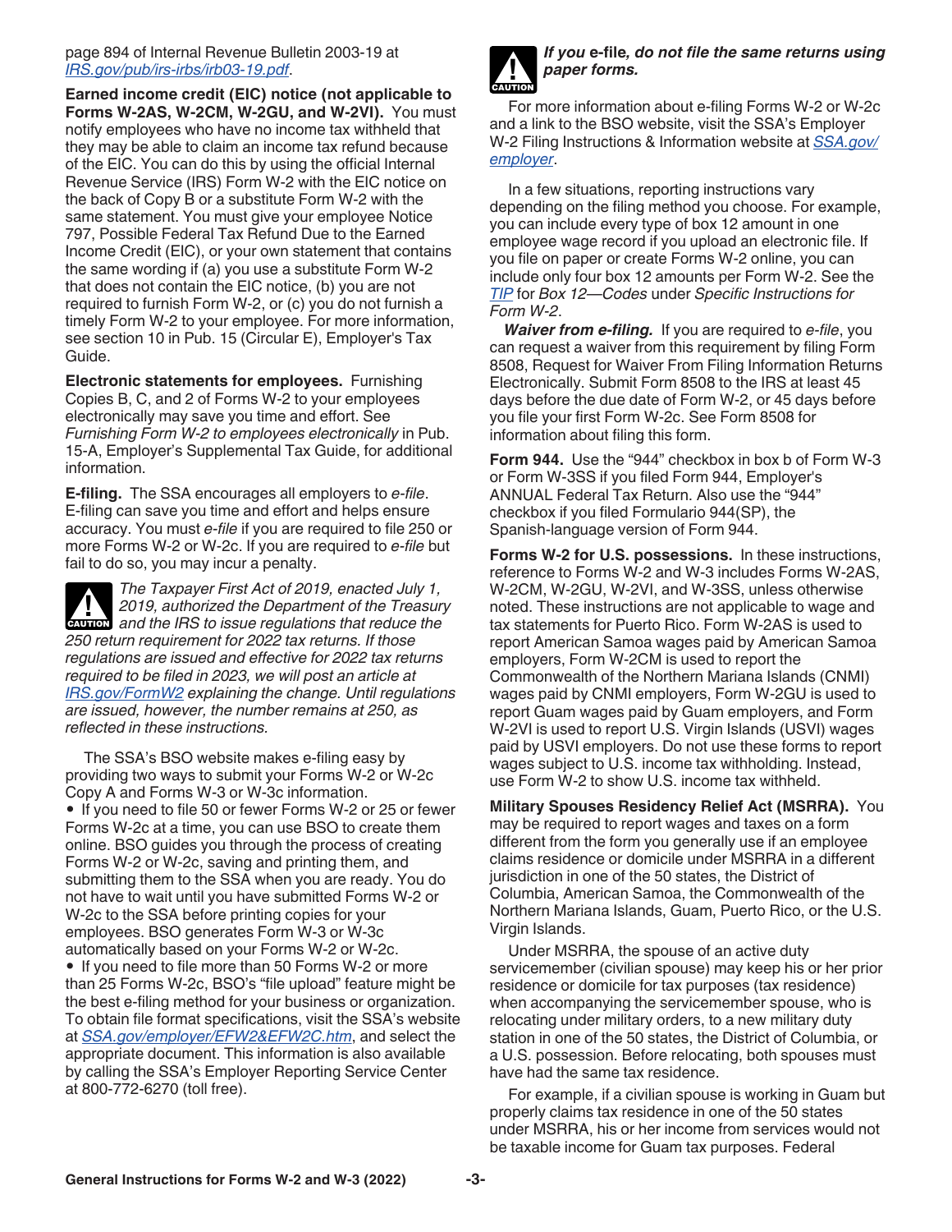page 894 of Internal Revenue Bulletin 2003-19 at *IRS.gov/pub/irs-irbs/irb03-19.pdf*.

**Earned income credit (EIC) notice (not applicable to Forms W-2AS, W-2CM, W-2GU, and W-2VI).** You must notify employees who have no income tax withheld that they may be able to claim an income tax refund because of the EIC. You can do this by using the official Internal Revenue Service (IRS) Form W-2 with the EIC notice on the back of Copy B or a substitute Form W-2 with the same statement. You must give your employee Notice 797, Possible Federal Tax Refund Due to the Earned Income Credit (EIC), or your own statement that contains the same wording if (a) you use a substitute Form W-2 that does not contain the EIC notice, (b) you are not required to furnish Form W-2, or (c) you do not furnish a timely Form W-2 to your employee. For more information, see section 10 in Pub. 15 (Circular E), Employer's Tax Guide.

**Electronic statements for employees.** Furnishing Copies B, C, and 2 of Forms W-2 to your employees electronically may save you time and effort. See *Furnishing Form W-2 to employees electronically* in Pub. 15-A, Employer's Supplemental Tax Guide, for additional information.

**E-filing.** The SSA encourages all employers to *e-file*. E-filing can save you time and effort and helps ensure accuracy. You must *e-file* if you are required to file 250 or more Forms W-2 or W-2c. If you are required to *e-file* but fail to do so, you may incur a penalty.

CAUTION: *The Taxpayer First Act of 2019, enacted July 1, 2019, authorized the Department of the Treasury and the IRS to issue regulations that reduce the 250 return requirement for 2022 tax returns. If those regulations are issued and effective for 2022 tax returns required to be filed in 2023, we will post an article at IRS.gov/FormW2 explaining the change. Until regulations are issued, however, the number remains at 250, as reflected in these instructions.*

The SSA's BSO website makes e-filing easy by providing two ways to submit your Forms W-2 or W-2c Copy A and Forms W-3 or W-3c information.

- If you need to file 50 or fewer Forms W-2 or 25 or fewer Forms W-2c at a time, you can use BSO to create them online. BSO guides you through the process of creating Forms W-2 or W-2c, saving and printing them, and submitting them to the SSA when you are ready. You do not have to wait until you have submitted Forms W-2 or W-2c to the SSA before printing copies for your employees. BSO generates Form W-3 or W-3c automatically based on your Forms W-2 or W-2c.
- If you need to file more than 50 Forms W-2 or more than 25 Forms W-2c, BSO's "file upload" feature might be the best e-filing method for your business or organization. To obtain file format specifications, visit the SSA's website at *SSA.gov/employer/EFW2&EFW2C.htm*, and select the appropriate document. This information is also available by calling the SSA's Employer Reporting Service Center at 800-772-6270 (toll free).

CAUTION: ***If you e-file, do not file the same returns using paper forms.***

For more information about e-filing Forms W-2 or W-2c and a link to the BSO website, visit the SSA's Employer W-2 Filing Instructions & Information website at *SSA.gov/employer*.

In a few situations, reporting instructions vary depending on the filing method you choose. For example, you can include every type of box 12 amount in one employee wage record if you upload an electronic file. If you file on paper or create Forms W-2 online, you can include only four box 12 amounts per Form W-2. See the *TIP* for *Box 12—Codes* under *Specific Instructions for Form W-2*.

***Waiver from e-filing.*** If you are required to *e-file*, you can request a waiver from this requirement by filing Form 8508, Request for Waiver From Filing Information Returns Electronically. Submit Form 8508 to the IRS at least 45 days before the due date of Form W-2, or 45 days before you file your first Form W-2c. See Form 8508 for information about filing this form.

**Form 944.** Use the "944" checkbox in box b of Form W-3 or Form W-3SS if you filed Form 944, Employer's ANNUAL Federal Tax Return. Also use the "944" checkbox if you filed Formulario 944(SP), the Spanish-language version of Form 944.

**Forms W-2 for U.S. possessions.** In these instructions, reference to Forms W-2 and W-3 includes Forms W-2AS, W-2CM, W-2GU, W-2VI, and W-3SS, unless otherwise noted. These instructions are not applicable to wage and tax statements for Puerto Rico. Form W-2AS is used to report American Samoa wages paid by American Samoa employers, Form W-2CM is used to report the Commonwealth of the Northern Mariana Islands (CNMI) wages paid by CNMI employers, Form W-2GU is used to report Guam wages paid by Guam employers, and Form W-2VI is used to report U.S. Virgin Islands (USVI) wages paid by USVI employers. Do not use these forms to report wages subject to U.S. income tax withholding. Instead, use Form W-2 to show U.S. income tax withheld.

**Military Spouses Residency Relief Act (MSRRA).** You may be required to report wages and taxes on a form different from the form you generally use if an employee claims residence or domicile under MSRRA in a different jurisdiction in one of the 50 states, the District of Columbia, American Samoa, the Commonwealth of the Northern Mariana Islands, Guam, Puerto Rico, or the U.S. Virgin Islands.

Under MSRRA, the spouse of an active duty servicemember (civilian spouse) may keep his or her prior residence or domicile for tax purposes (tax residence) when accompanying the servicemember spouse, who is relocating under military orders, to a new military duty station in one of the 50 states, the District of Columbia, or a U.S. possession. Before relocating, both spouses must have had the same tax residence.

For example, if a civilian spouse is working in Guam but properly claims tax residence in one of the 50 states under MSRRA, his or her income from services would not be taxable income for Guam tax purposes. Federal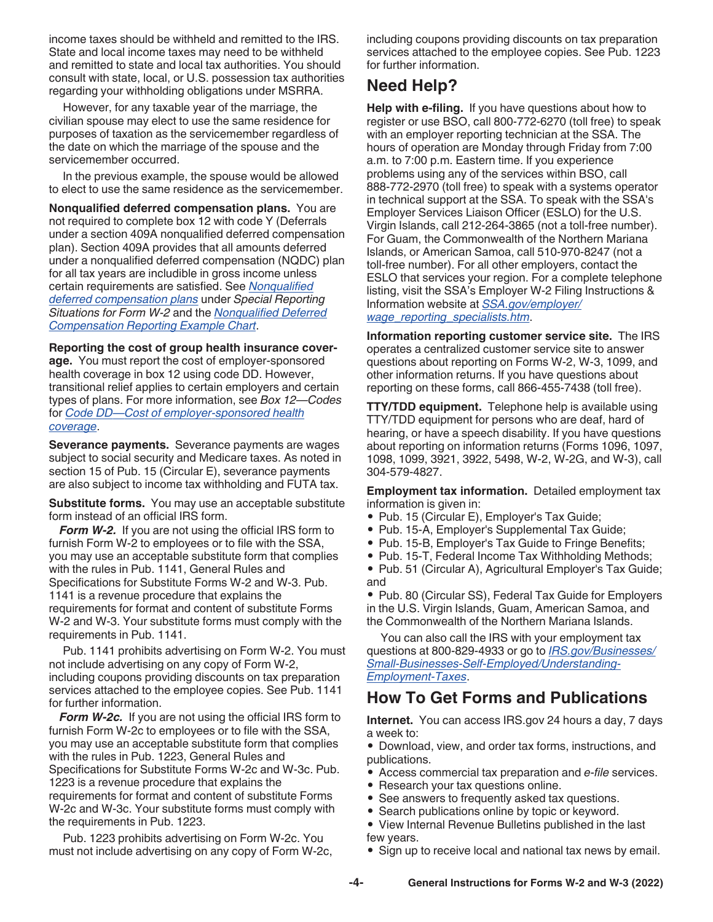income taxes should be withheld and remitted to the IRS. State and local income taxes may need to be withheld and remitted to state and local tax authorities. You should consult with state, local, or U.S. possession tax authorities regarding your withholding obligations under MSRRA.

However, for any taxable year of the marriage, the civilian spouse may elect to use the same residence for purposes of taxation as the servicemember regardless of the date on which the marriage of the spouse and the servicemember occurred.

In the previous example, the spouse would be allowed to elect to use the same residence as the servicemember.

**Nonqualified deferred compensation plans.** You are not required to complete box 12 with code Y (Deferrals under a section 409A nonqualified deferred compensation plan). Section 409A provides that all amounts deferred under a nonqualified deferred compensation (NQDC) plan for all tax years are includible in gross income unless certain requirements are satisfied. See *Nonqualified deferred compensation plans* under *Special Reporting Situations for Form W-2* and the *Nonqualified Deferred Compensation Reporting Example Chart*.

**Reporting the cost of group health insurance coverage.** You must report the cost of employer-sponsored health coverage in box 12 using code DD. However, transitional relief applies to certain employers and certain types of plans. For more information, see *Box 12—Codes* for *Code DD—Cost of employer-sponsored health coverage*.

**Severance payments.** Severance payments are wages subject to social security and Medicare taxes. As noted in section 15 of Pub. 15 (Circular E), severance payments are also subject to income tax withholding and FUTA tax.

**Substitute forms.** You may use an acceptable substitute form instead of an official IRS form.

***Form W-2.*** If you are not using the official IRS form to furnish Form W-2 to employees or to file with the SSA, you may use an acceptable substitute form that complies with the rules in Pub. 1141, General Rules and Specifications for Substitute Forms W-2 and W-3. Pub. 1141 is a revenue procedure that explains the requirements for format and content of substitute Forms W-2 and W-3. Your substitute forms must comply with the requirements in Pub. 1141.

Pub. 1141 prohibits advertising on Form W-2. You must not include advertising on any copy of Form W-2, including coupons providing discounts on tax preparation services attached to the employee copies. See Pub. 1141 for further information.

***Form W-2c.*** If you are not using the official IRS form to furnish Form W-2c to employees or to file with the SSA, you may use an acceptable substitute form that complies with the rules in Pub. 1223, General Rules and Specifications for Substitute Forms W-2c and W-3c. Pub. 1223 is a revenue procedure that explains the requirements for format and content of substitute Forms W-2c and W-3c. Your substitute forms must comply with the requirements in Pub. 1223.

Pub. 1223 prohibits advertising on Form W-2c. You must not include advertising on any copy of Form W-2c, including coupons providing discounts on tax preparation services attached to the employee copies. See Pub. 1223 for further information.

## Need Help?

**Help with e-filing.** If you have questions about how to register or use BSO, call 800-772-6270 (toll free) to speak with an employer reporting technician at the SSA. The hours of operation are Monday through Friday from 7:00 a.m. to 7:00 p.m. Eastern time. If you experience problems using any of the services within BSO, call 888-772-2970 (toll free) to speak with a systems operator in technical support at the SSA. To speak with the SSA's Employer Services Liaison Officer (ESLO) for the U.S. Virgin Islands, call 212-264-3865 (not a toll-free number). For Guam, the Commonwealth of the Northern Mariana Islands, or American Samoa, call 510-970-8247 (not a toll-free number). For all other employers, contact the ESLO that services your region. For a complete telephone listing, visit the SSA's Employer W-2 Filing Instructions & Information website at *SSA.gov/employer/wage_reporting_specialists.htm*.

**Information reporting customer service site.** The IRS operates a centralized customer service site to answer questions about reporting on Forms W-2, W-3, 1099, and other information returns. If you have questions about reporting on these forms, call 866-455-7438 (toll free).

**TTY/TDD equipment.** Telephone help is available using TTY/TDD equipment for persons who are deaf, hard of hearing, or have a speech disability. If you have questions about reporting on information returns (Forms 1096, 1097, 1098, 1099, 3921, 3922, 5498, W-2, W-2G, and W-3), call 304-579-4827.

**Employment tax information.** Detailed employment tax information is given in:

- Pub. 15 (Circular E), Employer's Tax Guide;
- Pub. 15-A, Employer's Supplemental Tax Guide;
- Pub. 15-B, Employer's Tax Guide to Fringe Benefits;
- Pub. 15-T, Federal Income Tax Withholding Methods;
- Pub. 51 (Circular A), Agricultural Employer's Tax Guide; and
- Pub. 80 (Circular SS), Federal Tax Guide for Employers in the U.S. Virgin Islands, Guam, American Samoa, and the Commonwealth of the Northern Mariana Islands.

You can also call the IRS with your employment tax questions at 800-829-4933 or go to *IRS.gov/Businesses/Small-Businesses-Self-Employed/Understanding-Employment-Taxes*.

## How To Get Forms and Publications

**Internet.** You can access IRS.gov 24 hours a day, 7 days a week to:

- Download, view, and order tax forms, instructions, and publications.
- Access commercial tax preparation and *e-file* services.
- Research your tax questions online.
- See answers to frequently asked tax questions.
- Search publications online by topic or keyword.
- View Internal Revenue Bulletins published in the last few years.
- Sign up to receive local and national tax news by email.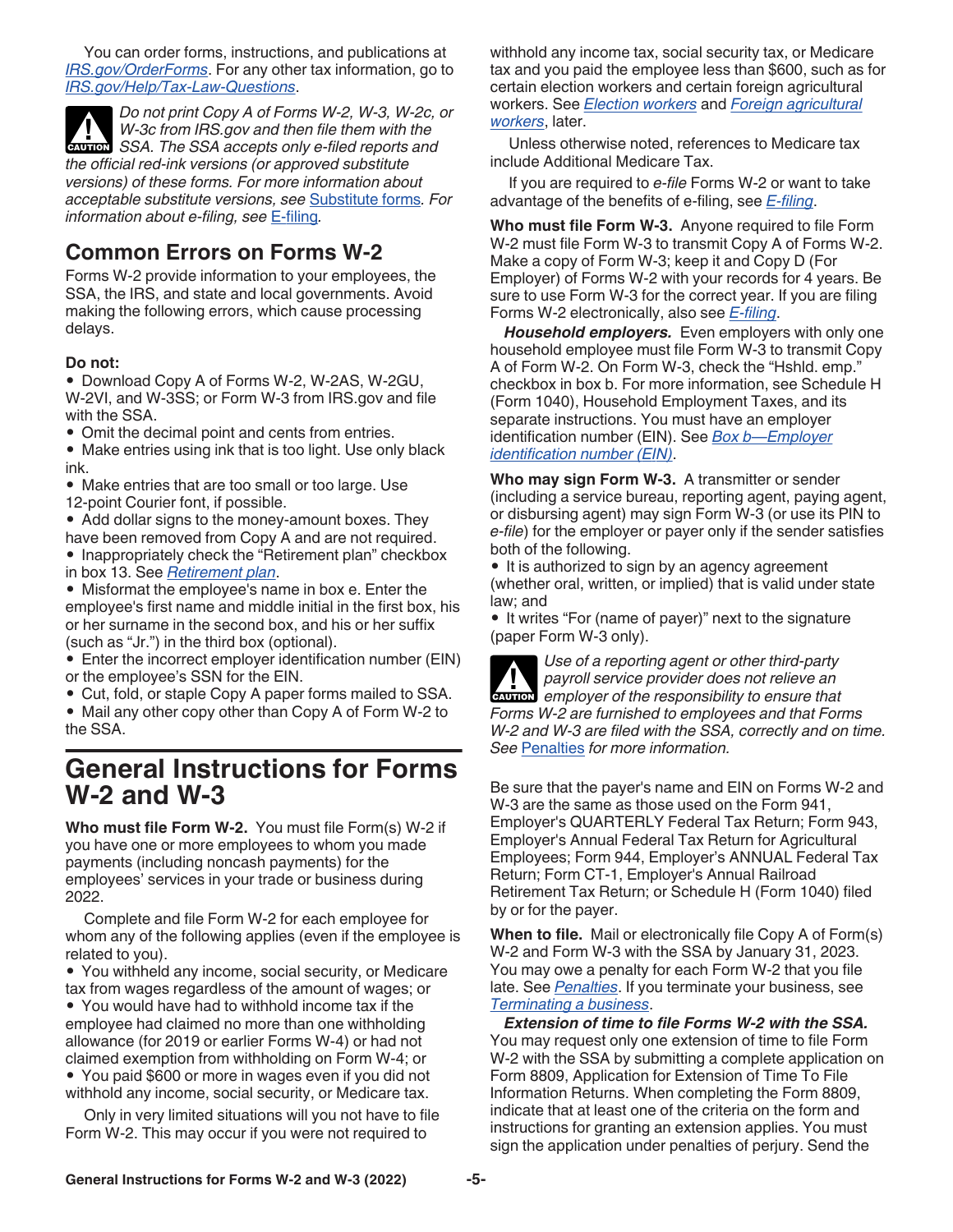You can order forms, instructions, and publications at *IRS.gov/OrderForms*. For any other tax information, go to *IRS.gov/Help/Tax-Law-Questions*.

**CAUTION** *Do not print Copy A of Forms W-2, W-3, W-2c, or W-3c from IRS.gov and then file them with the SSA. The SSA accepts only e-filed reports and the official red-ink versions (or approved substitute versions) of these forms. For more information about acceptable substitute versions, see* Substitute forms*. For information about e-filing, see* E-filing*.*

## Common Errors on Forms W-2

Forms W-2 provide information to your employees, the SSA, the IRS, and state and local governments. Avoid making the following errors, which cause processing delays.

**Do not:**

- Download Copy A of Forms W-2, W-2AS, W-2GU, W-2VI, and W-3SS; or Form W-3 from IRS.gov and file with the SSA.
- Omit the decimal point and cents from entries.
- Make entries using ink that is too light. Use only black ink.
- Make entries that are too small or too large. Use 12-point Courier font, if possible.
- Add dollar signs to the money-amount boxes. They have been removed from Copy A and are not required.
- Inappropriately check the "Retirement plan" checkbox in box 13. See *Retirement plan*.
- Misformat the employee's name in box e. Enter the employee's first name and middle initial in the first box, his or her surname in the second box, and his or her suffix (such as "Jr.") in the third box (optional).
- Enter the incorrect employer identification number (EIN) or the employee's SSN for the EIN.
- Cut, fold, or staple Copy A paper forms mailed to SSA.
- Mail any other copy other than Copy A of Form W-2 to the SSA.

# General Instructions for Forms W-2 and W-3

**Who must file Form W-2.** You must file Form(s) W-2 if you have one or more employees to whom you made payments (including noncash payments) for the employees' services in your trade or business during 2022.

Complete and file Form W-2 for each employee for whom any of the following applies (even if the employee is related to you).

- You withheld any income, social security, or Medicare tax from wages regardless of the amount of wages; or
- You would have had to withhold income tax if the employee had claimed no more than one withholding allowance (for 2019 or earlier Forms W-4) or had not claimed exemption from withholding on Form W-4; or
- You paid $600 or more in wages even if you did not withhold any income, social security, or Medicare tax.

Only in very limited situations will you not have to file Form W-2. This may occur if you were not required to withhold any income tax, social security tax, or Medicare tax and you paid the employee less than $600, such as for certain election workers and certain foreign agricultural workers. See *Election workers* and *Foreign agricultural workers*, later.

Unless otherwise noted, references to Medicare tax include Additional Medicare Tax.

If you are required to *e-file* Forms W-2 or want to take advantage of the benefits of e-filing, see *E-filing*.

**Who must file Form W-3.** Anyone required to file Form W-2 must file Form W-3 to transmit Copy A of Forms W-2. Make a copy of Form W-3; keep it and Copy D (For Employer) of Forms W-2 with your records for 4 years. Be sure to use Form W-3 for the correct year. If you are filing Forms W-2 electronically, also see *E-filing*.

***Household employers.*** Even employers with only one household employee must file Form W-3 to transmit Copy A of Form W-2. On Form W-3, check the "Hshld. emp." checkbox in box b. For more information, see Schedule H (Form 1040), Household Employment Taxes, and its separate instructions. You must have an employer identification number (EIN). See *Box b—Employer identification number (EIN)*.

**Who may sign Form W-3.** A transmitter or sender (including a service bureau, reporting agent, paying agent, or disbursing agent) may sign Form W-3 (or use its PIN to *e-file*) for the employer or payer only if the sender satisfies both of the following.

- It is authorized to sign by an agency agreement (whether oral, written, or implied) that is valid under state law; and
- It writes "For (name of payer)" next to the signature (paper Form W-3 only).

**CAUTION** *Use of a reporting agent or other third-party payroll service provider does not relieve an employer of the responsibility to ensure that Forms W-2 are furnished to employees and that Forms W-2 and W-3 are filed with the SSA, correctly and on time. See* Penalties *for more information.*

Be sure that the payer's name and EIN on Forms W-2 and W-3 are the same as those used on the Form 941, Employer's QUARTERLY Federal Tax Return; Form 943, Employer's Annual Federal Tax Return for Agricultural Employees; Form 944, Employer's ANNUAL Federal Tax Return; Form CT-1, Employer's Annual Railroad Retirement Tax Return; or Schedule H (Form 1040) filed by or for the payer.

**When to file.** Mail or electronically file Copy A of Form(s) W-2 and Form W-3 with the SSA by January 31, 2023. You may owe a penalty for each Form W-2 that you file late. See *Penalties*. If you terminate your business, see *Terminating a business*.

***Extension of time to file Forms W-2 with the SSA.*** You may request only one extension of time to file Form W-2 with the SSA by submitting a complete application on Form 8809, Application for Extension of Time To File Information Returns. When completing the Form 8809, indicate that at least one of the criteria on the form and instructions for granting an extension applies. You must sign the application under penalties of perjury. Send the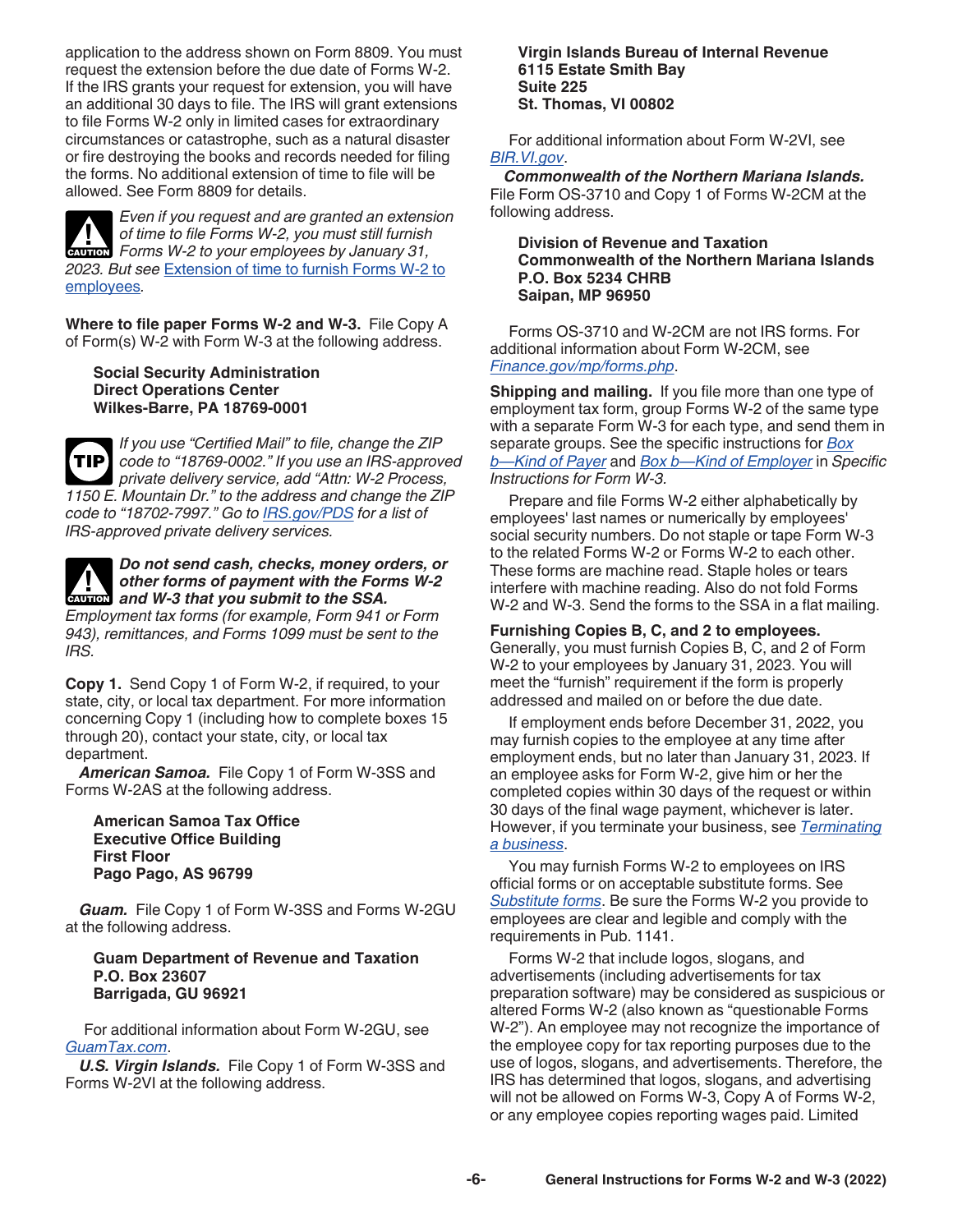application to the address shown on Form 8809. You must request the extension before the due date of Forms W-2. If the IRS grants your request for extension, you will have an additional 30 days to file. The IRS will grant extensions to file Forms W-2 only in limited cases for extraordinary circumstances or catastrophe, such as a natural disaster or fire destroying the books and records needed for filing the forms. No additional extension of time to file will be allowed. See Form 8809 for details.

> **CAUTION:** *Even if you request and are granted an extension of time to file Forms W-2, you must still furnish Forms W-2 to your employees by January 31, 2023. But see* Extension of time to furnish Forms W-2 to employees*.*

**Where to file paper Forms W-2 and W-3.** File Copy A of Form(s) W-2 with Form W-3 at the following address.

**Social Security Administration**
**Direct Operations Center**
**Wilkes-Barre, PA 18769-0001**

> **TIP:** *If you use "Certified Mail" to file, change the ZIP code to "18769-0002." If you use an IRS-approved private delivery service, add "Attn: W-2 Process, 1150 E. Mountain Dr." to the address and change the ZIP code to "18702-7997." Go to* IRS.gov/PDS *for a list of IRS-approved private delivery services.*

> **CAUTION:** ***Do not send cash, checks, money orders, or other forms of payment with the Forms W-2 and W-3 that you submit to the SSA.*** *Employment tax forms (for example, Form 941 or Form 943), remittances, and Forms 1099 must be sent to the IRS.*

**Copy 1.** Send Copy 1 of Form W-2, if required, to your state, city, or local tax department. For more information concerning Copy 1 (including how to complete boxes 15 through 20), contact your state, city, or local tax department.

***American Samoa.*** File Copy 1 of Form W-3SS and Forms W-2AS at the following address.

**American Samoa Tax Office**
**Executive Office Building**
**First Floor**
**Pago Pago, AS 96799**

***Guam.*** File Copy 1 of Form W-3SS and Forms W-2GU at the following address.

**Guam Department of Revenue and Taxation**
**P.O. Box 23607**
**Barrigada, GU 96921**

For additional information about Form W-2GU, see *GuamTax.com*.

***U.S. Virgin Islands.*** File Copy 1 of Form W-3SS and Forms W-2VI at the following address.

**Virgin Islands Bureau of Internal Revenue**
**6115 Estate Smith Bay**
**Suite 225**
**St. Thomas, VI 00802**

For additional information about Form W-2VI, see *BIR.VI.gov*.

***Commonwealth of the Northern Mariana Islands.*** File Form OS-3710 and Copy 1 of Forms W-2CM at the following address.

**Division of Revenue and Taxation**
**Commonwealth of the Northern Mariana Islands**
**P.O. Box 5234 CHRB**
**Saipan, MP 96950**

Forms OS-3710 and W-2CM are not IRS forms. For additional information about Form W-2CM, see *Finance.gov/mp/forms.php*.

**Shipping and mailing.** If you file more than one type of employment tax form, group Forms W-2 of the same type with a separate Form W-3 for each type, and send them in separate groups. See the specific instructions for *Box b—Kind of Payer* and *Box b—Kind of Employer* in *Specific Instructions for Form W-3*.

Prepare and file Forms W-2 either alphabetically by employees' last names or numerically by employees' social security numbers. Do not staple or tape Form W-3 to the related Forms W-2 or Forms W-2 to each other. These forms are machine read. Staple holes or tears interfere with machine reading. Also do not fold Forms W-2 and W-3. Send the forms to the SSA in a flat mailing.

**Furnishing Copies B, C, and 2 to employees.** Generally, you must furnish Copies B, C, and 2 of Form W-2 to your employees by January 31, 2023. You will meet the "furnish" requirement if the form is properly addressed and mailed on or before the due date.

If employment ends before December 31, 2022, you may furnish copies to the employee at any time after employment ends, but no later than January 31, 2023. If an employee asks for Form W-2, give him or her the completed copies within 30 days of the request or within 30 days of the final wage payment, whichever is later. However, if you terminate your business, see *Terminating a business*.

You may furnish Forms W-2 to employees on IRS official forms or on acceptable substitute forms. See *Substitute forms*. Be sure the Forms W-2 you provide to employees are clear and legible and comply with the requirements in Pub. 1141.

Forms W-2 that include logos, slogans, and advertisements (including advertisements for tax preparation software) may be considered as suspicious or altered Forms W-2 (also known as "questionable Forms W-2"). An employee may not recognize the importance of the employee copy for tax reporting purposes due to the use of logos, slogans, and advertisements. Therefore, the IRS has determined that logos, slogans, and advertising will not be allowed on Forms W-3, Copy A of Forms W-2, or any employee copies reporting wages paid. Limited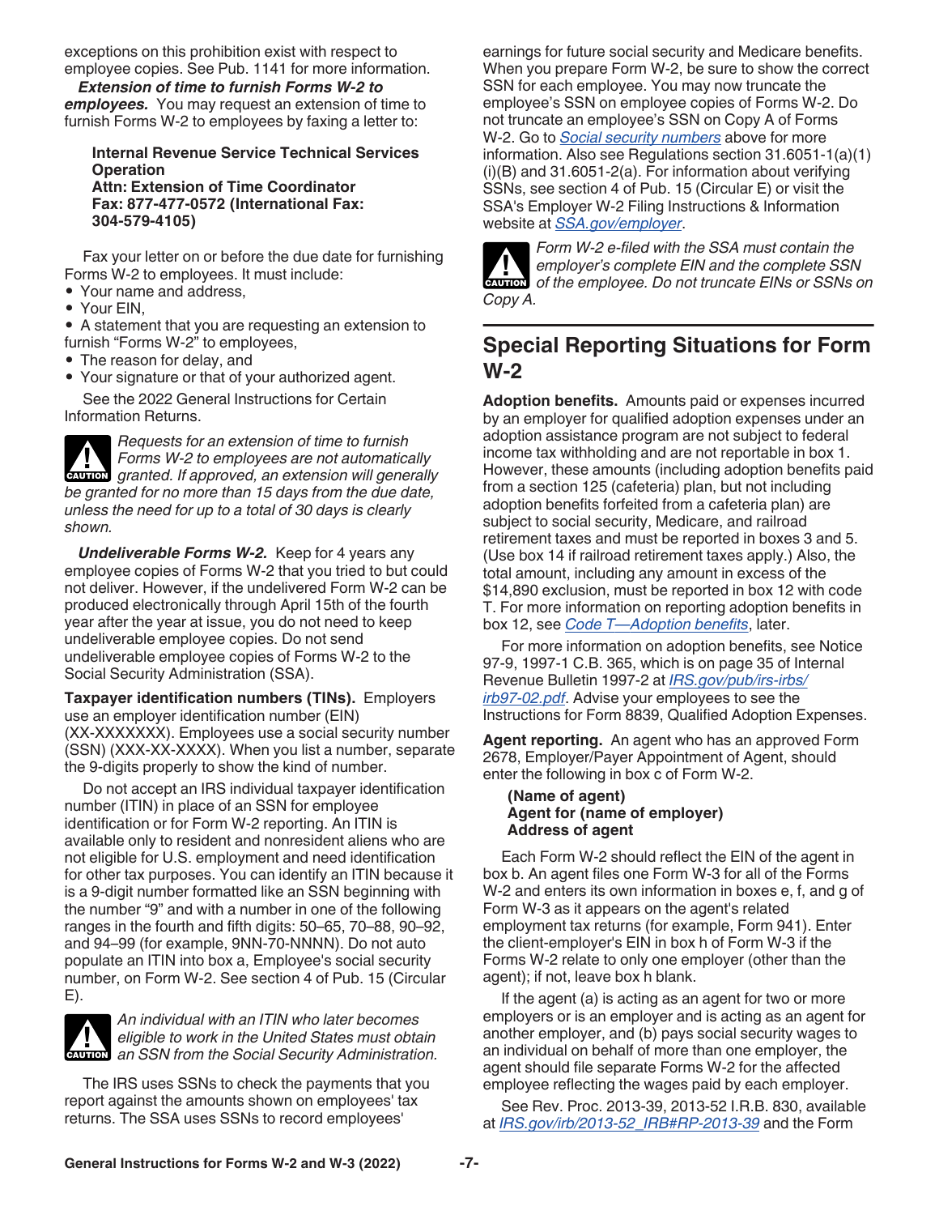exceptions on this prohibition exist with respect to employee copies. See Pub. 1141 for more information.

***Extension of time to furnish Forms W-2 to employees.*** You may request an extension of time to furnish Forms W-2 to employees by faxing a letter to:

**Internal Revenue Service Technical Services Operation**
**Attn: Extension of Time Coordinator**
**Fax: 877-477-0572 (International Fax: 304-579-4105)**

Fax your letter on or before the due date for furnishing Forms W-2 to employees. It must include:

- Your name and address,
- Your EIN,
- A statement that you are requesting an extension to furnish “Forms W-2” to employees,
- The reason for delay, and
- Your signature or that of your authorized agent.

See the 2022 General Instructions for Certain Information Returns.

**CAUTION** *Requests for an extension of time to furnish Forms W-2 to employees are not automatically granted. If approved, an extension will generally be granted for no more than 15 days from the due date, unless the need for up to a total of 30 days is clearly shown.*

***Undeliverable Forms W-2.*** Keep for 4 years any employee copies of Forms W-2 that you tried to but could not deliver. However, if the undelivered Form W-2 can be produced electronically through April 15th of the fourth year after the year at issue, you do not need to keep undeliverable employee copies. Do not send undeliverable employee copies of Forms W-2 to the Social Security Administration (SSA).

**Taxpayer identification numbers (TINs).** Employers use an employer identification number (EIN) (XX-XXXXXXX). Employees use a social security number (SSN) (XXX-XX-XXXX). When you list a number, separate the 9-digits properly to show the kind of number.

Do not accept an IRS individual taxpayer identification number (ITIN) in place of an SSN for employee identification or for Form W-2 reporting. An ITIN is available only to resident and nonresident aliens who are not eligible for U.S. employment and need identification for other tax purposes. You can identify an ITIN because it is a 9-digit number formatted like an SSN beginning with the number “9” and with a number in one of the following ranges in the fourth and fifth digits: 50–65, 70–88, 90–92, and 94–99 (for example, 9NN-70-NNNN). Do not auto populate an ITIN into box a, Employee's social security number, on Form W-2. See section 4 of Pub. 15 (Circular E).

**CAUTION** *An individual with an ITIN who later becomes eligible to work in the United States must obtain an SSN from the Social Security Administration.*

The IRS uses SSNs to check the payments that you report against the amounts shown on employees' tax returns. The SSA uses SSNs to record employees' earnings for future social security and Medicare benefits. When you prepare Form W-2, be sure to show the correct SSN for each employee. You may now truncate the employee’s SSN on employee copies of Forms W-2. Do not truncate an employee’s SSN on Copy A of Forms W-2. Go to *Social security numbers* above for more information. Also see Regulations section 31.6051-1(a)(1)(i)(B) and 31.6051-2(a). For information about verifying SSNs, see section 4 of Pub. 15 (Circular E) or visit the SSA's Employer W-2 Filing Instructions & Information website at *SSA.gov/employer*.

**CAUTION** *Form W-2 e-filed with the SSA must contain the employer’s complete EIN and the complete SSN of the employee. Do not truncate EINs or SSNs on Copy A.*

## Special Reporting Situations for Form W-2

**Adoption benefits.** Amounts paid or expenses incurred by an employer for qualified adoption expenses under an adoption assistance program are not subject to federal income tax withholding and are not reportable in box 1. However, these amounts (including adoption benefits paid from a section 125 (cafeteria) plan, but not including adoption benefits forfeited from a cafeteria plan) are subject to social security, Medicare, and railroad retirement taxes and must be reported in boxes 3 and 5. (Use box 14 if railroad retirement taxes apply.) Also, the total amount, including any amount in excess of the $14,890 exclusion, must be reported in box 12 with code T. For more information on reporting adoption benefits in box 12, see *Code T—Adoption benefits*, later.

For more information on adoption benefits, see Notice 97-9, 1997-1 C.B. 365, which is on page 35 of Internal Revenue Bulletin 1997-2 at *IRS.gov/pub/irs-irbs/irb97-02.pdf*. Advise your employees to see the Instructions for Form 8839, Qualified Adoption Expenses.

**Agent reporting.** An agent who has an approved Form 2678, Employer/Payer Appointment of Agent, should enter the following in box c of Form W-2.

**(Name of agent)**
**Agent for (name of employer)**
**Address of agent**

Each Form W-2 should reflect the EIN of the agent in box b. An agent files one Form W-3 for all of the Forms W-2 and enters its own information in boxes e, f, and g of Form W-3 as it appears on the agent's related employment tax returns (for example, Form 941). Enter the client-employer's EIN in box h of Form W-3 if the Forms W-2 relate to only one employer (other than the agent); if not, leave box h blank.

If the agent (a) is acting as an agent for two or more employers or is an employer and is acting as an agent for another employer, and (b) pays social security wages to an individual on behalf of more than one employer, the agent should file separate Forms W-2 for the affected employee reflecting the wages paid by each employer.

See Rev. Proc. 2013-39, 2013-52 I.R.B. 830, available at *IRS.gov/irb/2013-52_IRB#RP-2013-39* and the Form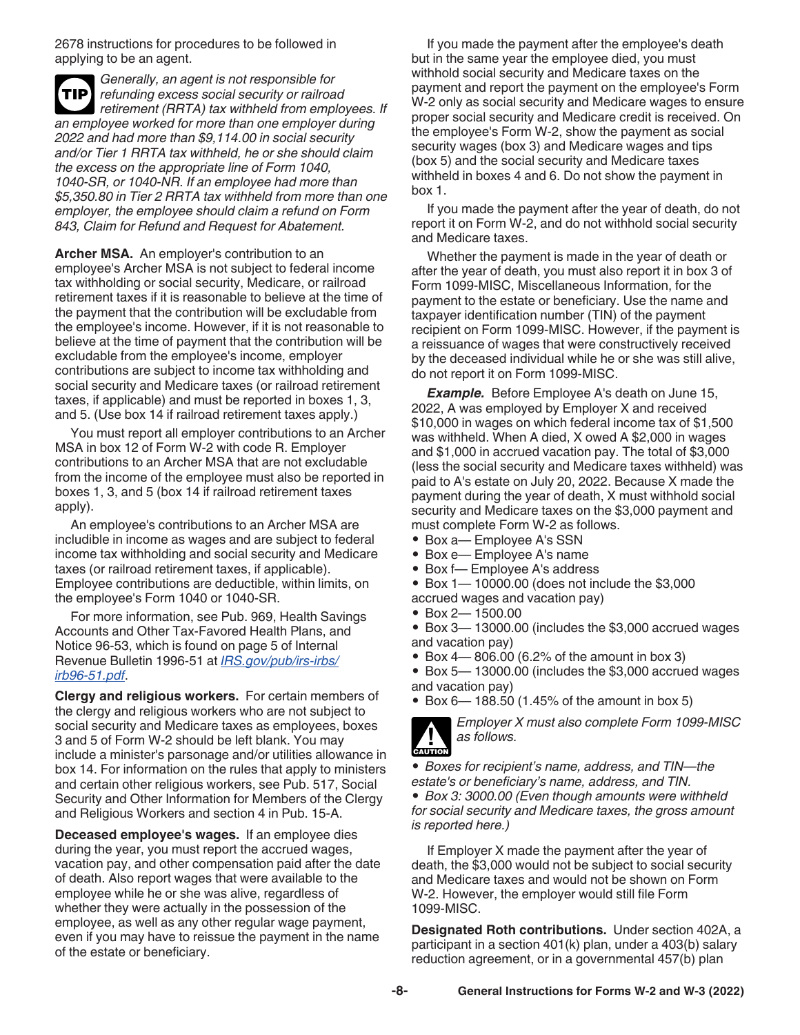2678 instructions for procedures to be followed in applying to be an agent.

**TIP** *Generally, an agent is not responsible for refunding excess social security or railroad retirement (RRTA) tax withheld from employees. If an employee worked for more than one employer during 2022 and had more than $9,114.00 in social security and/or Tier 1 RRTA tax withheld, he or she should claim the excess on the appropriate line of Form 1040, 1040-SR, or 1040-NR. If an employee had more than $5,350.80 in Tier 2 RRTA tax withheld from more than one employer, the employee should claim a refund on Form 843, Claim for Refund and Request for Abatement.*

**Archer MSA.** An employer's contribution to an employee's Archer MSA is not subject to federal income tax withholding or social security, Medicare, or railroad retirement taxes if it is reasonable to believe at the time of the payment that the contribution will be excludable from the employee's income. However, if it is not reasonable to believe at the time of payment that the contribution will be excludable from the employee's income, employer contributions are subject to income tax withholding and social security and Medicare taxes (or railroad retirement taxes, if applicable) and must be reported in boxes 1, 3, and 5. (Use box 14 if railroad retirement taxes apply.)

You must report all employer contributions to an Archer MSA in box 12 of Form W-2 with code R. Employer contributions to an Archer MSA that are not excludable from the income of the employee must also be reported in boxes 1, 3, and 5 (box 14 if railroad retirement taxes apply).

An employee's contributions to an Archer MSA are includible in income as wages and are subject to federal income tax withholding and social security and Medicare taxes (or railroad retirement taxes, if applicable). Employee contributions are deductible, within limits, on the employee's Form 1040 or 1040-SR.

For more information, see Pub. 969, Health Savings Accounts and Other Tax-Favored Health Plans, and Notice 96-53, which is found on page 5 of Internal Revenue Bulletin 1996-51 at *IRS.gov/pub/irs-irbs/irb96-51.pdf*.

**Clergy and religious workers.** For certain members of the clergy and religious workers who are not subject to social security and Medicare taxes as employees, boxes 3 and 5 of Form W-2 should be left blank. You may include a minister's parsonage and/or utilities allowance in box 14. For information on the rules that apply to ministers and certain other religious workers, see Pub. 517, Social Security and Other Information for Members of the Clergy and Religious Workers and section 4 in Pub. 15-A.

**Deceased employee's wages.** If an employee dies during the year, you must report the accrued wages, vacation pay, and other compensation paid after the date of death. Also report wages that were available to the employee while he or she was alive, regardless of whether they were actually in the possession of the employee, as well as any other regular wage payment, even if you may have to reissue the payment in the name of the estate or beneficiary.

If you made the payment after the employee's death but in the same year the employee died, you must withhold social security and Medicare taxes on the payment and report the payment on the employee's Form W-2 only as social security and Medicare wages to ensure proper social security and Medicare credit is received. On the employee's Form W-2, show the payment as social security wages (box 3) and Medicare wages and tips (box 5) and the social security and Medicare taxes withheld in boxes 4 and 6. Do not show the payment in box 1.

If you made the payment after the year of death, do not report it on Form W-2, and do not withhold social security and Medicare taxes.

Whether the payment is made in the year of death or after the year of death, you must also report it in box 3 of Form 1099-MISC, Miscellaneous Information, for the payment to the estate or beneficiary. Use the name and taxpayer identification number (TIN) of the payment recipient on Form 1099-MISC. However, if the payment is a reissuance of wages that were constructively received by the deceased individual while he or she was still alive, do not report it on Form 1099-MISC.

***Example.*** Before Employee A's death on June 15, 2022, A was employed by Employer X and received $10,000 in wages on which federal income tax of $1,500 was withheld. When A died, X owed A $2,000 in wages and $1,000 in accrued vacation pay. The total of $3,000 (less the social security and Medicare taxes withheld) was paid to A's estate on July 20, 2022. Because X made the payment during the year of death, X must withhold social security and Medicare taxes on the $3,000 payment and must complete Form W-2 as follows.

- Box a— Employee A's SSN
- Box e— Employee A's name
- Box f— Employee A's address
- Box 1— 10000.00 (does not include the $3,000 accrued wages and vacation pay)
- Box 2— 1500.00
- Box 3— 13000.00 (includes the $3,000 accrued wages and vacation pay)
- Box 4— 806.00 (6.2% of the amount in box 3)
- Box 5— 13000.00 (includes the $3,000 accrued wages and vacation pay)
- Box 6— 188.50 (1.45% of the amount in box 5)

**CAUTION** *Employer X must also complete Form 1099-MISC as follows.*

- *Boxes for recipient's name, address, and TIN—the estate's or beneficiary's name, address, and TIN.*
- *Box 3: 3000.00 (Even though amounts were withheld for social security and Medicare taxes, the gross amount is reported here.)*

If Employer X made the payment after the year of death, the $3,000 would not be subject to social security and Medicare taxes and would not be shown on Form W-2. However, the employer would still file Form 1099-MISC.

**Designated Roth contributions.** Under section 402A, a participant in a section 401(k) plan, under a 403(b) salary reduction agreement, or in a governmental 457(b) plan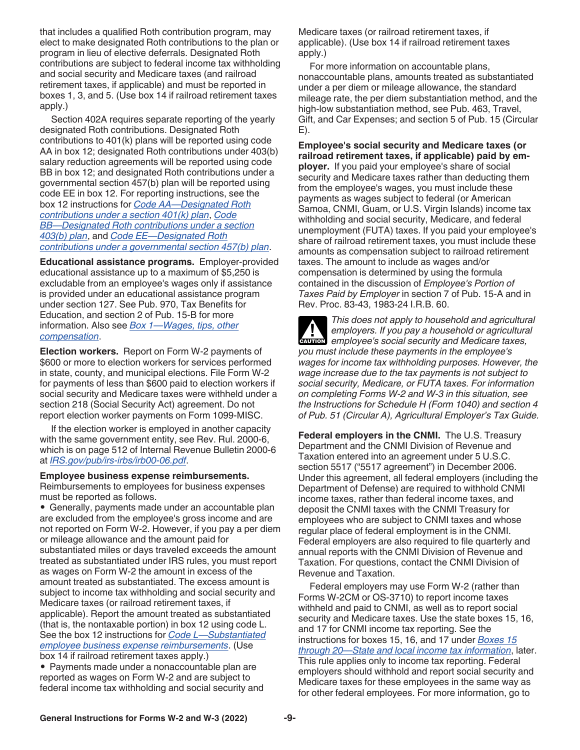that includes a qualified Roth contribution program, may elect to make designated Roth contributions to the plan or program in lieu of elective deferrals. Designated Roth contributions are subject to federal income tax withholding and social security and Medicare taxes (and railroad retirement taxes, if applicable) and must be reported in boxes 1, 3, and 5. (Use box 14 if railroad retirement taxes apply.)

Section 402A requires separate reporting of the yearly designated Roth contributions. Designated Roth contributions to 401(k) plans will be reported using code AA in box 12; designated Roth contributions under 403(b) salary reduction agreements will be reported using code BB in box 12; and designated Roth contributions under a governmental section 457(b) plan will be reported using code EE in box 12. For reporting instructions, see the box 12 instructions for *Code AA—Designated Roth contributions under a section 401(k) plan*, *Code BB—Designated Roth contributions under a section 403(b) plan*, and *Code EE—Designated Roth contributions under a governmental section 457(b) plan*.

**Educational assistance programs.** Employer-provided educational assistance up to a maximum of $5,250 is excludable from an employee's wages only if assistance is provided under an educational assistance program under section 127. See Pub. 970, Tax Benefits for Education, and section 2 of Pub. 15-B for more information. Also see *Box 1—Wages, tips, other compensation*.

**Election workers.** Report on Form W-2 payments of $600 or more to election workers for services performed in state, county, and municipal elections. File Form W-2 for payments of less than $600 paid to election workers if social security and Medicare taxes were withheld under a section 218 (Social Security Act) agreement. Do not report election worker payments on Form 1099-MISC.

If the election worker is employed in another capacity with the same government entity, see Rev. Rul. 2000-6, which is on page 512 of Internal Revenue Bulletin 2000-6 at *IRS.gov/pub/irs-irbs/irb00-06.pdf*.

**Employee business expense reimbursements.** Reimbursements to employees for business expenses must be reported as follows.

- Generally, payments made under an accountable plan are excluded from the employee's gross income and are not reported on Form W-2. However, if you pay a per diem or mileage allowance and the amount paid for substantiated miles or days traveled exceeds the amount treated as substantiated under IRS rules, you must report as wages on Form W-2 the amount in excess of the amount treated as substantiated. The excess amount is subject to income tax withholding and social security and Medicare taxes (or railroad retirement taxes, if applicable). Report the amount treated as substantiated (that is, the nontaxable portion) in box 12 using code L. See the box 12 instructions for *Code L—Substantiated employee business expense reimbursements*. (Use box 14 if railroad retirement taxes apply.)
- Payments made under a nonaccountable plan are reported as wages on Form W-2 and are subject to federal income tax withholding and social security and Medicare taxes (or railroad retirement taxes, if applicable). (Use box 14 if railroad retirement taxes apply.)

For more information on accountable plans, nonaccountable plans, amounts treated as substantiated under a per diem or mileage allowance, the standard mileage rate, the per diem substantiation method, and the high-low substantiation method, see Pub. 463, Travel, Gift, and Car Expenses; and section 5 of Pub. 15 (Circular E).

**Employee's social security and Medicare taxes (or railroad retirement taxes, if applicable) paid by employer.** If you paid your employee's share of social security and Medicare taxes rather than deducting them from the employee's wages, you must include these payments as wages subject to federal (or American Samoa, CNMI, Guam, or U.S. Virgin Islands) income tax withholding and social security, Medicare, and federal unemployment (FUTA) taxes. If you paid your employee's share of railroad retirement taxes, you must include these amounts as compensation subject to railroad retirement taxes. The amount to include as wages and/or compensation is determined by using the formula contained in the discussion of *Employee's Portion of Taxes Paid by Employer* in section 7 of Pub. 15-A and in Rev. Proc. 83-43, 1983-24 I.R.B. 60.

CAUTION: *This does not apply to household and agricultural employers. If you pay a household or agricultural employee's social security and Medicare taxes, you must include these payments in the employee's wages for income tax withholding purposes. However, the wage increase due to the tax payments is not subject to social security, Medicare, or FUTA taxes. For information on completing Forms W-2 and W-3 in this situation, see the Instructions for Schedule H (Form 1040) and section 4 of Pub. 51 (Circular A), Agricultural Employer's Tax Guide.*

**Federal employers in the CNMI.** The U.S. Treasury Department and the CNMI Division of Revenue and Taxation entered into an agreement under 5 U.S.C. section 5517 ("5517 agreement") in December 2006. Under this agreement, all federal employers (including the Department of Defense) are required to withhold CNMI income taxes, rather than federal income taxes, and deposit the CNMI taxes with the CNMI Treasury for employees who are subject to CNMI taxes and whose regular place of federal employment is in the CNMI. Federal employers are also required to file quarterly and annual reports with the CNMI Division of Revenue and Taxation. For questions, contact the CNMI Division of Revenue and Taxation.

Federal employers may use Form W-2 (rather than Forms W-2CM or OS-3710) to report income taxes withheld and paid to CNMI, as well as to report social security and Medicare taxes. Use the state boxes 15, 16, and 17 for CNMI income tax reporting. See the instructions for boxes 15, 16, and 17 under *Boxes 15 through 20—State and local income tax information*, later. This rule applies only to income tax reporting. Federal employers should withhold and report social security and Medicare taxes for these employees in the same way as for other federal employees. For more information, go to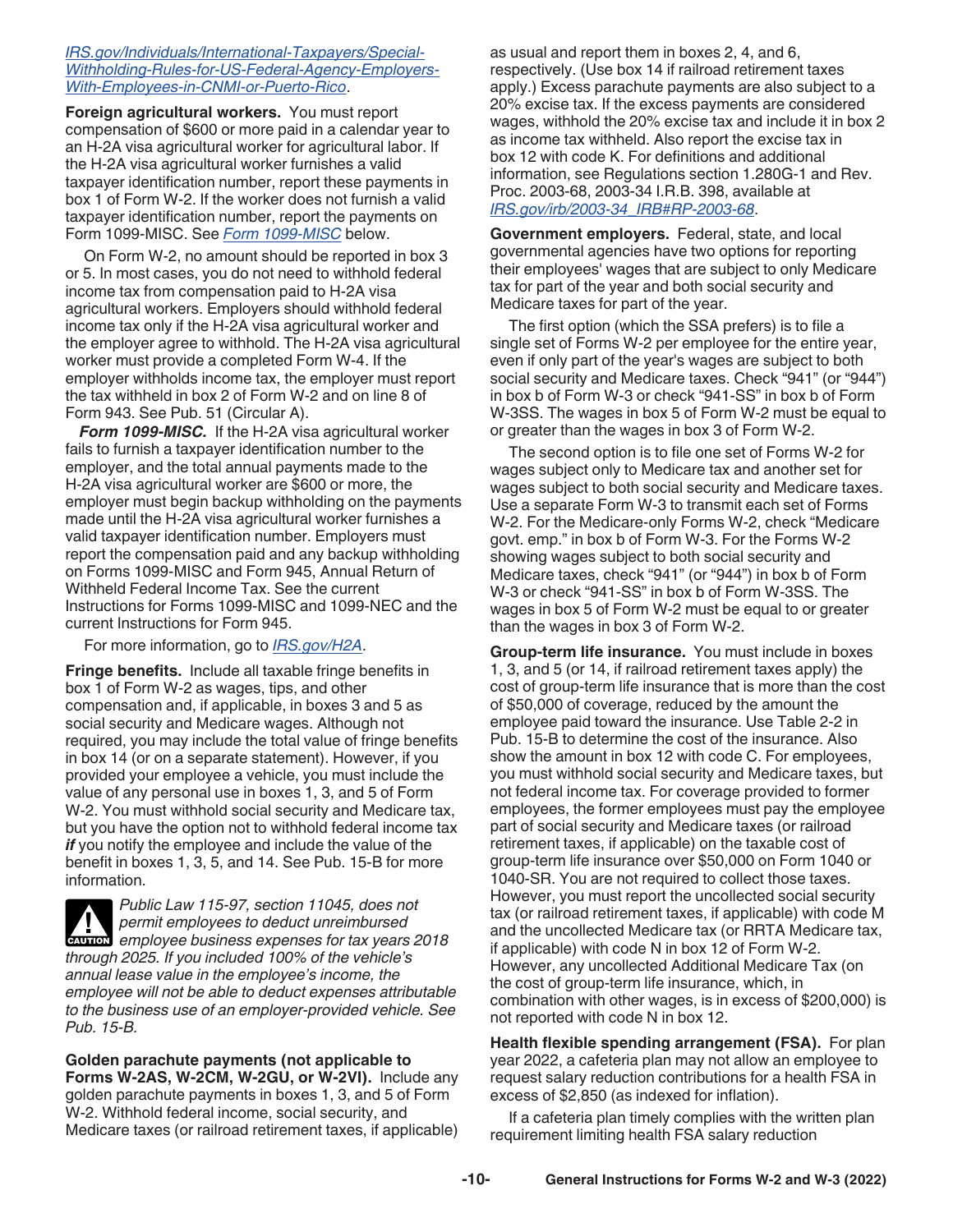IRS.gov/Individuals/International-Taxpayers/Special-Withholding-Rules-for-US-Federal-Agency-Employers-With-Employees-in-CNMI-or-Puerto-Rico.

**Foreign agricultural workers.** You must report compensation of $600 or more paid in a calendar year to an H-2A visa agricultural worker for agricultural labor. If the H-2A visa agricultural worker furnishes a valid taxpayer identification number, report these payments in box 1 of Form W-2. If the worker does not furnish a valid taxpayer identification number, report the payments on Form 1099-MISC. See *Form 1099-MISC* below.

On Form W-2, no amount should be reported in box 3 or 5. In most cases, you do not need to withhold federal income tax from compensation paid to H-2A visa agricultural workers. Employers should withhold federal income tax only if the H-2A visa agricultural worker and the employer agree to withhold. The H-2A visa agricultural worker must provide a completed Form W-4. If the employer withholds income tax, the employer must report the tax withheld in box 2 of Form W-2 and on line 8 of Form 943. See Pub. 51 (Circular A).

***Form 1099-MISC.*** If the H-2A visa agricultural worker fails to furnish a taxpayer identification number to the employer, and the total annual payments made to the H-2A visa agricultural worker are $600 or more, the employer must begin backup withholding on the payments made until the H-2A visa agricultural worker furnishes a valid taxpayer identification number. Employers must report the compensation paid and any backup withholding on Forms 1099-MISC and Form 945, Annual Return of Withheld Federal Income Tax. See the current Instructions for Forms 1099-MISC and 1099-NEC and the current Instructions for Form 945.

For more information, go to IRS.gov/H2A.

**Fringe benefits.** Include all taxable fringe benefits in box 1 of Form W-2 as wages, tips, and other compensation and, if applicable, in boxes 3 and 5 as social security and Medicare wages. Although not required, you may include the total value of fringe benefits in box 14 (or on a separate statement). However, if you provided your employee a vehicle, you must include the value of any personal use in boxes 1, 3, and 5 of Form W-2. You must withhold social security and Medicare tax, but you have the option not to withhold federal income tax ***if*** you notify the employee and include the value of the benefit in boxes 1, 3, 5, and 14. See Pub. 15-B for more information.

**CAUTION:** *Public Law 115-97, section 11045, does not permit employees to deduct unreimbursed employee business expenses for tax years 2018 through 2025. If you included 100% of the vehicle's annual lease value in the employee's income, the employee will not be able to deduct expenses attributable to the business use of an employer-provided vehicle. See Pub. 15-B.*

**Golden parachute payments (not applicable to Forms W-2AS, W-2CM, W-2GU, or W-2VI).** Include any golden parachute payments in boxes 1, 3, and 5 of Form W-2. Withhold federal income, social security, and Medicare taxes (or railroad retirement taxes, if applicable) as usual and report them in boxes 2, 4, and 6, respectively. (Use box 14 if railroad retirement taxes apply.) Excess parachute payments are also subject to a 20% excise tax. If the excess payments are considered wages, withhold the 20% excise tax and include it in box 2 as income tax withheld. Also report the excise tax in box 12 with code K. For definitions and additional information, see Regulations section 1.280G-1 and Rev. Proc. 2003-68, 2003-34 I.R.B. 398, available at IRS.gov/irb/2003-34_IRB#RP-2003-68.

**Government employers.** Federal, state, and local governmental agencies have two options for reporting their employees' wages that are subject to only Medicare tax for part of the year and both social security and Medicare taxes for part of the year.

The first option (which the SSA prefers) is to file a single set of Forms W-2 per employee for the entire year, even if only part of the year's wages are subject to both social security and Medicare taxes. Check "941" (or "944") in box b of Form W-3 or check "941-SS" in box b of Form W-3SS. The wages in box 5 of Form W-2 must be equal to or greater than the wages in box 3 of Form W-2.

The second option is to file one set of Forms W-2 for wages subject only to Medicare tax and another set for wages subject to both social security and Medicare taxes. Use a separate Form W-3 to transmit each set of Forms W-2. For the Medicare-only Forms W-2, check "Medicare govt. emp." in box b of Form W-3. For the Forms W-2 showing wages subject to both social security and Medicare taxes, check "941" (or "944") in box b of Form W-3 or check "941-SS" in box b of Form W-3SS. The wages in box 5 of Form W-2 must be equal to or greater than the wages in box 3 of Form W-2.

**Group-term life insurance.** You must include in boxes 1, 3, and 5 (or 14, if railroad retirement taxes apply) the cost of group-term life insurance that is more than the cost of $50,000 of coverage, reduced by the amount the employee paid toward the insurance. Use Table 2-2 in Pub. 15-B to determine the cost of the insurance. Also show the amount in box 12 with code C. For employees, you must withhold social security and Medicare taxes, but not federal income tax. For coverage provided to former employees, the former employees must pay the employee part of social security and Medicare taxes (or railroad retirement taxes, if applicable) on the taxable cost of group-term life insurance over $50,000 on Form 1040 or 1040-SR. You are not required to collect those taxes. However, you must report the uncollected social security tax (or railroad retirement taxes, if applicable) with code M and the uncollected Medicare tax (or RRTA Medicare tax, if applicable) with code N in box 12 of Form W-2. However, any uncollected Additional Medicare Tax (on the cost of group-term life insurance, which, in combination with other wages, is in excess of $200,000) is not reported with code N in box 12.

**Health flexible spending arrangement (FSA).** For plan year 2022, a cafeteria plan may not allow an employee to request salary reduction contributions for a health FSA in excess of $2,850 (as indexed for inflation).

If a cafeteria plan timely complies with the written plan requirement limiting health FSA salary reduction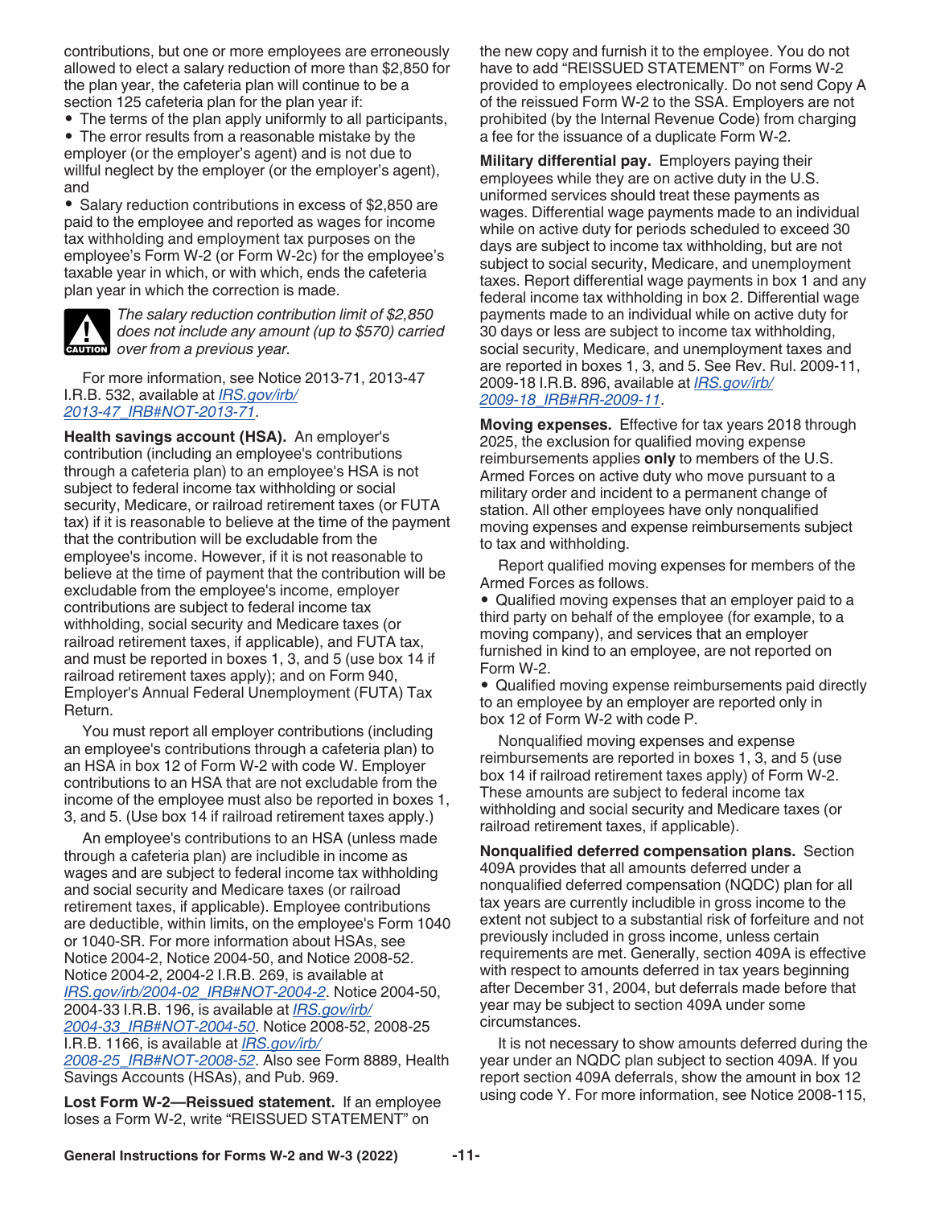contributions, but one or more employees are erroneously allowed to elect a salary reduction of more than $2,850 for the plan year, the cafeteria plan will continue to be a section 125 cafeteria plan for the plan year if:

- The terms of the plan apply uniformly to all participants,
- The error results from a reasonable mistake by the employer (or the employer's agent) and is not due to willful neglect by the employer (or the employer's agent), and
- Salary reduction contributions in excess of $2,850 are paid to the employee and reported as wages for income tax withholding and employment tax purposes on the employee's Form W-2 (or Form W-2c) for the employee's taxable year in which, or with which, ends the cafeteria plan year in which the correction is made.

**CAUTION** *The salary reduction contribution limit of $2,850 does not include any amount (up to $570) carried over from a previous year.*

For more information, see Notice 2013-71, 2013-47 I.R.B. 532, available at *IRS.gov/irb/2013-47_IRB#NOT-2013-71*.

**Health savings account (HSA).** An employer's contribution (including an employee's contributions through a cafeteria plan) to an employee's HSA is not subject to federal income tax withholding or social security, Medicare, or railroad retirement taxes (or FUTA tax) if it is reasonable to believe at the time of the payment that the contribution will be excludable from the employee's income. However, if it is not reasonable to believe at the time of payment that the contribution will be excludable from the employee's income, employer contributions are subject to federal income tax withholding, social security and Medicare taxes (or railroad retirement taxes, if applicable), and FUTA tax, and must be reported in boxes 1, 3, and 5 (use box 14 if railroad retirement taxes apply); and on Form 940, Employer's Annual Federal Unemployment (FUTA) Tax Return.

You must report all employer contributions (including an employee's contributions through a cafeteria plan) to an HSA in box 12 of Form W-2 with code W. Employer contributions to an HSA that are not excludable from the income of the employee must also be reported in boxes 1, 3, and 5. (Use box 14 if railroad retirement taxes apply.)

An employee's contributions to an HSA (unless made through a cafeteria plan) are includible in income as wages and are subject to federal income tax withholding and social security and Medicare taxes (or railroad retirement taxes, if applicable). Employee contributions are deductible, within limits, on the employee's Form 1040 or 1040-SR. For more information about HSAs, see Notice 2004-2, Notice 2004-50, and Notice 2008-52. Notice 2004-2, 2004-2 I.R.B. 269, is available at *IRS.gov/irb/2004-02_IRB#NOT-2004-2*. Notice 2004-50, 2004-33 I.R.B. 196, is available at *IRS.gov/irb/2004-33_IRB#NOT-2004-50*. Notice 2008-52, 2008-25 I.R.B. 1166, is available at *IRS.gov/irb/2008-25_IRB#NOT-2008-52*. Also see Form 8889, Health Savings Accounts (HSAs), and Pub. 969.

**Lost Form W-2—Reissued statement.** If an employee loses a Form W-2, write "REISSUED STATEMENT" on the new copy and furnish it to the employee. You do not have to add "REISSUED STATEMENT" on Forms W-2 provided to employees electronically. Do not send Copy A of the reissued Form W-2 to the SSA. Employers are not prohibited (by the Internal Revenue Code) from charging a fee for the issuance of a duplicate Form W-2.

**Military differential pay.** Employers paying their employees while they are on active duty in the U.S. uniformed services should treat these payments as wages. Differential wage payments made to an individual while on active duty for periods scheduled to exceed 30 days are subject to income tax withholding, but are not subject to social security, Medicare, and unemployment taxes. Report differential wage payments in box 1 and any federal income tax withholding in box 2. Differential wage payments made to an individual while on active duty for 30 days or less are subject to income tax withholding, social security, Medicare, and unemployment taxes and are reported in boxes 1, 3, and 5. See Rev. Rul. 2009-11, 2009-18 I.R.B. 896, available at *IRS.gov/irb/2009-18_IRB#RR-2009-11*.

**Moving expenses.** Effective for tax years 2018 through 2025, the exclusion for qualified moving expense reimbursements applies **only** to members of the U.S. Armed Forces on active duty who move pursuant to a military order and incident to a permanent change of station. All other employees have only nonqualified moving expenses and expense reimbursements subject to tax and withholding.

Report qualified moving expenses for members of the Armed Forces as follows.

- Qualified moving expenses that an employer paid to a third party on behalf of the employee (for example, to a moving company), and services that an employer furnished in kind to an employee, are not reported on Form W-2.
- Qualified moving expense reimbursements paid directly to an employee by an employer are reported only in box 12 of Form W-2 with code P.

Nonqualified moving expenses and expense reimbursements are reported in boxes 1, 3, and 5 (use box 14 if railroad retirement taxes apply) of Form W-2. These amounts are subject to federal income tax withholding and social security and Medicare taxes (or railroad retirement taxes, if applicable).

**Nonqualified deferred compensation plans.** Section 409A provides that all amounts deferred under a nonqualified deferred compensation (NQDC) plan for all tax years are currently includible in gross income to the extent not subject to a substantial risk of forfeiture and not previously included in gross income, unless certain requirements are met. Generally, section 409A is effective with respect to amounts deferred in tax years beginning after December 31, 2004, but deferrals made before that year may be subject to section 409A under some circumstances.

It is not necessary to show amounts deferred during the year under an NQDC plan subject to section 409A. If you report section 409A deferrals, show the amount in box 12 using code Y. For more information, see Notice 2008-115,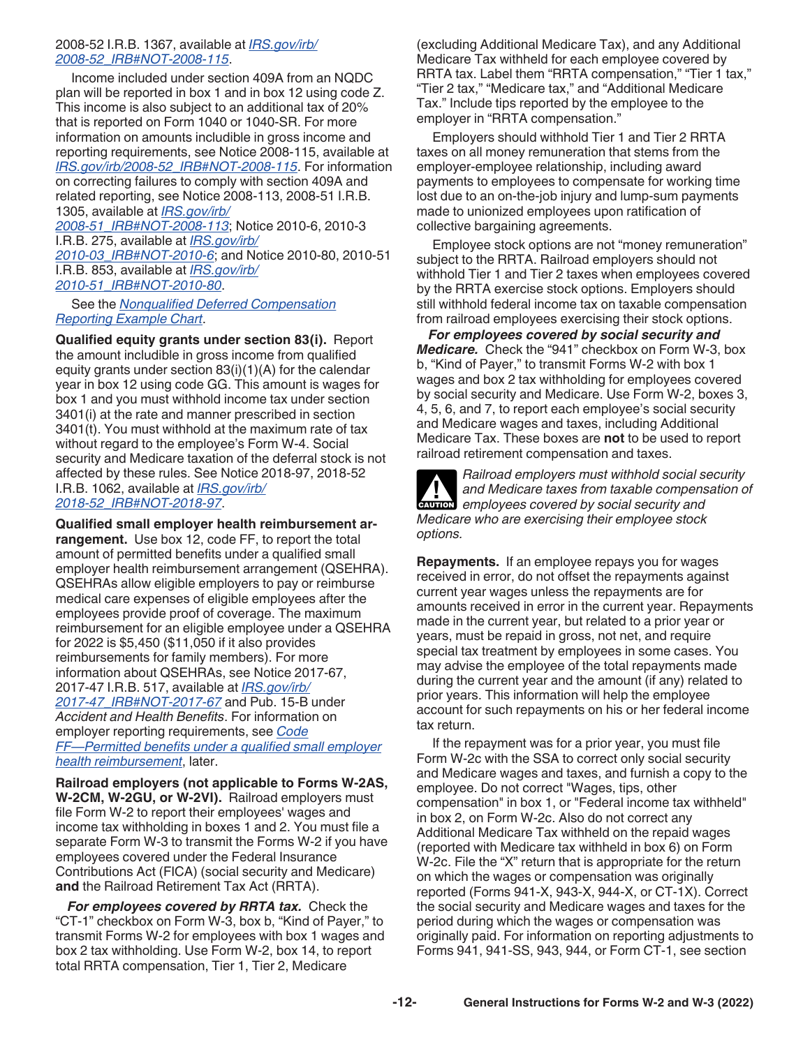2008-52 I.R.B. 1367, available at IRS.gov/irb/2008-52_IRB#NOT-2008-115.

Income included under section 409A from an NQDC plan will be reported in box 1 and in box 12 using code Z. This income is also subject to an additional tax of 20% that is reported on Form 1040 or 1040-SR. For more information on amounts includible in gross income and reporting requirements, see Notice 2008-115, available at IRS.gov/irb/2008-52_IRB#NOT-2008-115. For information on correcting failures to comply with section 409A and related reporting, see Notice 2008-113, 2008-51 I.R.B. 1305, available at IRS.gov/irb/2008-51_IRB#NOT-2008-113; Notice 2010-6, 2010-3 I.R.B. 275, available at IRS.gov/irb/2010-03_IRB#NOT-2010-6; and Notice 2010-80, 2010-51 I.R.B. 853, available at IRS.gov/irb/2010-51_IRB#NOT-2010-80.

See the *Nonqualified Deferred Compensation Reporting Example Chart*.

**Qualified equity grants under section 83(i).** Report the amount includible in gross income from qualified equity grants under section 83(i)(1)(A) for the calendar year in box 12 using code GG. This amount is wages for box 1 and you must withhold income tax under section 3401(i) at the rate and manner prescribed in section 3401(t). You must withhold at the maximum rate of tax without regard to the employee's Form W-4. Social security and Medicare taxation of the deferral stock is not affected by these rules. See Notice 2018-97, 2018-52 I.R.B. 1062, available at IRS.gov/irb/2018-52_IRB#NOT-2018-97.

**Qualified small employer health reimbursement arrangement.** Use box 12, code FF, to report the total amount of permitted benefits under a qualified small employer health reimbursement arrangement (QSEHRA). QSEHRAs allow eligible employers to pay or reimburse medical care expenses of eligible employees after the employees provide proof of coverage. The maximum reimbursement for an eligible employee under a QSEHRA for 2022 is $5,450 ($11,050 if it also provides reimbursements for family members). For more information about QSEHRAs, see Notice 2017-67, 2017-47 I.R.B. 517, available at IRS.gov/irb/2017-47_IRB#NOT-2017-67 and Pub. 15-B under *Accident and Health Benefits*. For information on employer reporting requirements, see *Code FF—Permitted benefits under a qualified small employer health reimbursement*, later.

**Railroad employers (not applicable to Forms W-2AS, W-2CM, W-2GU, or W-2VI).** Railroad employers must file Form W-2 to report their employees' wages and income tax withholding in boxes 1 and 2. You must file a separate Form W-3 to transmit the Forms W-2 if you have employees covered under the Federal Insurance Contributions Act (FICA) (social security and Medicare) **and** the Railroad Retirement Tax Act (RRTA).

***For employees covered by RRTA tax.*** Check the "CT-1" checkbox on Form W-3, box b, "Kind of Payer," to transmit Forms W-2 for employees with box 1 wages and box 2 tax withholding. Use Form W-2, box 14, to report total RRTA compensation, Tier 1, Tier 2, Medicare (excluding Additional Medicare Tax), and any Additional Medicare Tax withheld for each employee covered by RRTA tax. Label them "RRTA compensation," "Tier 1 tax," "Tier 2 tax," "Medicare tax," and "Additional Medicare Tax." Include tips reported by the employee to the employer in "RRTA compensation."

Employers should withhold Tier 1 and Tier 2 RRTA taxes on all money remuneration that stems from the employer-employee relationship, including award payments to employees to compensate for working time lost due to an on-the-job injury and lump-sum payments made to unionized employees upon ratification of collective bargaining agreements.

Employee stock options are not "money remuneration" subject to the RRTA. Railroad employers should not withhold Tier 1 and Tier 2 taxes when employees covered by the RRTA exercise stock options. Employers should still withhold federal income tax on taxable compensation from railroad employees exercising their stock options.

***For employees covered by social security and Medicare.*** Check the "941" checkbox on Form W-3, box b, "Kind of Payer," to transmit Forms W-2 with box 1 wages and box 2 tax withholding for employees covered by social security and Medicare. Use Form W-2, boxes 3, 4, 5, 6, and 7, to report each employee's social security and Medicare wages and taxes, including Additional Medicare Tax. These boxes are **not** to be used to report railroad retirement compensation and taxes.

**CAUTION:** *Railroad employers must withhold social security and Medicare taxes from taxable compensation of employees covered by social security and Medicare who are exercising their employee stock options.*

**Repayments.** If an employee repays you for wages received in error, do not offset the repayments against current year wages unless the repayments are for amounts received in error in the current year. Repayments made in the current year, but related to a prior year or years, must be repaid in gross, not net, and require special tax treatment by employees in some cases. You may advise the employee of the total repayments made during the current year and the amount (if any) related to prior years. This information will help the employee account for such repayments on his or her federal income tax return.

If the repayment was for a prior year, you must file Form W-2c with the SSA to correct only social security and Medicare wages and taxes, and furnish a copy to the employee. Do not correct "Wages, tips, other compensation" in box 1, or "Federal income tax withheld" in box 2, on Form W-2c. Also do not correct any Additional Medicare Tax withheld on the repaid wages (reported with Medicare tax withheld in box 6) on Form W-2c. File the "X" return that is appropriate for the return on which the wages or compensation was originally reported (Forms 941-X, 943-X, 944-X, or CT-1X). Correct the social security and Medicare wages and taxes for the period during which the wages or compensation was originally paid. For information on reporting adjustments to Forms 941, 941-SS, 943, 944, or Form CT-1, see section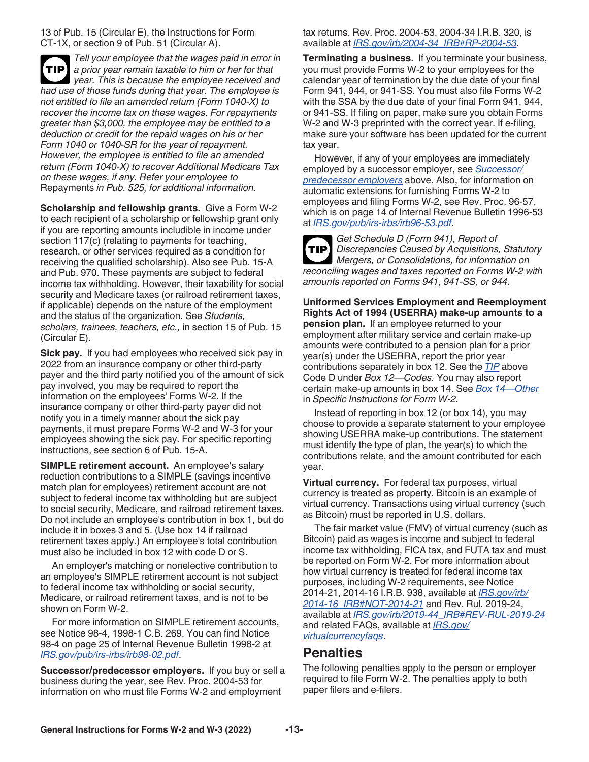13 of Pub. 15 (Circular E), the Instructions for Form CT-1X, or section 9 of Pub. 51 (Circular A).

**TIP** *Tell your employee that the wages paid in error in a prior year remain taxable to him or her for that year. This is because the employee received and had use of those funds during that year. The employee is not entitled to file an amended return (Form 1040-X) to recover the income tax on these wages. For repayments greater than $3,000, the employee may be entitled to a deduction or credit for the repaid wages on his or her Form 1040 or 1040-SR for the year of repayment. However, the employee is entitled to file an amended return (Form 1040-X) to recover Additional Medicare Tax on these wages, if any. Refer your employee to* Repayments *in Pub. 525, for additional information.*

**Scholarship and fellowship grants.** Give a Form W-2 to each recipient of a scholarship or fellowship grant only if you are reporting amounts includible in income under section 117(c) (relating to payments for teaching, research, or other services required as a condition for receiving the qualified scholarship). Also see Pub. 15-A and Pub. 970. These payments are subject to federal income tax withholding. However, their taxability for social security and Medicare taxes (or railroad retirement taxes, if applicable) depends on the nature of the employment and the status of the organization. See *Students, scholars, trainees, teachers, etc.,* in section 15 of Pub. 15 (Circular E).

**Sick pay.** If you had employees who received sick pay in 2022 from an insurance company or other third-party payer and the third party notified you of the amount of sick pay involved, you may be required to report the information on the employees' Forms W-2. If the insurance company or other third-party payer did not notify you in a timely manner about the sick pay payments, it must prepare Forms W-2 and W-3 for your employees showing the sick pay. For specific reporting instructions, see section 6 of Pub. 15-A.

**SIMPLE retirement account.** An employee's salary reduction contributions to a SIMPLE (savings incentive match plan for employees) retirement account are not subject to federal income tax withholding but are subject to social security, Medicare, and railroad retirement taxes. Do not include an employee's contribution in box 1, but do include it in boxes 3 and 5. (Use box 14 if railroad retirement taxes apply.) An employee's total contribution must also be included in box 12 with code D or S.

An employer's matching or nonelective contribution to an employee's SIMPLE retirement account is not subject to federal income tax withholding or social security, Medicare, or railroad retirement taxes, and is not to be shown on Form W-2.

For more information on SIMPLE retirement accounts, see Notice 98-4, 1998-1 C.B. 269. You can find Notice 98-4 on page 25 of Internal Revenue Bulletin 1998-2 at *IRS.gov/pub/irs-irbs/irb98-02.pdf*.

**Successor/predecessor employers.** If you buy or sell a business during the year, see Rev. Proc. 2004-53 for information on who must file Forms W-2 and employment tax returns. Rev. Proc. 2004-53, 2004-34 I.R.B. 320, is available at *IRS.gov/irb/2004-34_IRB#RP-2004-53*.

**Terminating a business.** If you terminate your business, you must provide Forms W-2 to your employees for the calendar year of termination by the due date of your final Form 941, 944, or 941-SS. You must also file Forms W-2 with the SSA by the due date of your final Form 941, 944, or 941-SS. If filing on paper, make sure you obtain Forms W-2 and W-3 preprinted with the correct year. If e-filing, make sure your software has been updated for the current tax year.

However, if any of your employees are immediately employed by a successor employer, see *Successor/predecessor employers* above. Also, for information on automatic extensions for furnishing Forms W-2 to employees and filing Forms W-2, see Rev. Proc. 96-57, which is on page 14 of Internal Revenue Bulletin 1996-53 at *IRS.gov/pub/irs-irbs/irb96-53.pdf*.

**TIP** *Get Schedule D (Form 941), Report of Discrepancies Caused by Acquisitions, Statutory Mergers, or Consolidations, for information on reconciling wages and taxes reported on Forms W-2 with amounts reported on Forms 941, 941-SS, or 944.*

**Uniformed Services Employment and Reemployment Rights Act of 1994 (USERRA) make-up amounts to a pension plan.** If an employee returned to your employment after military service and certain make-up amounts were contributed to a pension plan for a prior year(s) under the USERRA, report the prior year contributions separately in box 12. See the *TIP* above Code D under *Box 12—Codes.* You may also report certain make-up amounts in box 14. See *Box 14—Other* in *Specific Instructions for Form W-2.*

Instead of reporting in box 12 (or box 14), you may choose to provide a separate statement to your employee showing USERRA make-up contributions. The statement must identify the type of plan, the year(s) to which the contributions relate, and the amount contributed for each year.

**Virtual currency.** For federal tax purposes, virtual currency is treated as property. Bitcoin is an example of virtual currency. Transactions using virtual currency (such as Bitcoin) must be reported in U.S. dollars.

The fair market value (FMV) of virtual currency (such as Bitcoin) paid as wages is income and subject to federal income tax withholding, FICA tax, and FUTA tax and must be reported on Form W-2. For more information about how virtual currency is treated for federal income tax purposes, including W-2 requirements, see Notice 2014-21, 2014-16 I.R.B. 938, available at *IRS.gov/irb/2014-16_IRB#NOT-2014-21* and Rev. Rul. 2019-24, available at *IRS.gov/irb/2019-44_IRB#REV-RUL-2019-24* and related FAQs, available at *IRS.gov/virtualcurrencyfaqs*.

## Penalties

The following penalties apply to the person or employer required to file Form W-2. The penalties apply to both paper filers and e-filers.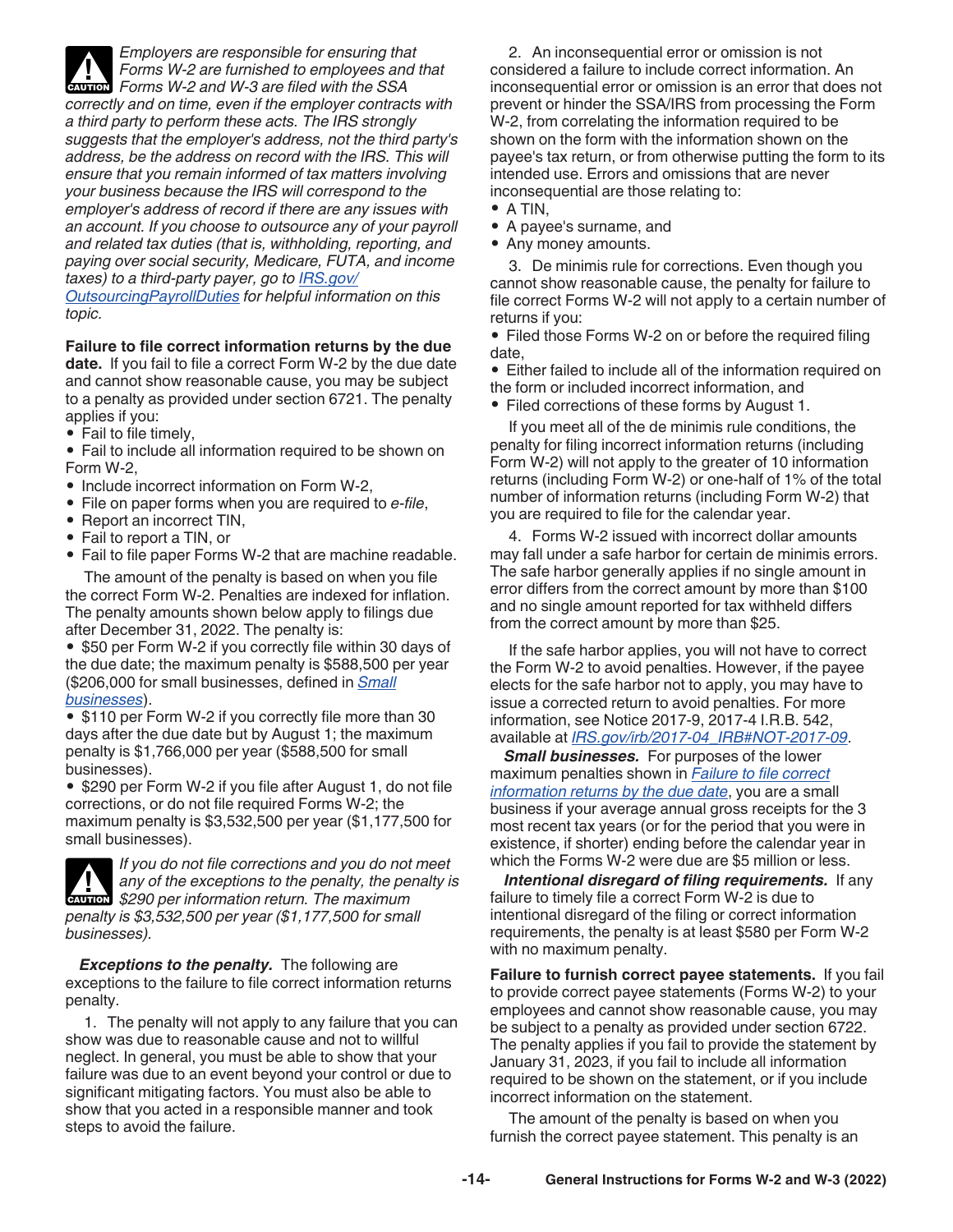*CAUTION: Employers are responsible for ensuring that Forms W-2 are furnished to employees and that Forms W-2 and W-3 are filed with the SSA correctly and on time, even if the employer contracts with a third party to perform these acts. The IRS strongly suggests that the employer's address, not the third party's address, be the address on record with the IRS. This will ensure that you remain informed of tax matters involving your business because the IRS will correspond to the employer's address of record if there are any issues with an account. If you choose to outsource any of your payroll and related tax duties (that is, withholding, reporting, and paying over social security, Medicare, FUTA, and income taxes) to a third-party payer, go to IRS.gov/OutsourcingPayrollDuties for helpful information on this topic.*

**Failure to file correct information returns by the due date.** If you fail to file a correct Form W-2 by the due date and cannot show reasonable cause, you may be subject to a penalty as provided under section 6721. The penalty applies if you:

- Fail to file timely,
- Fail to include all information required to be shown on Form W-2,
- Include incorrect information on Form W-2,
- File on paper forms when you are required to *e-file*,
- Report an incorrect TIN,
- Fail to report a TIN, or
- Fail to file paper Forms W-2 that are machine readable.

The amount of the penalty is based on when you file the correct Form W-2. Penalties are indexed for inflation. The penalty amounts shown below apply to filings due after December 31, 2022. The penalty is:

- $50 per Form W-2 if you correctly file within 30 days of the due date; the maximum penalty is $588,500 per year ($206,000 for small businesses, defined in Small businesses).
- $110 per Form W-2 if you correctly file more than 30 days after the due date but by August 1; the maximum penalty is $1,766,000 per year ($588,500 for small businesses).
- $290 per Form W-2 if you file after August 1, do not file corrections, or do not file required Forms W-2; the maximum penalty is $3,532,500 per year ($1,177,500 for small businesses).

*CAUTION: If you do not file corrections and you do not meet any of the exceptions to the penalty, the penalty is $290 per information return. The maximum penalty is $3,532,500 per year ($1,177,500 for small businesses).*

***Exceptions to the penalty.*** The following are exceptions to the failure to file correct information returns penalty.

1. The penalty will not apply to any failure that you can show was due to reasonable cause and not to willful neglect. In general, you must be able to show that your failure was due to an event beyond your control or due to significant mitigating factors. You must also be able to show that you acted in a responsible manner and took steps to avoid the failure.

2. An inconsequential error or omission is not considered a failure to include correct information. An inconsequential error or omission is an error that does not prevent or hinder the SSA/IRS from processing the Form W-2, from correlating the information required to be shown on the form with the information shown on the payee's tax return, or from otherwise putting the form to its intended use. Errors and omissions that are never inconsequential are those relating to:

- A TIN,
- A payee's surname, and
- Any money amounts.

3. De minimis rule for corrections. Even though you cannot show reasonable cause, the penalty for failure to file correct Forms W-2 will not apply to a certain number of returns if you:

- Filed those Forms W-2 on or before the required filing date,
- Either failed to include all of the information required on the form or included incorrect information, and
- Filed corrections of these forms by August 1.

If you meet all of the de minimis rule conditions, the penalty for filing incorrect information returns (including Form W-2) will not apply to the greater of 10 information returns (including Form W-2) or one-half of 1% of the total number of information returns (including Form W-2) that you are required to file for the calendar year.

4. Forms W-2 issued with incorrect dollar amounts may fall under a safe harbor for certain de minimis errors. The safe harbor generally applies if no single amount in error differs from the correct amount by more than $100 and no single amount reported for tax withheld differs from the correct amount by more than $25.

If the safe harbor applies, you will not have to correct the Form W-2 to avoid penalties. However, if the payee elects for the safe harbor not to apply, you may have to issue a corrected return to avoid penalties. For more information, see Notice 2017-9, 2017-4 I.R.B. 542, available at IRS.gov/irb/2017-04_IRB#NOT-2017-09.

***Small businesses.*** For purposes of the lower maximum penalties shown in Failure to file correct information returns by the due date, you are a small business if your average annual gross receipts for the 3 most recent tax years (or for the period that you were in existence, if shorter) ending before the calendar year in which the Forms W-2 were due are $5 million or less.

***Intentional disregard of filing requirements.*** If any failure to timely file a correct Form W-2 is due to intentional disregard of the filing or correct information requirements, the penalty is at least $580 per Form W-2 with no maximum penalty.

**Failure to furnish correct payee statements.** If you fail to provide correct payee statements (Forms W-2) to your employees and cannot show reasonable cause, you may be subject to a penalty as provided under section 6722. The penalty applies if you fail to provide the statement by January 31, 2023, if you fail to include all information required to be shown on the statement, or if you include incorrect information on the statement.

The amount of the penalty is based on when you furnish the correct payee statement. This penalty is an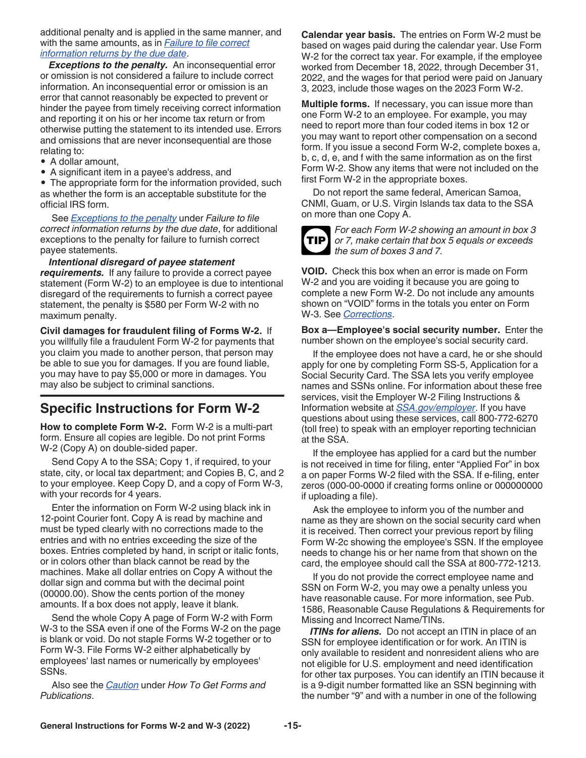additional penalty and is applied in the same manner, and with the same amounts, as in *Failure to file correct information returns by the due date*.

***Exceptions to the penalty.*** An inconsequential error or omission is not considered a failure to include correct information. An inconsequential error or omission is an error that cannot reasonably be expected to prevent or hinder the payee from timely receiving correct information and reporting it on his or her income tax return or from otherwise putting the statement to its intended use. Errors and omissions that are never inconsequential are those relating to:

- A dollar amount,
- A significant item in a payee's address, and
- The appropriate form for the information provided, such as whether the form is an acceptable substitute for the official IRS form.

See *Exceptions to the penalty* under *Failure to file correct information returns by the due date*, for additional exceptions to the penalty for failure to furnish correct payee statements.

***Intentional disregard of payee statement requirements.*** If any failure to provide a correct payee statement (Form W-2) to an employee is due to intentional disregard of the requirements to furnish a correct payee statement, the penalty is $580 per Form W-2 with no maximum penalty.

**Civil damages for fraudulent filing of Forms W-2.** If you willfully file a fraudulent Form W-2 for payments that you claim you made to another person, that person may be able to sue you for damages. If you are found liable, you may have to pay $5,000 or more in damages. You may also be subject to criminal sanctions.

## Specific Instructions for Form W-2

**How to complete Form W-2.** Form W-2 is a multi-part form. Ensure all copies are legible. Do not print Forms W-2 (Copy A) on double-sided paper.

Send Copy A to the SSA; Copy 1, if required, to your state, city, or local tax department; and Copies B, C, and 2 to your employee. Keep Copy D, and a copy of Form W-3, with your records for 4 years.

Enter the information on Form W-2 using black ink in 12-point Courier font. Copy A is read by machine and must be typed clearly with no corrections made to the entries and with no entries exceeding the size of the boxes. Entries completed by hand, in script or italic fonts, or in colors other than black cannot be read by the machines. Make all dollar entries on Copy A without the dollar sign and comma but with the decimal point (00000.00). Show the cents portion of the money amounts. If a box does not apply, leave it blank.

Send the whole Copy A page of Form W-2 with Form W-3 to the SSA even if one of the Forms W-2 on the page is blank or void. Do not staple Forms W-2 together or to Form W-3. File Forms W-2 either alphabetically by employees' last names or numerically by employees' SSNs.

Also see the *Caution* under *How To Get Forms and Publications*.

**Calendar year basis.** The entries on Form W-2 must be based on wages paid during the calendar year. Use Form W-2 for the correct tax year. For example, if the employee worked from December 18, 2022, through December 31, 2022, and the wages for that period were paid on January 3, 2023, include those wages on the 2023 Form W-2.

**Multiple forms.** If necessary, you can issue more than one Form W-2 to an employee. For example, you may need to report more than four coded items in box 12 or you may want to report other compensation on a second form. If you issue a second Form W-2, complete boxes a, b, c, d, e, and f with the same information as on the first Form W-2. Show any items that were not included on the first Form W-2 in the appropriate boxes.

Do not report the same federal, American Samoa, CNMI, Guam, or U.S. Virgin Islands tax data to the SSA on more than one Copy A.

**TIP** *For each Form W-2 showing an amount in box 3 or 7, make certain that box 5 equals or exceeds the sum of boxes 3 and 7.*

**VOID.** Check this box when an error is made on Form W-2 and you are voiding it because you are going to complete a new Form W-2. Do not include any amounts shown on "VOID" forms in the totals you enter on Form W-3. See *Corrections*.

**Box a—Employee's social security number.** Enter the number shown on the employee's social security card.

If the employee does not have a card, he or she should apply for one by completing Form SS-5, Application for a Social Security Card. The SSA lets you verify employee names and SSNs online. For information about these free services, visit the Employer W-2 Filing Instructions & Information website at *SSA.gov/employer*. If you have questions about using these services, call 800-772-6270 (toll free) to speak with an employer reporting technician at the SSA.

If the employee has applied for a card but the number is not received in time for filing, enter "Applied For" in box a on paper Forms W-2 filed with the SSA. If e-filing, enter zeros (000-00-0000 if creating forms online or 000000000 if uploading a file).

Ask the employee to inform you of the number and name as they are shown on the social security card when it is received. Then correct your previous report by filing Form W-2c showing the employee's SSN. If the employee needs to change his or her name from that shown on the card, the employee should call the SSA at 800-772-1213.

If you do not provide the correct employee name and SSN on Form W-2, you may owe a penalty unless you have reasonable cause. For more information, see Pub. 1586, Reasonable Cause Regulations & Requirements for Missing and Incorrect Name/TINs.

***ITINs for aliens.*** Do not accept an ITIN in place of an SSN for employee identification or for work. An ITIN is only available to resident and nonresident aliens who are not eligible for U.S. employment and need identification for other tax purposes. You can identify an ITIN because it is a 9-digit number formatted like an SSN beginning with the number "9" and with a number in one of the following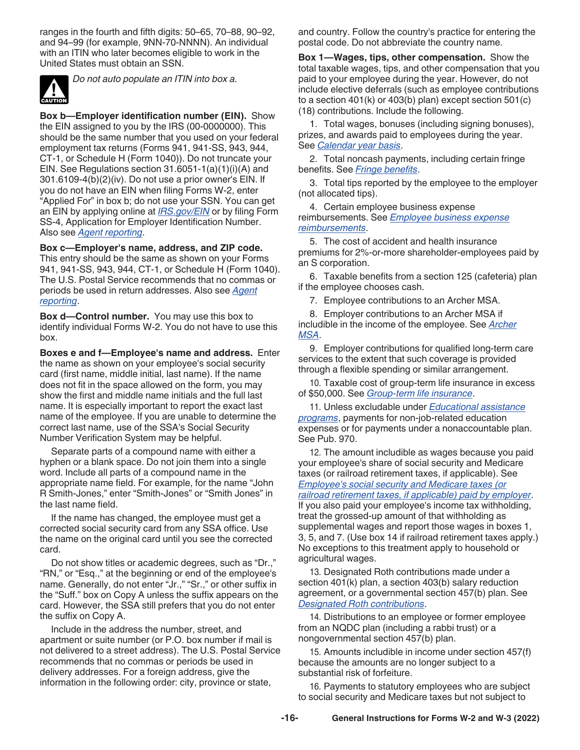ranges in the fourth and fifth digits: 50–65, 70–88, 90–92, and 94–99 (for example, 9NN-70-NNNN). An individual with an ITIN who later becomes eligible to work in the United States must obtain an SSN.

CAUTION: *Do not auto populate an ITIN into box a.*

**Box b—Employer identification number (EIN).** Show the EIN assigned to you by the IRS (00-0000000). This should be the same number that you used on your federal employment tax returns (Forms 941, 941-SS, 943, 944, CT-1, or Schedule H (Form 1040)). Do not truncate your EIN. See Regulations section 31.6051-1(a)(1)(i)(A) and 301.6109-4(b)(2)(iv). Do not use a prior owner's EIN. If you do not have an EIN when filing Forms W-2, enter "Applied For" in box b; do not use your SSN. You can get an EIN by applying online at *IRS.gov/EIN* or by filing Form SS-4, Application for Employer Identification Number. Also see *Agent reporting*.

**Box c—Employer's name, address, and ZIP code.** This entry should be the same as shown on your Forms 941, 941-SS, 943, 944, CT-1, or Schedule H (Form 1040). The U.S. Postal Service recommends that no commas or periods be used in return addresses. Also see *Agent reporting*.

**Box d—Control number.** You may use this box to identify individual Forms W-2. You do not have to use this box.

**Boxes e and f—Employee's name and address.** Enter the name as shown on your employee's social security card (first name, middle initial, last name). If the name does not fit in the space allowed on the form, you may show the first and middle name initials and the full last name. It is especially important to report the exact last name of the employee. If you are unable to determine the correct last name, use of the SSA's Social Security Number Verification System may be helpful.

Separate parts of a compound name with either a hyphen or a blank space. Do not join them into a single word. Include all parts of a compound name in the appropriate name field. For example, for the name "John R Smith-Jones," enter "Smith-Jones" or "Smith Jones" in the last name field.

If the name has changed, the employee must get a corrected social security card from any SSA office. Use the name on the original card until you see the corrected card.

Do not show titles or academic degrees, such as "Dr.," "RN," or "Esq.," at the beginning or end of the employee's name. Generally, do not enter "Jr.," "Sr.," or other suffix in the "Suff." box on Copy A unless the suffix appears on the card. However, the SSA still prefers that you do not enter the suffix on Copy A.

Include in the address the number, street, and apartment or suite number (or P.O. box number if mail is not delivered to a street address). The U.S. Postal Service recommends that no commas or periods be used in delivery addresses. For a foreign address, give the information in the following order: city, province or state, and country. Follow the country's practice for entering the postal code. Do not abbreviate the country name.

**Box 1—Wages, tips, other compensation.** Show the total taxable wages, tips, and other compensation that you paid to your employee during the year. However, do not include elective deferrals (such as employee contributions to a section 401(k) or 403(b) plan) except section 501(c)(18) contributions. Include the following.

1. Total wages, bonuses (including signing bonuses), prizes, and awards paid to employees during the year. See *Calendar year basis*.
2. Total noncash payments, including certain fringe benefits. See *Fringe benefits*.
3. Total tips reported by the employee to the employer (not allocated tips).
4. Certain employee business expense reimbursements. See *Employee business expense reimbursements*.
5. The cost of accident and health insurance premiums for 2%-or-more shareholder-employees paid by an S corporation.
6. Taxable benefits from a section 125 (cafeteria) plan if the employee chooses cash.
7. Employee contributions to an Archer MSA.
8. Employer contributions to an Archer MSA if includible in the income of the employee. See *Archer MSA*.
9. Employer contributions for qualified long-term care services to the extent that such coverage is provided through a flexible spending or similar arrangement.
10. Taxable cost of group-term life insurance in excess of $50,000. See *Group-term life insurance*.
11. Unless excludable under *Educational assistance programs*, payments for non-job-related education expenses or for payments under a nonaccountable plan. See Pub. 970.
12. The amount includible as wages because you paid your employee's share of social security and Medicare taxes (or railroad retirement taxes, if applicable). See *Employee's social security and Medicare taxes (or railroad retirement taxes, if applicable) paid by employer*. If you also paid your employee's income tax withholding, treat the grossed-up amount of that withholding as supplemental wages and report those wages in boxes 1, 3, 5, and 7. (Use box 14 if railroad retirement taxes apply.) No exceptions to this treatment apply to household or agricultural wages.
13. Designated Roth contributions made under a section 401(k) plan, a section 403(b) salary reduction agreement, or a governmental section 457(b) plan. See *Designated Roth contributions*.
14. Distributions to an employee or former employee from an NQDC plan (including a rabbi trust) or a nongovernmental section 457(b) plan.
15. Amounts includible in income under section 457(f) because the amounts are no longer subject to a substantial risk of forfeiture.
16. Payments to statutory employees who are subject to social security and Medicare taxes but not subject to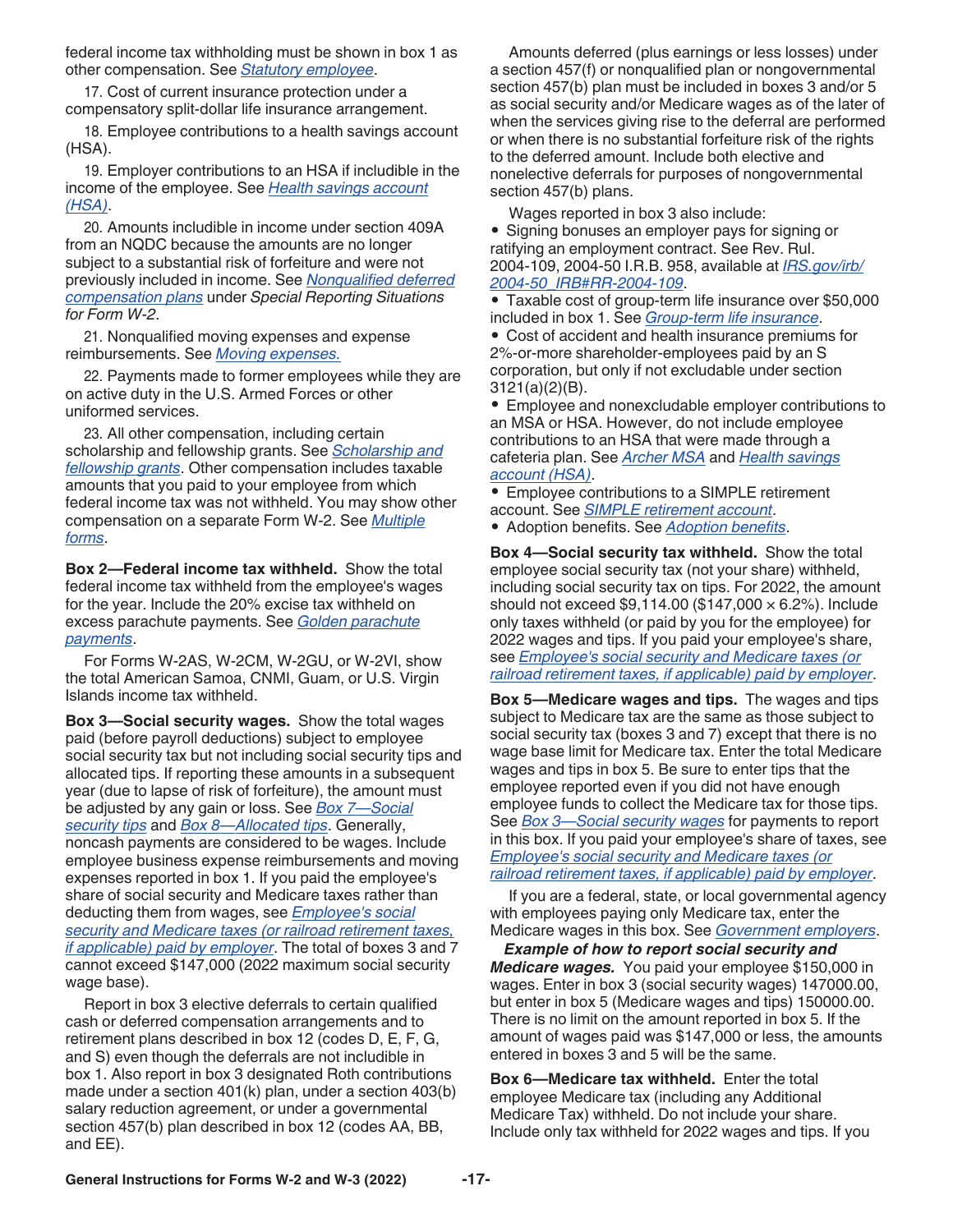federal income tax withholding must be shown in box 1 as other compensation. See *Statutory employee*.

17. Cost of current insurance protection under a compensatory split-dollar life insurance arrangement.

18. Employee contributions to a health savings account (HSA).

19. Employer contributions to an HSA if includible in the income of the employee. See *Health savings account (HSA)*.

20. Amounts includible in income under section 409A from an NQDC because the amounts are no longer subject to a substantial risk of forfeiture and were not previously included in income. See *Nonqualified deferred compensation plans* under *Special Reporting Situations for Form W-2*.

21. Nonqualified moving expenses and expense reimbursements. See *Moving expenses.*

22. Payments made to former employees while they are on active duty in the U.S. Armed Forces or other uniformed services.

23. All other compensation, including certain scholarship and fellowship grants. See *Scholarship and fellowship grants*. Other compensation includes taxable amounts that you paid to your employee from which federal income tax was not withheld. You may show other compensation on a separate Form W-2. See *Multiple forms*.

**Box 2—Federal income tax withheld.** Show the total federal income tax withheld from the employee's wages for the year. Include the 20% excise tax withheld on excess parachute payments. See *Golden parachute payments*.

For Forms W-2AS, W-2CM, W-2GU, or W-2VI, show the total American Samoa, CNMI, Guam, or U.S. Virgin Islands income tax withheld.

**Box 3—Social security wages.** Show the total wages paid (before payroll deductions) subject to employee social security tax but not including social security tips and allocated tips. If reporting these amounts in a subsequent year (due to lapse of risk of forfeiture), the amount must be adjusted by any gain or loss. See *Box 7—Social security tips* and *Box 8—Allocated tips*. Generally, noncash payments are considered to be wages. Include employee business expense reimbursements and moving expenses reported in box 1. If you paid the employee's share of social security and Medicare taxes rather than deducting them from wages, see *Employee's social security and Medicare taxes (or railroad retirement taxes, if applicable) paid by employer*. The total of boxes 3 and 7 cannot exceed $147,000 (2022 maximum social security wage base).

Report in box 3 elective deferrals to certain qualified cash or deferred compensation arrangements and to retirement plans described in box 12 (codes D, E, F, G, and S) even though the deferrals are not includible in box 1. Also report in box 3 designated Roth contributions made under a section 401(k) plan, under a section 403(b) salary reduction agreement, or under a governmental section 457(b) plan described in box 12 (codes AA, BB, and EE).

Amounts deferred (plus earnings or less losses) under a section 457(f) or nonqualified plan or nongovernmental section 457(b) plan must be included in boxes 3 and/or 5 as social security and/or Medicare wages as of the later of when the services giving rise to the deferral are performed or when there is no substantial forfeiture risk of the rights to the deferred amount. Include both elective and nonelective deferrals for purposes of nongovernmental section 457(b) plans.

Wages reported in box 3 also include:

- Signing bonuses an employer pays for signing or ratifying an employment contract. See Rev. Rul. 2004-109, 2004-50 I.R.B. 958, available at *IRS.gov/irb/2004-50_IRB#RR-2004-109*.
- Taxable cost of group-term life insurance over $50,000 included in box 1. See *Group-term life insurance*.
- Cost of accident and health insurance premiums for 2%-or-more shareholder-employees paid by an S corporation, but only if not excludable under section 3121(a)(2)(B).
- Employee and nonexcludable employer contributions to an MSA or HSA. However, do not include employee contributions to an HSA that were made through a cafeteria plan. See *Archer MSA* and *Health savings account (HSA)*.
- Employee contributions to a SIMPLE retirement account. See *SIMPLE retirement account*.
- Adoption benefits. See *Adoption benefits*.

**Box 4—Social security tax withheld.** Show the total employee social security tax (not your share) withheld, including social security tax on tips. For 2022, the amount should not exceed $9,114.00 ($147,000 × 6.2%). Include only taxes withheld (or paid by you for the employee) for 2022 wages and tips. If you paid your employee's share, see *Employee's social security and Medicare taxes (or railroad retirement taxes, if applicable) paid by employer*.

**Box 5—Medicare wages and tips.** The wages and tips subject to Medicare tax are the same as those subject to social security tax (boxes 3 and 7) except that there is no wage base limit for Medicare tax. Enter the total Medicare wages and tips in box 5. Be sure to enter tips that the employee reported even if you did not have enough employee funds to collect the Medicare tax for those tips. See *Box 3—Social security wages* for payments to report in this box. If you paid your employee's share of taxes, see *Employee's social security and Medicare taxes (or railroad retirement taxes, if applicable) paid by employer*.

If you are a federal, state, or local governmental agency with employees paying only Medicare tax, enter the Medicare wages in this box. See *Government employers*.

***Example of how to report social security and Medicare wages.*** You paid your employee $150,000 in wages. Enter in box 3 (social security wages) 147000.00, but enter in box 5 (Medicare wages and tips) 150000.00. There is no limit on the amount reported in box 5. If the amount of wages paid was $147,000 or less, the amounts entered in boxes 3 and 5 will be the same.

**Box 6—Medicare tax withheld.** Enter the total employee Medicare tax (including any Additional Medicare Tax) withheld. Do not include your share. Include only tax withheld for 2022 wages and tips. If you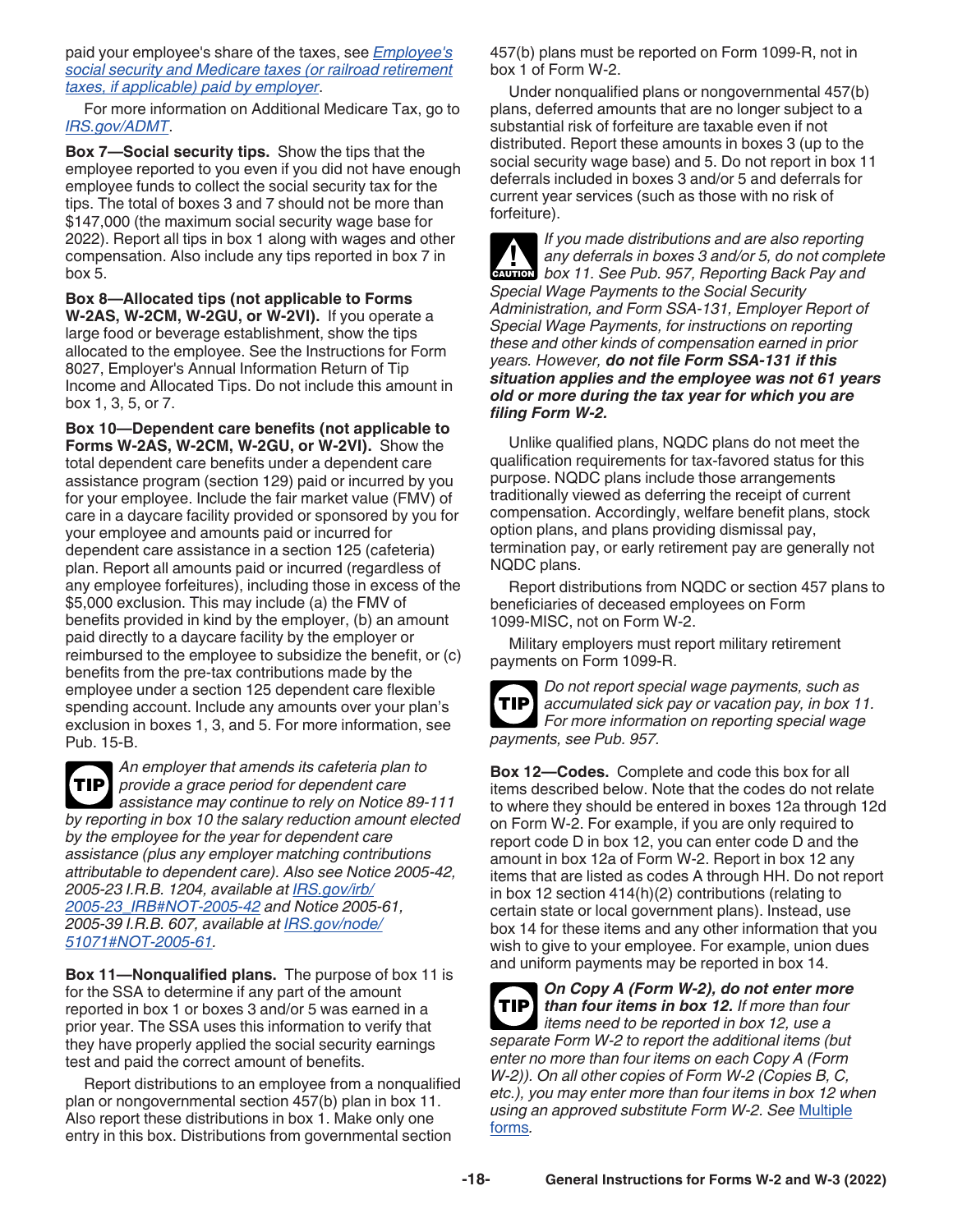paid your employee's share of the taxes, see *Employee's social security and Medicare taxes (or railroad retirement taxes, if applicable) paid by employer*.

For more information on Additional Medicare Tax, go to *IRS.gov/ADMT*.

**Box 7—Social security tips.** Show the tips that the employee reported to you even if you did not have enough employee funds to collect the social security tax for the tips. The total of boxes 3 and 7 should not be more than $147,000 (the maximum social security wage base for 2022). Report all tips in box 1 along with wages and other compensation. Also include any tips reported in box 7 in box 5.

**Box 8—Allocated tips (not applicable to Forms W-2AS, W-2CM, W-2GU, or W-2VI).** If you operate a large food or beverage establishment, show the tips allocated to the employee. See the Instructions for Form 8027, Employer's Annual Information Return of Tip Income and Allocated Tips. Do not include this amount in box 1, 3, 5, or 7.

**Box 10—Dependent care benefits (not applicable to Forms W-2AS, W-2CM, W-2GU, or W-2VI).** Show the total dependent care benefits under a dependent care assistance program (section 129) paid or incurred by you for your employee. Include the fair market value (FMV) of care in a daycare facility provided or sponsored by you for your employee and amounts paid or incurred for dependent care assistance in a section 125 (cafeteria) plan. Report all amounts paid or incurred (regardless of any employee forfeitures), including those in excess of the $5,000 exclusion. This may include (a) the FMV of benefits provided in kind by the employer, (b) an amount paid directly to a daycare facility by the employer or reimbursed to the employee to subsidize the benefit, or (c) benefits from the pre-tax contributions made by the employee under a section 125 dependent care flexible spending account. Include any amounts over your plan's exclusion in boxes 1, 3, and 5. For more information, see Pub. 15-B.

**TIP** *An employer that amends its cafeteria plan to provide a grace period for dependent care assistance may continue to rely on Notice 89-111 by reporting in box 10 the salary reduction amount elected by the employee for the year for dependent care assistance (plus any employer matching contributions attributable to dependent care). Also see Notice 2005-42, 2005-23 I.R.B. 1204, available at IRS.gov/irb/2005-23_IRB#NOT-2005-42 and Notice 2005-61, 2005-39 I.R.B. 607, available at IRS.gov/node/51071#NOT-2005-61.*

**Box 11—Nonqualified plans.** The purpose of box 11 is for the SSA to determine if any part of the amount reported in box 1 or boxes 3 and/or 5 was earned in a prior year. The SSA uses this information to verify that they have properly applied the social security earnings test and paid the correct amount of benefits.

Report distributions to an employee from a nonqualified plan or nongovernmental section 457(b) plan in box 11. Also report these distributions in box 1. Make only one entry in this box. Distributions from governmental section 457(b) plans must be reported on Form 1099-R, not in box 1 of Form W-2.

Under nonqualified plans or nongovernmental 457(b) plans, deferred amounts that are no longer subject to a substantial risk of forfeiture are taxable even if not distributed. Report these amounts in boxes 3 (up to the social security wage base) and 5. Do not report in box 11 deferrals included in boxes 3 and/or 5 and deferrals for current year services (such as those with no risk of forfeiture).

**CAUTION** *If you made distributions and are also reporting any deferrals in boxes 3 and/or 5, do not complete box 11. See Pub. 957, Reporting Back Pay and Special Wage Payments to the Social Security Administration, and Form SSA-131, Employer Report of Special Wage Payments, for instructions on reporting these and other kinds of compensation earned in prior years. However,* ***do not file Form SSA-131 if this situation applies and the employee was not 61 years old or more during the tax year for which you are filing Form W-2.***

Unlike qualified plans, NQDC plans do not meet the qualification requirements for tax-favored status for this purpose. NQDC plans include those arrangements traditionally viewed as deferring the receipt of current compensation. Accordingly, welfare benefit plans, stock option plans, and plans providing dismissal pay, termination pay, or early retirement pay are generally not NQDC plans.

Report distributions from NQDC or section 457 plans to beneficiaries of deceased employees on Form 1099-MISC, not on Form W-2.

Military employers must report military retirement payments on Form 1099-R.

**TIP** *Do not report special wage payments, such as accumulated sick pay or vacation pay, in box 11. For more information on reporting special wage payments, see Pub. 957.*

**Box 12—Codes.** Complete and code this box for all items described below. Note that the codes do not relate to where they should be entered in boxes 12a through 12d on Form W-2. For example, if you are only required to report code D in box 12, you can enter code D and the amount in box 12a of Form W-2. Report in box 12 any items that are listed as codes A through HH. Do not report in box 12 section 414(h)(2) contributions (relating to certain state or local government plans). Instead, use box 14 for these items and any other information that you wish to give to your employee. For example, union dues and uniform payments may be reported in box 14.

**TIP** ***On Copy A (Form W-2), do not enter more than four items in box 12.*** *If more than four items need to be reported in box 12, use a separate Form W-2 to report the additional items (but enter no more than four items on each Copy A (Form W-2)). On all other copies of Form W-2 (Copies B, C, etc.), you may enter more than four items in box 12 when using an approved substitute Form W-2. See Multiple forms.*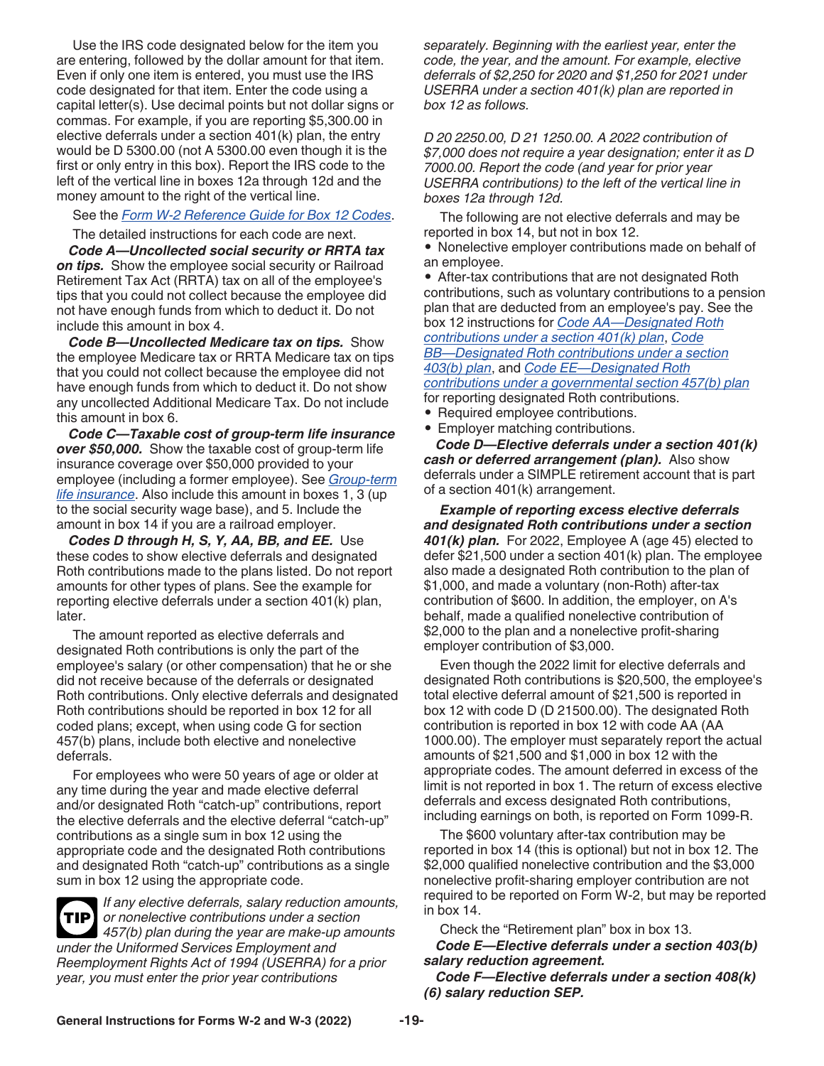Use the IRS code designated below for the item you are entering, followed by the dollar amount for that item. Even if only one item is entered, you must use the IRS code designated for that item. Enter the code using a capital letter(s). Use decimal points but not dollar signs or commas. For example, if you are reporting $5,300.00 in elective deferrals under a section 401(k) plan, the entry would be D 5300.00 (not A 5300.00 even though it is the first or only entry in this box). Report the IRS code to the left of the vertical line in boxes 12a through 12d and the money amount to the right of the vertical line.

See the *Form W-2 Reference Guide for Box 12 Codes*.

The detailed instructions for each code are next.

***Code A—Uncollected social security or RRTA tax on tips.*** Show the employee social security or Railroad Retirement Tax Act (RRTA) tax on all of the employee's tips that you could not collect because the employee did not have enough funds from which to deduct it. Do not include this amount in box 4.

***Code B—Uncollected Medicare tax on tips.*** Show the employee Medicare tax or RRTA Medicare tax on tips that you could not collect because the employee did not have enough funds from which to deduct it. Do not show any uncollected Additional Medicare Tax. Do not include this amount in box 6.

***Code C—Taxable cost of group-term life insurance over $50,000.*** Show the taxable cost of group-term life insurance coverage over $50,000 provided to your employee (including a former employee). See *Group-term life insurance*. Also include this amount in boxes 1, 3 (up to the social security wage base), and 5. Include the amount in box 14 if you are a railroad employer.

***Codes D through H, S, Y, AA, BB, and EE.*** Use these codes to show elective deferrals and designated Roth contributions made to the plans listed. Do not report amounts for other types of plans. See the example for reporting elective deferrals under a section 401(k) plan, later.

The amount reported as elective deferrals and designated Roth contributions is only the part of the employee's salary (or other compensation) that he or she did not receive because of the deferrals or designated Roth contributions. Only elective deferrals and designated Roth contributions should be reported in box 12 for all coded plans; except, when using code G for section 457(b) plans, include both elective and nonelective deferrals.

For employees who were 50 years of age or older at any time during the year and made elective deferral and/or designated Roth "catch-up" contributions, report the elective deferrals and the elective deferral "catch-up" contributions as a single sum in box 12 using the appropriate code and the designated Roth contributions and designated Roth "catch-up" contributions as a single sum in box 12 using the appropriate code.

**TIP** *If any elective deferrals, salary reduction amounts, or nonelective contributions under a section 457(b) plan during the year are make-up amounts under the Uniformed Services Employment and Reemployment Rights Act of 1994 (USERRA) for a prior year, you must enter the prior year contributions separately. Beginning with the earliest year, enter the code, the year, and the amount. For example, elective deferrals of $2,250 for 2020 and $1,250 for 2021 under USERRA under a section 401(k) plan are reported in box 12 as follows.*

*D 20 2250.00, D 21 1250.00. A 2022 contribution of $7,000 does not require a year designation; enter it as D 7000.00. Report the code (and year for prior year USERRA contributions) to the left of the vertical line in boxes 12a through 12d.*

The following are not elective deferrals and may be reported in box 14, but not in box 12.

- Nonelective employer contributions made on behalf of an employee.
- After-tax contributions that are not designated Roth contributions, such as voluntary contributions to a pension plan that are deducted from an employee's pay. See the box 12 instructions for *Code AA—Designated Roth contributions under a section 401(k) plan*, *Code BB—Designated Roth contributions under a section 403(b) plan*, and *Code EE—Designated Roth contributions under a governmental section 457(b) plan* for reporting designated Roth contributions.
- Required employee contributions.
- Employer matching contributions.

***Code D—Elective deferrals under a section 401(k) cash or deferred arrangement (plan).*** Also show deferrals under a SIMPLE retirement account that is part of a section 401(k) arrangement.

***Example of reporting excess elective deferrals and designated Roth contributions under a section 401(k) plan.*** For 2022, Employee A (age 45) elected to defer $21,500 under a section 401(k) plan. The employee also made a designated Roth contribution to the plan of $1,000, and made a voluntary (non-Roth) after-tax contribution of $600. In addition, the employer, on A's behalf, made a qualified nonelective contribution of $2,000 to the plan and a nonelective profit-sharing employer contribution of $3,000.

Even though the 2022 limit for elective deferrals and designated Roth contributions is $20,500, the employee's total elective deferral amount of $21,500 is reported in box 12 with code D (D 21500.00). The designated Roth contribution is reported in box 12 with code AA (AA 1000.00). The employer must separately report the actual amounts of $21,500 and $1,000 in box 12 with the appropriate codes. The amount deferred in excess of the limit is not reported in box 1. The return of excess elective deferrals and excess designated Roth contributions, including earnings on both, is reported on Form 1099-R.

The $600 voluntary after-tax contribution may be reported in box 14 (this is optional) but not in box 12. The $2,000 qualified nonelective contribution and the $3,000 nonelective profit-sharing employer contribution are not required to be reported on Form W-2, but may be reported in box 14.

Check the "Retirement plan" box in box 13.

***Code E—Elective deferrals under a section 403(b) salary reduction agreement.***

***Code F—Elective deferrals under a section 408(k)(6) salary reduction SEP.***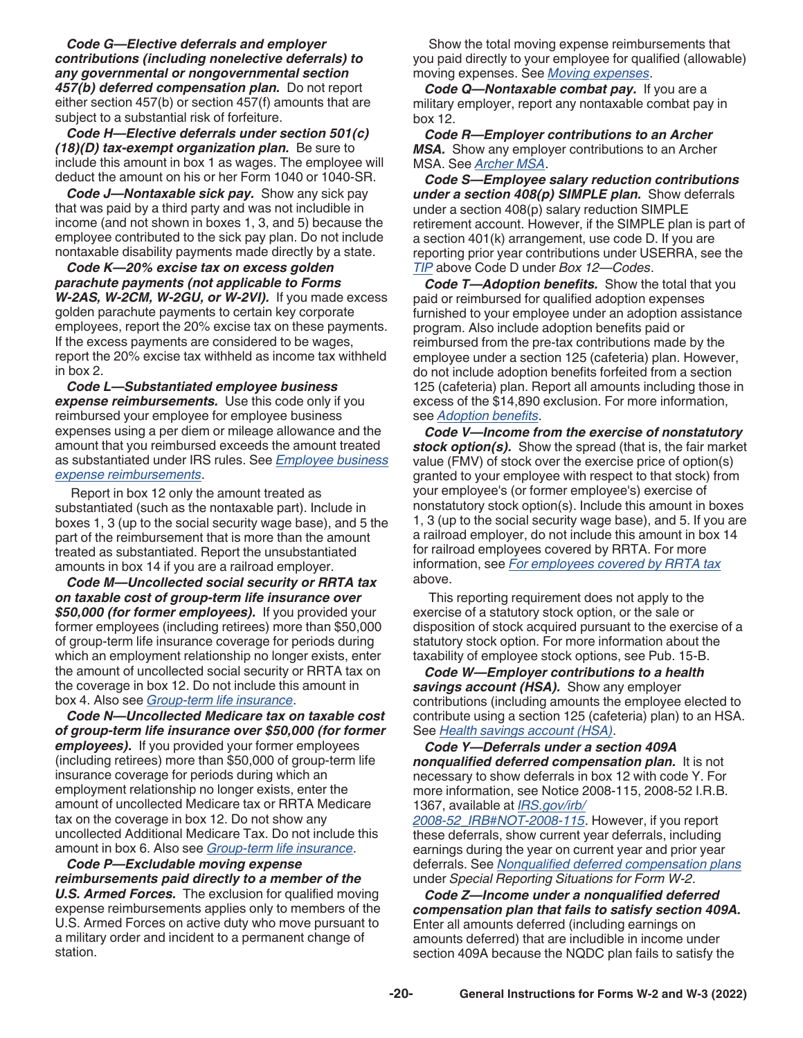***Code G—Elective deferrals and employer contributions (including nonelective deferrals) to any governmental or nongovernmental section 457(b) deferred compensation plan.*** Do not report either section 457(b) or section 457(f) amounts that are subject to a substantial risk of forfeiture.

***Code H—Elective deferrals under section 501(c)(18)(D) tax-exempt organization plan.*** Be sure to include this amount in box 1 as wages. The employee will deduct the amount on his or her Form 1040 or 1040-SR.

***Code J—Nontaxable sick pay.*** Show any sick pay that was paid by a third party and was not includible in income (and not shown in boxes 1, 3, and 5) because the employee contributed to the sick pay plan. Do not include nontaxable disability payments made directly by a state.

***Code K—20% excise tax on excess golden parachute payments (not applicable to Forms W-2AS, W-2CM, W-2GU, or W-2VI).*** If you made excess golden parachute payments to certain key corporate employees, report the 20% excise tax on these payments. If the excess payments are considered to be wages, report the 20% excise tax withheld as income tax withheld in box 2.

***Code L—Substantiated employee business expense reimbursements.*** Use this code only if you reimbursed your employee for employee business expenses using a per diem or mileage allowance and the amount that you reimbursed exceeds the amount treated as substantiated under IRS rules. See *Employee business expense reimbursements*.

Report in box 12 only the amount treated as substantiated (such as the nontaxable part). Include in boxes 1, 3 (up to the social security wage base), and 5 the part of the reimbursement that is more than the amount treated as substantiated. Report the unsubstantiated amounts in box 14 if you are a railroad employer.

***Code M—Uncollected social security or RRTA tax on taxable cost of group-term life insurance over $50,000 (for former employees).*** If you provided your former employees (including retirees) more than $50,000 of group-term life insurance coverage for periods during which an employment relationship no longer exists, enter the amount of uncollected social security or RRTA tax on the coverage in box 12. Do not include this amount in box 4. Also see *Group-term life insurance*.

***Code N—Uncollected Medicare tax on taxable cost of group-term life insurance over $50,000 (for former employees).*** If you provided your former employees (including retirees) more than $50,000 of group-term life insurance coverage for periods during which an employment relationship no longer exists, enter the amount of uncollected Medicare tax or RRTA Medicare tax on the coverage in box 12. Do not show any uncollected Additional Medicare Tax. Do not include this amount in box 6. Also see *Group-term life insurance*.

***Code P—Excludable moving expense reimbursements paid directly to a member of the U.S. Armed Forces.*** The exclusion for qualified moving expense reimbursements applies only to members of the U.S. Armed Forces on active duty who move pursuant to a military order and incident to a permanent change of station.

Show the total moving expense reimbursements that you paid directly to your employee for qualified (allowable) moving expenses. See *Moving expenses*.

***Code Q—Nontaxable combat pay.*** If you are a military employer, report any nontaxable combat pay in box 12.

***Code R—Employer contributions to an Archer MSA.*** Show any employer contributions to an Archer MSA. See *Archer MSA*.

***Code S—Employee salary reduction contributions under a section 408(p) SIMPLE plan.*** Show deferrals under a section 408(p) salary reduction SIMPLE retirement account. However, if the SIMPLE plan is part of a section 401(k) arrangement, use code D. If you are reporting prior year contributions under USERRA, see the *TIP* above Code D under *Box 12—Codes*.

***Code T—Adoption benefits.*** Show the total that you paid or reimbursed for qualified adoption expenses furnished to your employee under an adoption assistance program. Also include adoption benefits paid or reimbursed from the pre-tax contributions made by the employee under a section 125 (cafeteria) plan. However, do not include adoption benefits forfeited from a section 125 (cafeteria) plan. Report all amounts including those in excess of the $14,890 exclusion. For more information, see *Adoption benefits*.

***Code V—Income from the exercise of nonstatutory stock option(s).*** Show the spread (that is, the fair market value (FMV) of stock over the exercise price of option(s) granted to your employee with respect to that stock) from your employee's (or former employee's) exercise of nonstatutory stock option(s). Include this amount in boxes 1, 3 (up to the social security wage base), and 5. If you are a railroad employer, do not include this amount in box 14 for railroad employees covered by RRTA. For more information, see *For employees covered by RRTA tax* above.

This reporting requirement does not apply to the exercise of a statutory stock option, or the sale or disposition of stock acquired pursuant to the exercise of a statutory stock option. For more information about the taxability of employee stock options, see Pub. 15-B.

***Code W—Employer contributions to a health savings account (HSA).*** Show any employer contributions (including amounts the employee elected to contribute using a section 125 (cafeteria) plan) to an HSA. See *Health savings account (HSA)*.

***Code Y—Deferrals under a section 409A nonqualified deferred compensation plan.*** It is not necessary to show deferrals in box 12 with code Y. For more information, see Notice 2008-115, 2008-52 I.R.B. 1367, available at *IRS.gov/irb/2008-52_IRB#NOT-2008-115*. However, if you report these deferrals, show current year deferrals, including earnings during the year on current year and prior year deferrals. See *Nonqualified deferred compensation plans* under *Special Reporting Situations for Form W-2*.

***Code Z—Income under a nonqualified deferred compensation plan that fails to satisfy section 409A.*** Enter all amounts deferred (including earnings on amounts deferred) that are includible in income under section 409A because the NQDC plan fails to satisfy the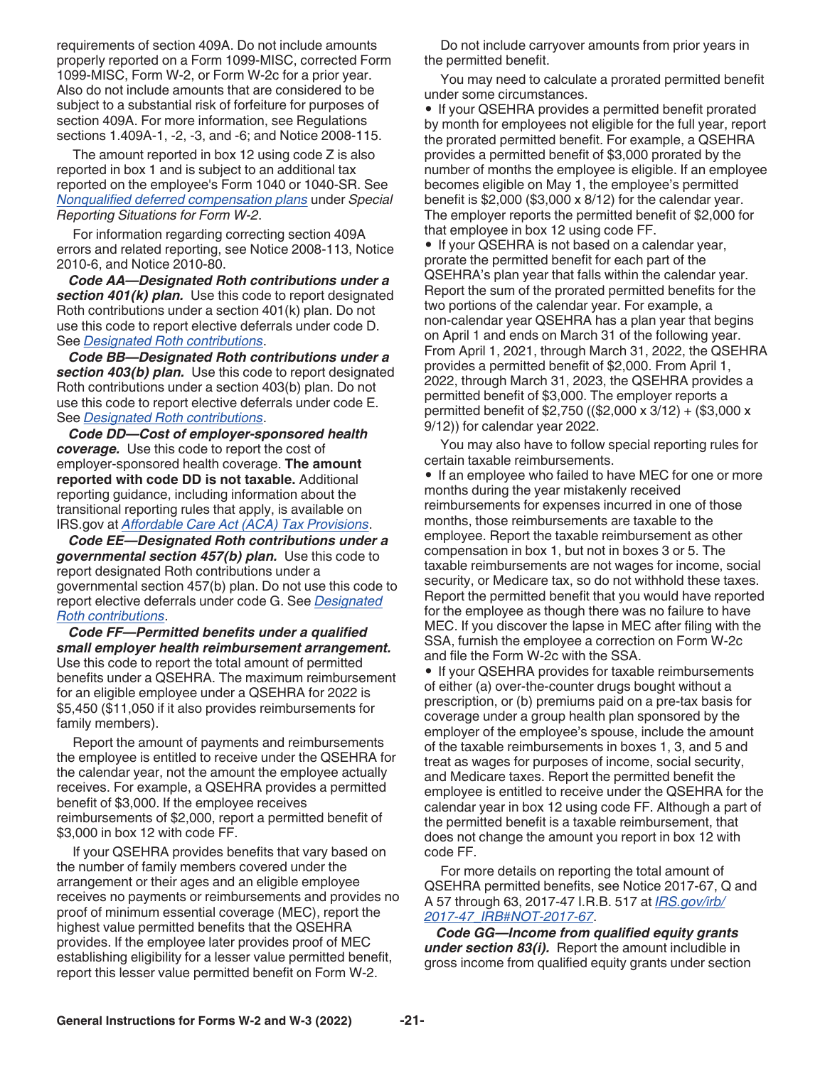requirements of section 409A. Do not include amounts properly reported on a Form 1099-MISC, corrected Form 1099-MISC, Form W-2, or Form W-2c for a prior year. Also do not include amounts that are considered to be subject to a substantial risk of forfeiture for purposes of section 409A. For more information, see Regulations sections 1.409A-1, -2, -3, and -6; and Notice 2008-115.

The amount reported in box 12 using code Z is also reported in box 1 and is subject to an additional tax reported on the employee's Form 1040 or 1040-SR. See *Nonqualified deferred compensation plans* under *Special Reporting Situations for Form W-2*.

For information regarding correcting section 409A errors and related reporting, see Notice 2008-113, Notice 2010-6, and Notice 2010-80.

***Code AA—Designated Roth contributions under a section 401(k) plan.*** Use this code to report designated Roth contributions under a section 401(k) plan. Do not use this code to report elective deferrals under code D. See *Designated Roth contributions*.

***Code BB—Designated Roth contributions under a section 403(b) plan.*** Use this code to report designated Roth contributions under a section 403(b) plan. Do not use this code to report elective deferrals under code E. See *Designated Roth contributions*.

***Code DD—Cost of employer-sponsored health coverage.*** Use this code to report the cost of employer-sponsored health coverage. **The amount reported with code DD is not taxable.** Additional reporting guidance, including information about the transitional reporting rules that apply, is available on IRS.gov at *Affordable Care Act (ACA) Tax Provisions*.

***Code EE—Designated Roth contributions under a governmental section 457(b) plan.*** Use this code to report designated Roth contributions under a governmental section 457(b) plan. Do not use this code to report elective deferrals under code G. See *Designated Roth contributions*.

***Code FF—Permitted benefits under a qualified small employer health reimbursement arrangement.*** Use this code to report the total amount of permitted benefits under a QSEHRA. The maximum reimbursement for an eligible employee under a QSEHRA for 2022 is $5,450 ($11,050 if it also provides reimbursements for family members).

Report the amount of payments and reimbursements the employee is entitled to receive under the QSEHRA for the calendar year, not the amount the employee actually receives. For example, a QSEHRA provides a permitted benefit of $3,000. If the employee receives reimbursements of $2,000, report a permitted benefit of $3,000 in box 12 with code FF.

If your QSEHRA provides benefits that vary based on the number of family members covered under the arrangement or their ages and an eligible employee receives no payments or reimbursements and provides no proof of minimum essential coverage (MEC), report the highest value permitted benefits that the QSEHRA provides. If the employee later provides proof of MEC establishing eligibility for a lesser value permitted benefit, report this lesser value permitted benefit on Form W-2.

Do not include carryover amounts from prior years in the permitted benefit.

You may need to calculate a prorated permitted benefit under some circumstances.

- If your QSEHRA provides a permitted benefit prorated by month for employees not eligible for the full year, report the prorated permitted benefit. For example, a QSEHRA provides a permitted benefit of $3,000 prorated by the number of months the employee is eligible. If an employee becomes eligible on May 1, the employee's permitted benefit is $2,000 ($3,000 x 8/12) for the calendar year. The employer reports the permitted benefit of $2,000 for that employee in box 12 using code FF.
- If your QSEHRA is not based on a calendar year, prorate the permitted benefit for each part of the QSEHRA's plan year that falls within the calendar year. Report the sum of the prorated permitted benefits for the two portions of the calendar year. For example, a non-calendar year QSEHRA has a plan year that begins on April 1 and ends on March 31 of the following year. From April 1, 2021, through March 31, 2022, the QSEHRA provides a permitted benefit of $2,000. From April 1, 2022, through March 31, 2023, the QSEHRA provides a permitted benefit of $3,000. The employer reports a permitted benefit of $2,750 (($2,000 x 3/12) + ($3,000 x 9/12)) for calendar year 2022.

You may also have to follow special reporting rules for certain taxable reimbursements.

- If an employee who failed to have MEC for one or more months during the year mistakenly received reimbursements for expenses incurred in one of those months, those reimbursements are taxable to the employee. Report the taxable reimbursement as other compensation in box 1, but not in boxes 3 or 5. The taxable reimbursements are not wages for income, social security, or Medicare tax, so do not withhold these taxes. Report the permitted benefit that you would have reported for the employee as though there was no failure to have MEC. If you discover the lapse in MEC after filing with the SSA, furnish the employee a correction on Form W-2c and file the Form W-2c with the SSA.
- If your QSEHRA provides for taxable reimbursements of either (a) over-the-counter drugs bought without a prescription, or (b) premiums paid on a pre-tax basis for coverage under a group health plan sponsored by the employer of the employee's spouse, include the amount of the taxable reimbursements in boxes 1, 3, and 5 and treat as wages for purposes of income, social security, and Medicare taxes. Report the permitted benefit the employee is entitled to receive under the QSEHRA for the calendar year in box 12 using code FF. Although a part of the permitted benefit is a taxable reimbursement, that does not change the amount you report in box 12 with code FF.

For more details on reporting the total amount of QSEHRA permitted benefits, see Notice 2017-67, Q and A 57 through 63, 2017-47 I.R.B. 517 at *IRS.gov/irb/2017-47_IRB#NOT-2017-67*.

***Code GG—Income from qualified equity grants under section 83(i).*** Report the amount includible in gross income from qualified equity grants under section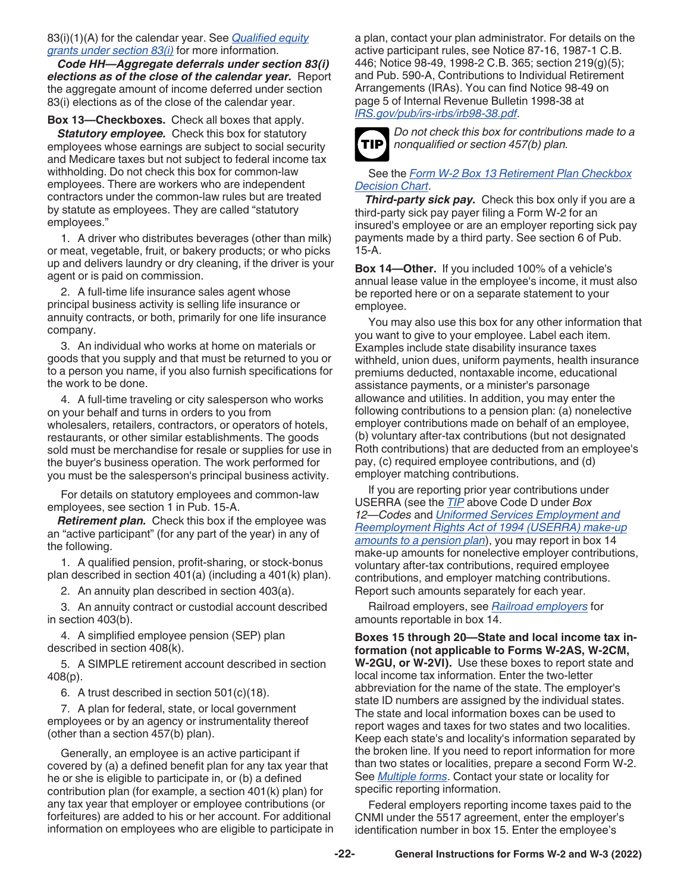83(i)(1)(A) for the calendar year. See *Qualified equity grants under section 83(i)* for more information.

***Code HH—Aggregate deferrals under section 83(i) elections as of the close of the calendar year.*** Report the aggregate amount of income deferred under section 83(i) elections as of the close of the calendar year.

**Box 13—Checkboxes.** Check all boxes that apply.

***Statutory employee.*** Check this box for statutory employees whose earnings are subject to social security and Medicare taxes but not subject to federal income tax withholding. Do not check this box for common-law employees. There are workers who are independent contractors under the common-law rules but are treated by statute as employees. They are called "statutory employees."

1. A driver who distributes beverages (other than milk) or meat, vegetable, fruit, or bakery products; or who picks up and delivers laundry or dry cleaning, if the driver is your agent or is paid on commission.

2. A full-time life insurance sales agent whose principal business activity is selling life insurance or annuity contracts, or both, primarily for one life insurance company.

3. An individual who works at home on materials or goods that you supply and that must be returned to you or to a person you name, if you also furnish specifications for the work to be done.

4. A full-time traveling or city salesperson who works on your behalf and turns in orders to you from wholesalers, retailers, contractors, or operators of hotels, restaurants, or other similar establishments. The goods sold must be merchandise for resale or supplies for use in the buyer's business operation. The work performed for you must be the salesperson's principal business activity.

For details on statutory employees and common-law employees, see section 1 in Pub. 15-A.

***Retirement plan.*** Check this box if the employee was an "active participant" (for any part of the year) in any of the following.

1. A qualified pension, profit-sharing, or stock-bonus plan described in section 401(a) (including a 401(k) plan).

2. An annuity plan described in section 403(a).

3. An annuity contract or custodial account described in section 403(b).

4. A simplified employee pension (SEP) plan described in section 408(k).

5. A SIMPLE retirement account described in section 408(p).

6. A trust described in section 501(c)(18).

7. A plan for federal, state, or local government employees or by an agency or instrumentality thereof (other than a section 457(b) plan).

Generally, an employee is an active participant if covered by (a) a defined benefit plan for any tax year that he or she is eligible to participate in, or (b) a defined contribution plan (for example, a section 401(k) plan) for any tax year that employer or employee contributions (or forfeitures) are added to his or her account. For additional information on employees who are eligible to participate in a plan, contact your plan administrator. For details on the active participant rules, see Notice 87-16, 1987-1 C.B. 446; Notice 98-49, 1998-2 C.B. 365; section 219(g)(5); and Pub. 590-A, Contributions to Individual Retirement Arrangements (IRAs). You can find Notice 98-49 on page 5 of Internal Revenue Bulletin 1998-38 at *IRS.gov/pub/irs-irbs/irb98-38.pdf*.

**TIP** *Do not check this box for contributions made to a nonqualified or section 457(b) plan.*

See the *Form W-2 Box 13 Retirement Plan Checkbox Decision Chart*.

***Third-party sick pay.*** Check this box only if you are a third-party sick pay payer filing a Form W-2 for an insured's employee or are an employer reporting sick pay payments made by a third party. See section 6 of Pub. 15-A.

**Box 14—Other.** If you included 100% of a vehicle's annual lease value in the employee's income, it must also be reported here or on a separate statement to your employee.

You may also use this box for any other information that you want to give to your employee. Label each item. Examples include state disability insurance taxes withheld, union dues, uniform payments, health insurance premiums deducted, nontaxable income, educational assistance payments, or a minister's parsonage allowance and utilities. In addition, you may enter the following contributions to a pension plan: (a) nonelective employer contributions made on behalf of an employee, (b) voluntary after-tax contributions (but not designated Roth contributions) that are deducted from an employee's pay, (c) required employee contributions, and (d) employer matching contributions.

If you are reporting prior year contributions under USERRA (see the *TIP* above Code D under *Box 12—Codes* and *Uniformed Services Employment and Reemployment Rights Act of 1994 (USERRA) make-up amounts to a pension plan*), you may report in box 14 make-up amounts for nonelective employer contributions, voluntary after-tax contributions, required employee contributions, and employer matching contributions. Report such amounts separately for each year.

Railroad employers, see *Railroad employers* for amounts reportable in box 14.

**Boxes 15 through 20—State and local income tax information (not applicable to Forms W-2AS, W-2CM, W-2GU, or W-2VI).** Use these boxes to report state and local income tax information. Enter the two-letter abbreviation for the name of the state. The employer's state ID numbers are assigned by the individual states. The state and local information boxes can be used to report wages and taxes for two states and two localities. Keep each state's and locality's information separated by the broken line. If you need to report information for more than two states or localities, prepare a second Form W-2. See *Multiple forms*. Contact your state or locality for specific reporting information.

Federal employers reporting income taxes paid to the CNMI under the 5517 agreement, enter the employer's identification number in box 15. Enter the employee's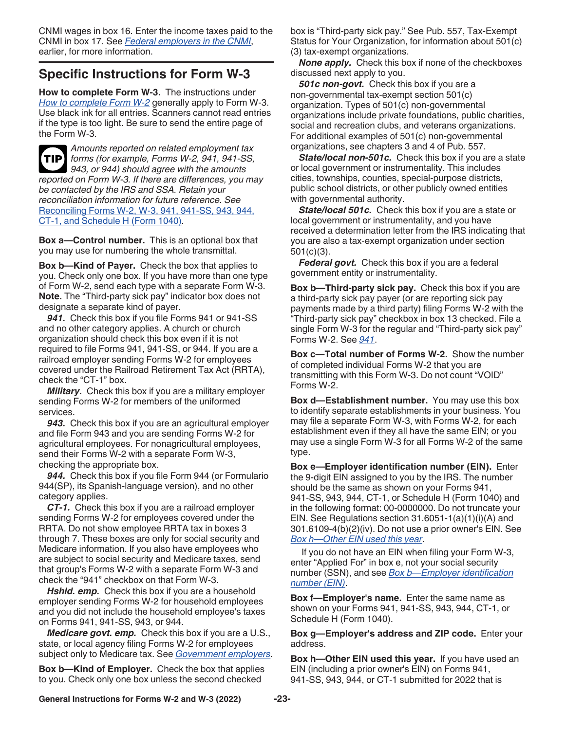CNMI wages in box 16. Enter the income taxes paid to the CNMI in box 17. See *Federal employers in the CNMI*, earlier, for more information.

## Specific Instructions for Form W-3

**How to complete Form W-3.** The instructions under *How to complete Form W-2* generally apply to Form W-3. Use black ink for all entries. Scanners cannot read entries if the type is too light. Be sure to send the entire page of the Form W-3.

**TIP** *Amounts reported on related employment tax forms (for example, Forms W-2, 941, 941-SS, 943, or 944) should agree with the amounts reported on Form W-3. If there are differences, you may be contacted by the IRS and SSA. Retain your reconciliation information for future reference. See* Reconciling Forms W-2, W-3, 941, 941-SS, 943, 944, CT-1, and Schedule H (Form 1040).

**Box a—Control number.** This is an optional box that you may use for numbering the whole transmittal.

**Box b—Kind of Payer.** Check the box that applies to you. Check only one box. If you have more than one type of Form W-2, send each type with a separate Form W-3. **Note.** The "Third-party sick pay" indicator box does not designate a separate kind of payer.

***941.*** Check this box if you file Forms 941 or 941-SS and no other category applies. A church or church organization should check this box even if it is not required to file Forms 941, 941-SS, or 944. If you are a railroad employer sending Forms W-2 for employees covered under the Railroad Retirement Tax Act (RRTA), check the "CT-1" box.

***Military.*** Check this box if you are a military employer sending Forms W-2 for members of the uniformed services.

***943.*** Check this box if you are an agricultural employer and file Form 943 and you are sending Forms W-2 for agricultural employees. For nonagricultural employees, send their Forms W-2 with a separate Form W-3, checking the appropriate box.

***944.*** Check this box if you file Form 944 (or Formulario 944(SP), its Spanish-language version), and no other category applies.

***CT-1.*** Check this box if you are a railroad employer sending Forms W-2 for employees covered under the RRTA. Do not show employee RRTA tax in boxes 3 through 7. These boxes are only for social security and Medicare information. If you also have employees who are subject to social security and Medicare taxes, send that group's Forms W-2 with a separate Form W-3 and check the "941" checkbox on that Form W-3.

***Hshld. emp.*** Check this box if you are a household employer sending Forms W-2 for household employees and you did not include the household employee's taxes on Forms 941, 941-SS, 943, or 944.

***Medicare govt. emp.*** Check this box if you are a U.S., state, or local agency filing Forms W-2 for employees subject only to Medicare tax. See *Government employers*.

**Box b—Kind of Employer.** Check the box that applies to you. Check only one box unless the second checked box is "Third-party sick pay." See Pub. 557, Tax-Exempt Status for Your Organization, for information about 501(c)(3) tax-exempt organizations.

***None apply.*** Check this box if none of the checkboxes discussed next apply to you.

***501c non-govt.*** Check this box if you are a non-governmental tax-exempt section 501(c) organization. Types of 501(c) non-governmental organizations include private foundations, public charities, social and recreation clubs, and veterans organizations. For additional examples of 501(c) non-governmental organizations, see chapters 3 and 4 of Pub. 557.

***State/local non-501c.*** Check this box if you are a state or local government or instrumentality. This includes cities, townships, counties, special-purpose districts, public school districts, or other publicly owned entities with governmental authority.

***State/local 501c.*** Check this box if you are a state or local government or instrumentality, and you have received a determination letter from the IRS indicating that you are also a tax-exempt organization under section 501(c)(3).

***Federal govt.*** Check this box if you are a federal government entity or instrumentality.

**Box b—Third-party sick pay.** Check this box if you are a third-party sick pay payer (or are reporting sick pay payments made by a third party) filing Forms W-2 with the "Third-party sick pay" checkbox in box 13 checked. File a single Form W-3 for the regular and "Third-party sick pay" Forms W-2. See *941*.

**Box c—Total number of Forms W-2.** Show the number of completed individual Forms W-2 that you are transmitting with this Form W-3. Do not count "VOID" Forms W-2.

**Box d—Establishment number.** You may use this box to identify separate establishments in your business. You may file a separate Form W-3, with Forms W-2, for each establishment even if they all have the same EIN; or you may use a single Form W-3 for all Forms W-2 of the same type.

**Box e—Employer identification number (EIN).** Enter the 9-digit EIN assigned to you by the IRS. The number should be the same as shown on your Forms 941, 941-SS, 943, 944, CT-1, or Schedule H (Form 1040) and in the following format: 00-0000000. Do not truncate your EIN. See Regulations section 31.6051-1(a)(1)(i)(A) and 301.6109-4(b)(2)(iv). Do not use a prior owner's EIN. See *Box h—Other EIN used this year*.

If you do not have an EIN when filing your Form W-3, enter "Applied For" in box e, not your social security number (SSN), and see *Box b—Employer identification number (EIN)*.

**Box f—Employer's name.** Enter the same name as shown on your Forms 941, 941-SS, 943, 944, CT-1, or Schedule H (Form 1040).

**Box g—Employer's address and ZIP code.** Enter your address.

**Box h—Other EIN used this year.** If you have used an EIN (including a prior owner's EIN) on Forms 941, 941-SS, 943, 944, or CT-1 submitted for 2022 that is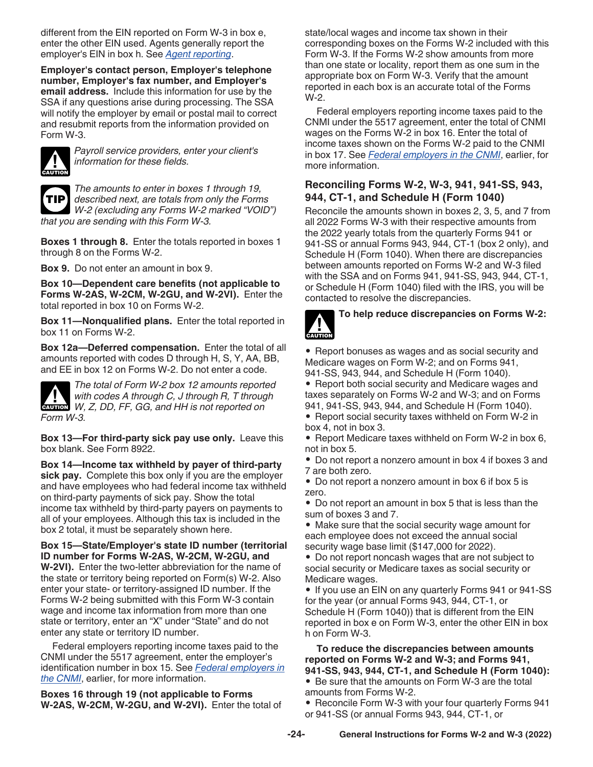different from the EIN reported on Form W-3 in box e, enter the other EIN used. Agents generally report the employer's EIN in box h. See *Agent reporting*.

**Employer's contact person, Employer's telephone number, Employer's fax number, and Employer's email address.** Include this information for use by the SSA if any questions arise during processing. The SSA will notify the employer by email or postal mail to correct and resubmit reports from the information provided on Form W-3.

**CAUTION:** *Payroll service providers, enter your client's information for these fields.*

**TIP:** *The amounts to enter in boxes 1 through 19, described next, are totals from only the Forms W-2 (excluding any Forms W-2 marked "VOID") that you are sending with this Form W-3.*

**Boxes 1 through 8.** Enter the totals reported in boxes 1 through 8 on the Forms W-2.

**Box 9.** Do not enter an amount in box 9.

**Box 10—Dependent care benefits (not applicable to Forms W-2AS, W-2CM, W-2GU, and W-2VI).** Enter the total reported in box 10 on Forms W-2.

**Box 11—Nonqualified plans.** Enter the total reported in box 11 on Forms W-2.

**Box 12a—Deferred compensation.** Enter the total of all amounts reported with codes D through H, S, Y, AA, BB, and EE in box 12 on Forms W-2. Do not enter a code.

**CAUTION:** *The total of Form W-2 box 12 amounts reported with codes A through C, J through R, T through W, Z, DD, FF, GG, and HH is not reported on Form W-3.*

**Box 13—For third-party sick pay use only.** Leave this box blank. See Form 8922.

**Box 14—Income tax withheld by payer of third-party sick pay.** Complete this box only if you are the employer and have employees who had federal income tax withheld on third-party payments of sick pay. Show the total income tax withheld by third-party payers on payments to all of your employees. Although this tax is included in the box 2 total, it must be separately shown here.

**Box 15—State/Employer's state ID number (territorial ID number for Forms W-2AS, W-2CM, W-2GU, and W-2VI).** Enter the two-letter abbreviation for the name of the state or territory being reported on Form(s) W-2. Also enter your state- or territory-assigned ID number. If the Forms W-2 being submitted with this Form W-3 contain wage and income tax information from more than one state or territory, enter an "X" under "State" and do not enter any state or territory ID number.

Federal employers reporting income taxes paid to the CNMI under the 5517 agreement, enter the employer's identification number in box 15. See *Federal employers in the CNMI*, earlier, for more information.

**Boxes 16 through 19 (not applicable to Forms W-2AS, W-2CM, W-2GU, and W-2VI).** Enter the total of state/local wages and income tax shown in their corresponding boxes on the Forms W-2 included with this Form W-3. If the Forms W-2 show amounts from more than one state or locality, report them as one sum in the appropriate box on Form W-3. Verify that the amount reported in each box is an accurate total of the Forms W-2.

Federal employers reporting income taxes paid to the CNMI under the 5517 agreement, enter the total of CNMI wages on the Forms W-2 in box 16. Enter the total of income taxes shown on the Forms W-2 paid to the CNMI in box 17. See *Federal employers in the CNMI*, earlier, for more information.

## Reconciling Forms W-2, W-3, 941, 941-SS, 943, 944, CT-1, and Schedule H (Form 1040)

Reconcile the amounts shown in boxes 2, 3, 5, and 7 from all 2022 Forms W-3 with their respective amounts from the 2022 yearly totals from the quarterly Forms 941 or 941-SS or annual Forms 943, 944, CT-1 (box 2 only), and Schedule H (Form 1040). When there are discrepancies between amounts reported on Forms W-2 and W-3 filed with the SSA and on Forms 941, 941-SS, 943, 944, CT-1, or Schedule H (Form 1040) filed with the IRS, you will be contacted to resolve the discrepancies.

**CAUTION:** **To help reduce discrepancies on Forms W-2:**

- Report bonuses as wages and as social security and Medicare wages on Form W-2; and on Forms 941, 941-SS, 943, 944, and Schedule H (Form 1040).
- Report both social security and Medicare wages and taxes separately on Forms W-2 and W-3; and on Forms 941, 941-SS, 943, 944, and Schedule H (Form 1040).
- Report social security taxes withheld on Form W-2 in box 4, not in box 3.
- Report Medicare taxes withheld on Form W-2 in box 6, not in box 5.
- Do not report a nonzero amount in box 4 if boxes 3 and 7 are both zero.
- Do not report a nonzero amount in box 6 if box 5 is zero.
- Do not report an amount in box 5 that is less than the sum of boxes 3 and 7.
- Make sure that the social security wage amount for each employee does not exceed the annual social security wage base limit ($147,000 for 2022).
- Do not report noncash wages that are not subject to social security or Medicare taxes as social security or Medicare wages.
- If you use an EIN on any quarterly Forms 941 or 941-SS for the year (or annual Forms 943, 944, CT-1, or Schedule H (Form 1040)) that is different from the EIN reported in box e on Form W-3, enter the other EIN in box h on Form W-3.

**To reduce the discrepancies between amounts reported on Forms W-2 and W-3; and Forms 941, 941-SS, 943, 944, CT-1, and Schedule H (Form 1040):**

- Be sure that the amounts on Form W-3 are the total amounts from Forms W-2.
- Reconcile Form W-3 with your four quarterly Forms 941 or 941-SS (or annual Forms 943, 944, CT-1, or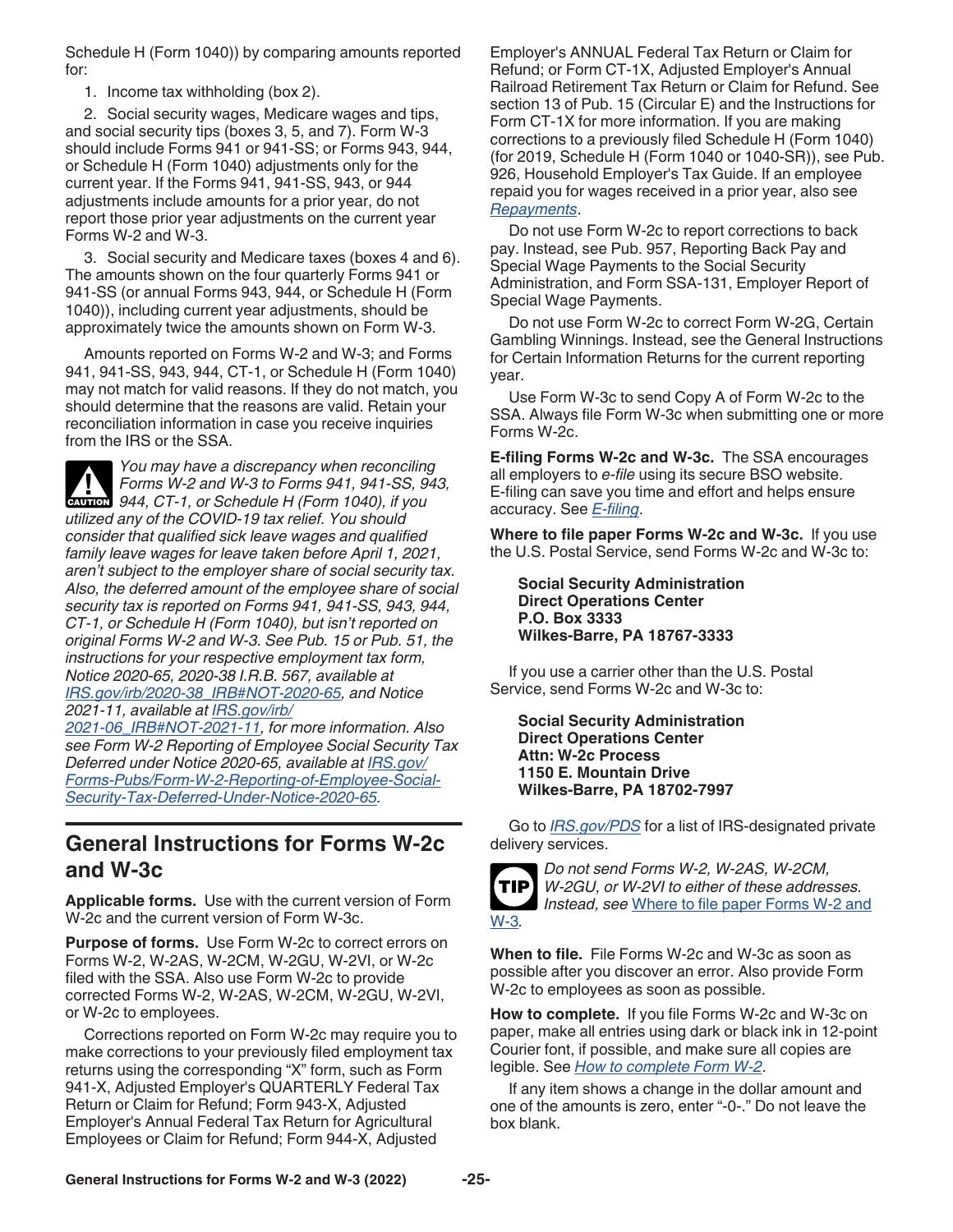Schedule H (Form 1040)) by comparing amounts reported for:

1. Income tax withholding (box 2).

2. Social security wages, Medicare wages and tips, and social security tips (boxes 3, 5, and 7). Form W-3 should include Forms 941 or 941-SS; or Forms 943, 944, or Schedule H (Form 1040) adjustments only for the current year. If the Forms 941, 941-SS, 943, or 944 adjustments include amounts for a prior year, do not report those prior year adjustments on the current year Forms W-2 and W-3.

3. Social security and Medicare taxes (boxes 4 and 6). The amounts shown on the four quarterly Forms 941 or 941-SS (or annual Forms 943, 944, or Schedule H (Form 1040)), including current year adjustments, should be approximately twice the amounts shown on Form W-3.

Amounts reported on Forms W-2 and W-3; and Forms 941, 941-SS, 943, 944, CT-1, or Schedule H (Form 1040) may not match for valid reasons. If they do not match, you should determine that the reasons are valid. Retain your reconciliation information in case you receive inquiries from the IRS or the SSA.

CAUTION: *You may have a discrepancy when reconciling Forms W-2 and W-3 to Forms 941, 941-SS, 943, 944, CT-1, or Schedule H (Form 1040), if you utilized any of the COVID-19 tax relief. You should consider that qualified sick leave wages and qualified family leave wages for leave taken before April 1, 2021, aren't subject to the employer share of social security tax. Also, the deferred amount of the employee share of social security tax is reported on Forms 941, 941-SS, 943, 944, CT-1, or Schedule H (Form 1040), but isn't reported on original Forms W-2 and W-3. See Pub. 15 or Pub. 51, the instructions for your respective employment tax form, Notice 2020-65, 2020-38 I.R.B. 567, available at IRS.gov/irb/2020-38_IRB#NOT-2020-65, and Notice 2021-11, available at IRS.gov/irb/2021-06_IRB#NOT-2021-11, for more information. Also see Form W-2 Reporting of Employee Social Security Tax Deferred under Notice 2020-65, available at IRS.gov/Forms-Pubs/Form-W-2-Reporting-of-Employee-Social-Security-Tax-Deferred-Under-Notice-2020-65.*

## General Instructions for Forms W-2c and W-3c

**Applicable forms.** Use with the current version of Form W-2c and the current version of Form W-3c.

**Purpose of forms.** Use Form W-2c to correct errors on Forms W-2, W-2AS, W-2CM, W-2GU, W-2VI, or W-2c filed with the SSA. Also use Form W-2c to provide corrected Forms W-2, W-2AS, W-2CM, W-2GU, W-2VI, or W-2c to employees.

Corrections reported on Form W-2c may require you to make corrections to your previously filed employment tax returns using the corresponding "X" form, such as Form 941-X, Adjusted Employer's QUARTERLY Federal Tax Return or Claim for Refund; Form 943-X, Adjusted Employer's Annual Federal Tax Return for Agricultural Employees or Claim for Refund; Form 944-X, Adjusted Employer's ANNUAL Federal Tax Return or Claim for Refund; or Form CT-1X, Adjusted Employer's Annual Railroad Retirement Tax Return or Claim for Refund. See section 13 of Pub. 15 (Circular E) and the Instructions for Form CT-1X for more information. If you are making corrections to a previously filed Schedule H (Form 1040) (for 2019, Schedule H (Form 1040 or 1040-SR)), see Pub. 926, Household Employer's Tax Guide. If an employee repaid you for wages received in a prior year, also see *Repayments*.

Do not use Form W-2c to report corrections to back pay. Instead, see Pub. 957, Reporting Back Pay and Special Wage Payments to the Social Security Administration, and Form SSA-131, Employer Report of Special Wage Payments.

Do not use Form W-2c to correct Form W-2G, Certain Gambling Winnings. Instead, see the General Instructions for Certain Information Returns for the current reporting year.

Use Form W-3c to send Copy A of Form W-2c to the SSA. Always file Form W-3c when submitting one or more Forms W-2c.

**E-filing Forms W-2c and W-3c.** The SSA encourages all employers to *e-file* using its secure BSO website. E-filing can save you time and effort and helps ensure accuracy. See *E-filing*.

**Where to file paper Forms W-2c and W-3c.** If you use the U.S. Postal Service, send Forms W-2c and W-3c to:

**Social Security Administration**
**Direct Operations Center**
**P.O. Box 3333**
**Wilkes-Barre, PA 18767-3333**

If you use a carrier other than the U.S. Postal Service, send Forms W-2c and W-3c to:

**Social Security Administration**
**Direct Operations Center**
**Attn: W-2c Process**
**1150 E. Mountain Drive**
**Wilkes-Barre, PA 18702-7997**

Go to *IRS.gov/PDS* for a list of IRS-designated private delivery services.

TIP: *Do not send Forms W-2, W-2AS, W-2CM, W-2GU, or W-2VI to either of these addresses. Instead, see Where to file paper Forms W-2 and W-3.*

**When to file.** File Forms W-2c and W-3c as soon as possible after you discover an error. Also provide Form W-2c to employees as soon as possible.

**How to complete.** If you file Forms W-2c and W-3c on paper, make all entries using dark or black ink in 12-point Courier font, if possible, and make sure all copies are legible. See *How to complete Form W-2*.

If any item shows a change in the dollar amount and one of the amounts is zero, enter "-0-." Do not leave the box blank.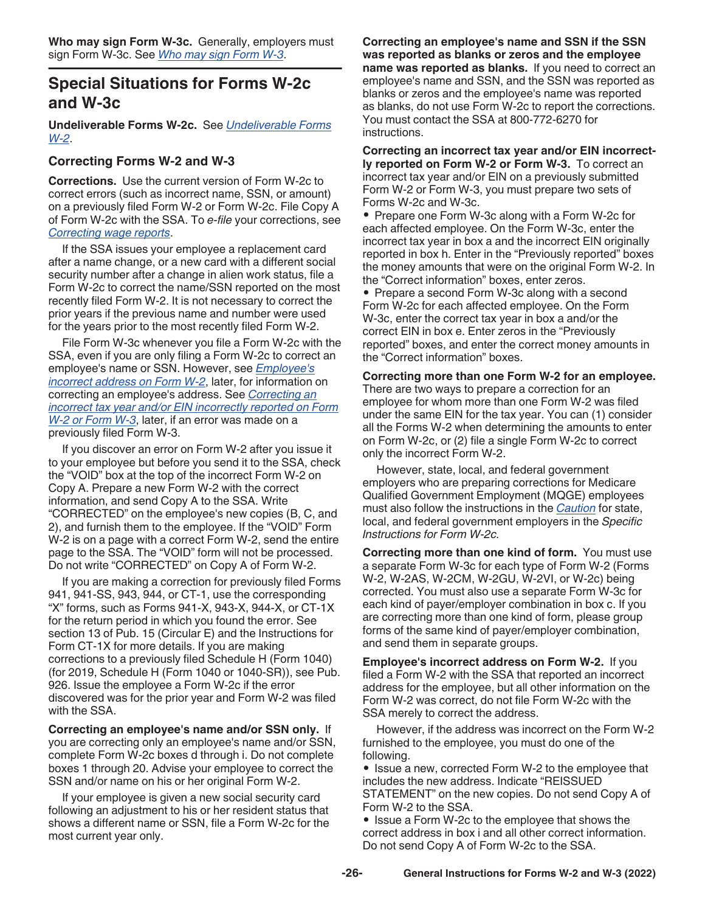**Who may sign Form W-3c.** Generally, employers must sign Form W-3c. See *Who may sign Form W-3*.

## Special Situations for Forms W-2c and W-3c

**Undeliverable Forms W-2c.** See *Undeliverable Forms W-2*.

### Correcting Forms W-2 and W-3

**Corrections.** Use the current version of Form W-2c to correct errors (such as incorrect name, SSN, or amount) on a previously filed Form W-2 or Form W-2c. File Copy A of Form W-2c with the SSA. To *e-file* your corrections, see *Correcting wage reports*.

If the SSA issues your employee a replacement card after a name change, or a new card with a different social security number after a change in alien work status, file a Form W-2c to correct the name/SSN reported on the most recently filed Form W-2. It is not necessary to correct the prior years if the previous name and number were used for the years prior to the most recently filed Form W-2.

File Form W-3c whenever you file a Form W-2c with the SSA, even if you are only filing a Form W-2c to correct an employee's name or SSN. However, see *Employee's incorrect address on Form W-2*, later, for information on correcting an employee's address. See *Correcting an incorrect tax year and/or EIN incorrectly reported on Form W-2 or Form W-3*, later, if an error was made on a previously filed Form W-3.

If you discover an error on Form W-2 after you issue it to your employee but before you send it to the SSA, check the "VOID" box at the top of the incorrect Form W-2 on Copy A. Prepare a new Form W-2 with the correct information, and send Copy A to the SSA. Write "CORRECTED" on the employee's new copies (B, C, and 2), and furnish them to the employee. If the "VOID" Form W-2 is on a page with a correct Form W-2, send the entire page to the SSA. The "VOID" form will not be processed. Do not write "CORRECTED" on Copy A of Form W-2.

If you are making a correction for previously filed Forms 941, 941-SS, 943, 944, or CT-1, use the corresponding "X" forms, such as Forms 941-X, 943-X, 944-X, or CT-1X for the return period in which you found the error. See section 13 of Pub. 15 (Circular E) and the Instructions for Form CT-1X for more details. If you are making corrections to a previously filed Schedule H (Form 1040) (for 2019, Schedule H (Form 1040 or 1040-SR)), see Pub. 926. Issue the employee a Form W-2c if the error discovered was for the prior year and Form W-2 was filed with the SSA.

**Correcting an employee's name and/or SSN only.** If you are correcting only an employee's name and/or SSN, complete Form W-2c boxes d through i. Do not complete boxes 1 through 20. Advise your employee to correct the SSN and/or name on his or her original Form W-2.

If your employee is given a new social security card following an adjustment to his or her resident status that shows a different name or SSN, file a Form W-2c for the most current year only.

**Correcting an employee's name and SSN if the SSN was reported as blanks or zeros and the employee name was reported as blanks.** If you need to correct an employee's name and SSN, and the SSN was reported as blanks or zeros and the employee's name was reported as blanks, do not use Form W-2c to report the corrections. You must contact the SSA at 800-772-6270 for instructions.

**Correcting an incorrect tax year and/or EIN incorrectly reported on Form W-2 or Form W-3.** To correct an incorrect tax year and/or EIN on a previously submitted Form W-2 or Form W-3, you must prepare two sets of Forms W-2c and W-3c.

- Prepare one Form W-3c along with a Form W-2c for each affected employee. On the Form W-3c, enter the incorrect tax year in box a and the incorrect EIN originally reported in box h. Enter in the "Previously reported" boxes the money amounts that were on the original Form W-2. In the "Correct information" boxes, enter zeros.
- Prepare a second Form W-3c along with a second Form W-2c for each affected employee. On the Form W-3c, enter the correct tax year in box a and/or the correct EIN in box e. Enter zeros in the "Previously reported" boxes, and enter the correct money amounts in the "Correct information" boxes.

**Correcting more than one Form W-2 for an employee.** There are two ways to prepare a correction for an employee for whom more than one Form W-2 was filed under the same EIN for the tax year. You can (1) consider all the Forms W-2 when determining the amounts to enter on Form W-2c, or (2) file a single Form W-2c to correct only the incorrect Form W-2.

However, state, local, and federal government employers who are preparing corrections for Medicare Qualified Government Employment (MQGE) employees must also follow the instructions in the *Caution* for state, local, and federal government employers in the *Specific Instructions for Form W-2c*.

**Correcting more than one kind of form.** You must use a separate Form W-3c for each type of Form W-2 (Forms W-2, W-2AS, W-2CM, W-2GU, W-2VI, or W-2c) being corrected. You must also use a separate Form W-3c for each kind of payer/employer combination in box c. If you are correcting more than one kind of form, please group forms of the same kind of payer/employer combination, and send them in separate groups.

**Employee's incorrect address on Form W-2.** If you filed a Form W-2 with the SSA that reported an incorrect address for the employee, but all other information on the Form W-2 was correct, do not file Form W-2c with the SSA merely to correct the address.

However, if the address was incorrect on the Form W-2 furnished to the employee, you must do one of the following.

- Issue a new, corrected Form W-2 to the employee that includes the new address. Indicate "REISSUED STATEMENT" on the new copies. Do not send Copy A of Form W-2 to the SSA.
- Issue a Form W-2c to the employee that shows the correct address in box i and all other correct information. Do not send Copy A of Form W-2c to the SSA.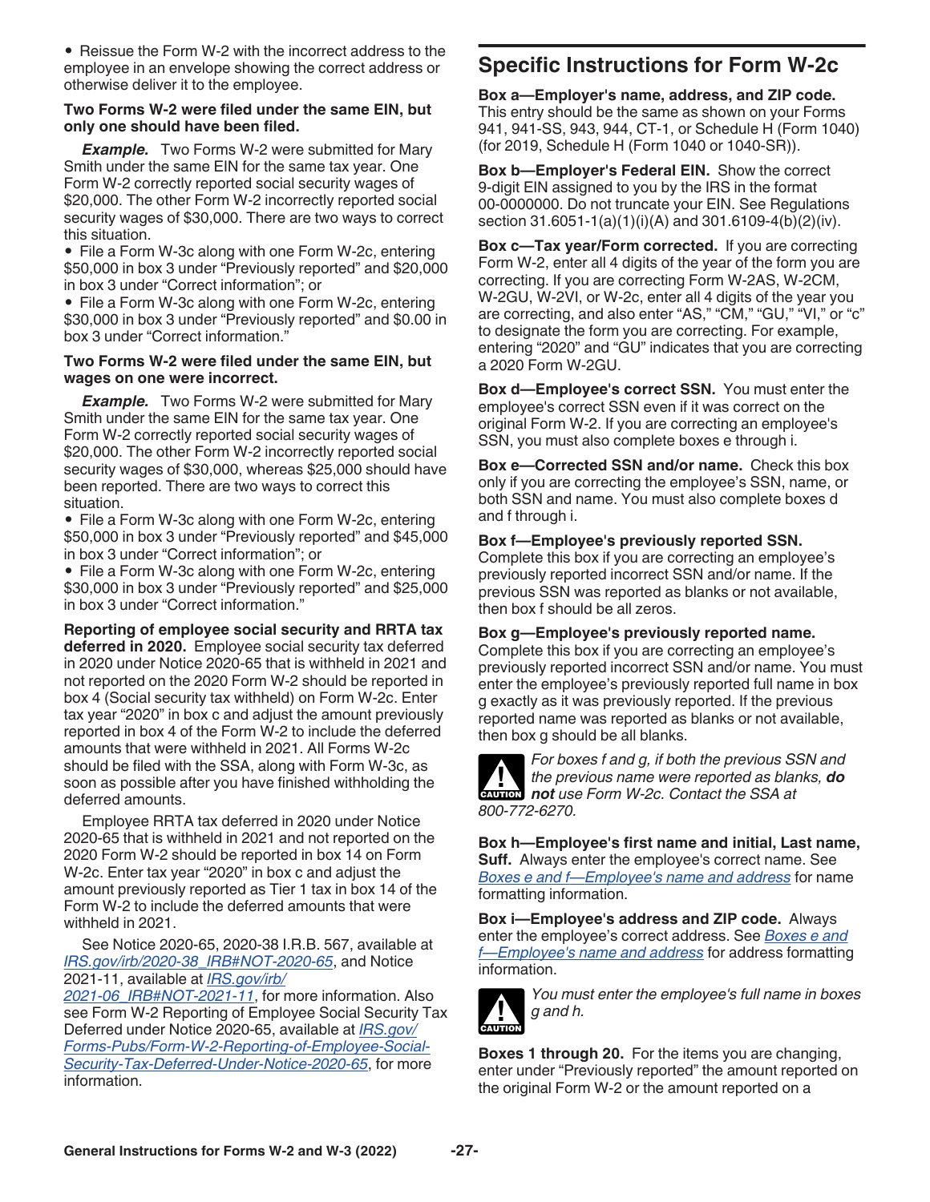- Reissue the Form W-2 with the incorrect address to the employee in an envelope showing the correct address or otherwise deliver it to the employee.

**Two Forms W-2 were filed under the same EIN, but only one should have been filed.**

***Example.*** Two Forms W-2 were submitted for Mary Smith under the same EIN for the same tax year. One Form W-2 correctly reported social security wages of $20,000. The other Form W-2 incorrectly reported social security wages of $30,000. There are two ways to correct this situation.

- File a Form W-3c along with one Form W-2c, entering $50,000 in box 3 under "Previously reported" and $20,000 in box 3 under "Correct information"; or
- File a Form W-3c along with one Form W-2c, entering $30,000 in box 3 under "Previously reported" and $0.00 in box 3 under "Correct information."

**Two Forms W-2 were filed under the same EIN, but wages on one were incorrect.**

***Example.*** Two Forms W-2 were submitted for Mary Smith under the same EIN for the same tax year. One Form W-2 correctly reported social security wages of $20,000. The other Form W-2 incorrectly reported social security wages of $30,000, whereas $25,000 should have been reported. There are two ways to correct this situation.

- File a Form W-3c along with one Form W-2c, entering $50,000 in box 3 under "Previously reported" and $45,000 in box 3 under "Correct information"; or
- File a Form W-3c along with one Form W-2c, entering $30,000 in box 3 under "Previously reported" and $25,000 in box 3 under "Correct information."

**Reporting of employee social security and RRTA tax deferred in 2020.** Employee social security tax deferred in 2020 under Notice 2020-65 that is withheld in 2021 and not reported on the 2020 Form W-2 should be reported in box 4 (Social security tax withheld) on Form W-2c. Enter tax year "2020" in box c and adjust the amount previously reported in box 4 of the Form W-2 to include the deferred amounts that were withheld in 2021. All Forms W-2c should be filed with the SSA, along with Form W-3c, as soon as possible after you have finished withholding the deferred amounts.

Employee RRTA tax deferred in 2020 under Notice 2020-65 that is withheld in 2021 and not reported on the 2020 Form W-2 should be reported in box 14 on Form W-2c. Enter tax year "2020" in box c and adjust the amount previously reported as Tier 1 tax in box 14 of the Form W-2 to include the deferred amounts that were withheld in 2021.

See Notice 2020-65, 2020-38 I.R.B. 567, available at *IRS.gov/irb/2020-38_IRB#NOT-2020-65*, and Notice 2021-11, available at *IRS.gov/irb/2021-06_IRB#NOT-2021-11*, for more information. Also see Form W-2 Reporting of Employee Social Security Tax Deferred under Notice 2020-65, available at *IRS.gov/Forms-Pubs/Form-W-2-Reporting-of-Employee-Social-Security-Tax-Deferred-Under-Notice-2020-65*, for more information.

## Specific Instructions for Form W-2c

**Box a—Employer's name, address, and ZIP code.** This entry should be the same as shown on your Forms 941, 941-SS, 943, 944, CT-1, or Schedule H (Form 1040) (for 2019, Schedule H (Form 1040 or 1040-SR)).

**Box b—Employer's Federal EIN.** Show the correct 9-digit EIN assigned to you by the IRS in the format 00-0000000. Do not truncate your EIN. See Regulations section 31.6051-1(a)(1)(i)(A) and 301.6109-4(b)(2)(iv).

**Box c—Tax year/Form corrected.** If you are correcting Form W-2, enter all 4 digits of the year of the form you are correcting. If you are correcting Form W-2AS, W-2CM, W-2GU, W-2VI, or W-2c, enter all 4 digits of the year you are correcting, and also enter "AS," "CM," "GU," "VI," or "c" to designate the form you are correcting. For example, entering "2020" and "GU" indicates that you are correcting a 2020 Form W-2GU.

**Box d—Employee's correct SSN.** You must enter the employee's correct SSN even if it was correct on the original Form W-2. If you are correcting an employee's SSN, you must also complete boxes e through i.

**Box e—Corrected SSN and/or name.** Check this box only if you are correcting the employee's SSN, name, or both SSN and name. You must also complete boxes d and f through i.

**Box f—Employee's previously reported SSN.** Complete this box if you are correcting an employee's previously reported incorrect SSN and/or name. If the previous SSN was reported as blanks or not available, then box f should be all zeros.

**Box g—Employee's previously reported name.** Complete this box if you are correcting an employee's previously reported incorrect SSN and/or name. You must enter the employee's previously reported full name in box g exactly as it was previously reported. If the previous reported name was reported as blanks or not available, then box g should be all blanks.

> **CAUTION:** *For boxes f and g, if both the previous SSN and the previous name were reported as blanks,* ***do not*** *use Form W-2c. Contact the SSA at 800-772-6270.*

**Box h—Employee's first name and initial, Last name, Suff.** Always enter the employee's correct name. See *Boxes e and f—Employee's name and address* for name formatting information.

**Box i—Employee's address and ZIP code.** Always enter the employee's correct address. See *Boxes e and f—Employee's name and address* for address formatting information.

> **CAUTION:** *You must enter the employee's full name in boxes g and h.*

**Boxes 1 through 20.** For the items you are changing, enter under "Previously reported" the amount reported on the original Form W-2 or the amount reported on a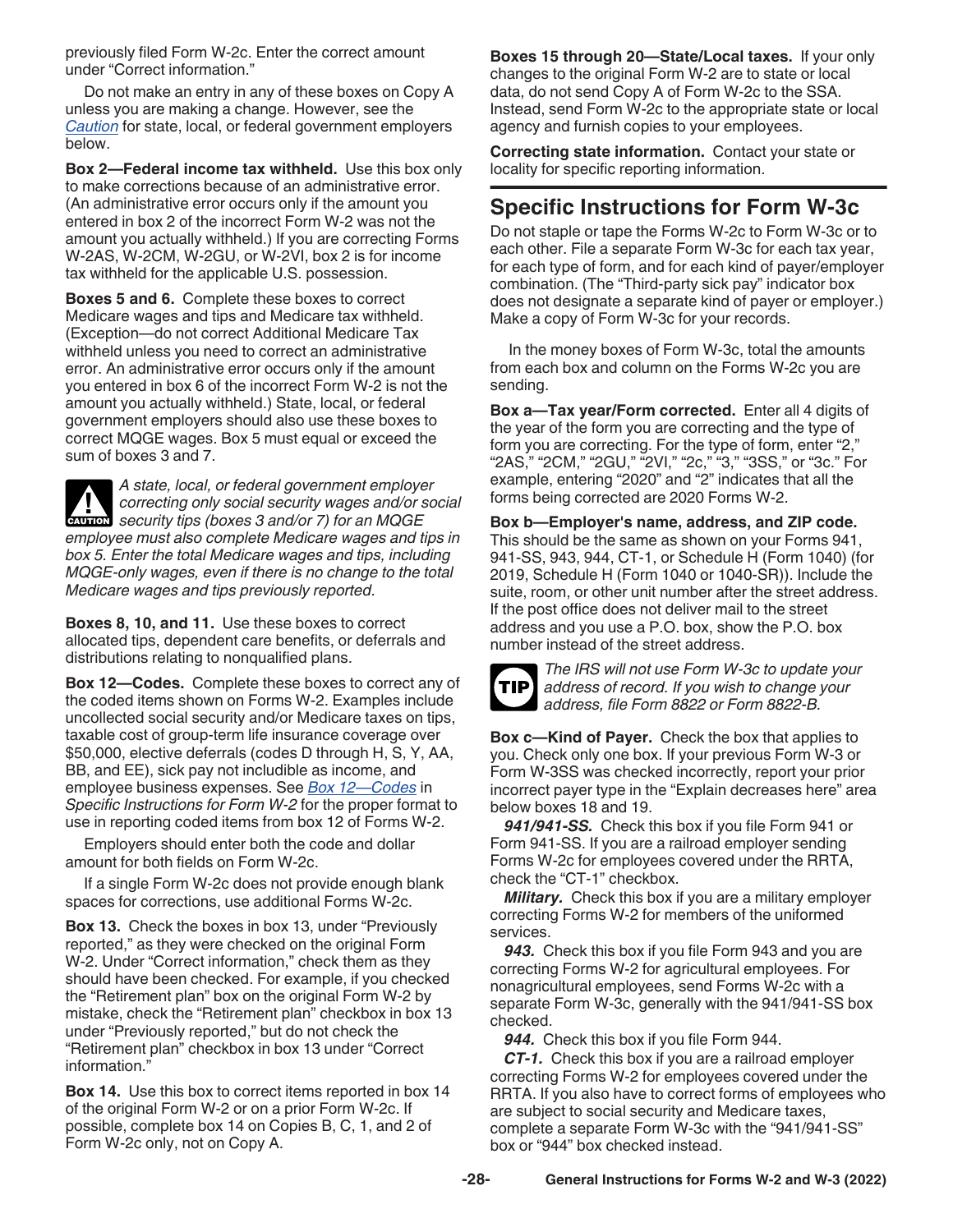previously filed Form W-2c. Enter the correct amount under "Correct information."

Do not make an entry in any of these boxes on Copy A unless you are making a change. However, see the *Caution* for state, local, or federal government employers below.

**Box 2—Federal income tax withheld.** Use this box only to make corrections because of an administrative error. (An administrative error occurs only if the amount you entered in box 2 of the incorrect Form W-2 was not the amount you actually withheld.) If you are correcting Forms W-2AS, W-2CM, W-2GU, or W-2VI, box 2 is for income tax withheld for the applicable U.S. possession.

**Boxes 5 and 6.** Complete these boxes to correct Medicare wages and tips and Medicare tax withheld. (Exception—do not correct Additional Medicare Tax withheld unless you need to correct an administrative error. An administrative error occurs only if the amount you entered in box 6 of the incorrect Form W-2 is not the amount you actually withheld.) State, local, or federal government employers should also use these boxes to correct MQGE wages. Box 5 must equal or exceed the sum of boxes 3 and 7.

**CAUTION** *A state, local, or federal government employer correcting only social security wages and/or social security tips (boxes 3 and/or 7) for an MQGE employee must also complete Medicare wages and tips in box 5. Enter the total Medicare wages and tips, including MQGE-only wages, even if there is no change to the total Medicare wages and tips previously reported.*

**Boxes 8, 10, and 11.** Use these boxes to correct allocated tips, dependent care benefits, or deferrals and distributions relating to nonqualified plans.

**Box 12—Codes.** Complete these boxes to correct any of the coded items shown on Forms W-2. Examples include uncollected social security and/or Medicare taxes on tips, taxable cost of group-term life insurance coverage over $50,000, elective deferrals (codes D through H, S, Y, AA, BB, and EE), sick pay not includible as income, and employee business expenses. See *Box 12—Codes* in *Specific Instructions for Form W-2* for the proper format to use in reporting coded items from box 12 of Forms W-2.

Employers should enter both the code and dollar amount for both fields on Form W-2c.

If a single Form W-2c does not provide enough blank spaces for corrections, use additional Forms W-2c.

**Box 13.** Check the boxes in box 13, under "Previously reported," as they were checked on the original Form W-2. Under "Correct information," check them as they should have been checked. For example, if you checked the "Retirement plan" box on the original Form W-2 by mistake, check the "Retirement plan" checkbox in box 13 under "Previously reported," but do not check the "Retirement plan" checkbox in box 13 under "Correct information."

**Box 14.** Use this box to correct items reported in box 14 of the original Form W-2 or on a prior Form W-2c. If possible, complete box 14 on Copies B, C, 1, and 2 of Form W-2c only, not on Copy A.

**Boxes 15 through 20—State/Local taxes.** If your only changes to the original Form W-2 are to state or local data, do not send Copy A of Form W-2c to the SSA. Instead, send Form W-2c to the appropriate state or local agency and furnish copies to your employees.

**Correcting state information.** Contact your state or locality for specific reporting information.

## Specific Instructions for Form W-3c

Do not staple or tape the Forms W-2c to Form W-3c or to each other. File a separate Form W-3c for each tax year, for each type of form, and for each kind of payer/employer combination. (The "Third-party sick pay" indicator box does not designate a separate kind of payer or employer.) Make a copy of Form W-3c for your records.

In the money boxes of Form W-3c, total the amounts from each box and column on the Forms W-2c you are sending.

**Box a—Tax year/Form corrected.** Enter all 4 digits of the year of the form you are correcting and the type of form you are correcting. For the type of form, enter "2," "2AS," "2CM," "2GU," "2VI," "2c," "3," "3SS," or "3c." For example, entering "2020" and "2" indicates that all the forms being corrected are 2020 Forms W-2.

**Box b—Employer's name, address, and ZIP code.** This should be the same as shown on your Forms 941, 941-SS, 943, 944, CT-1, or Schedule H (Form 1040) (for 2019, Schedule H (Form 1040 or 1040-SR)). Include the suite, room, or other unit number after the street address. If the post office does not deliver mail to the street address and you use a P.O. box, show the P.O. box number instead of the street address.

**TIP** *The IRS will not use Form W-3c to update your address of record. If you wish to change your address, file Form 8822 or Form 8822-B.*

**Box c—Kind of Payer.** Check the box that applies to you. Check only one box. If your previous Form W-3 or Form W-3SS was checked incorrectly, report your prior incorrect payer type in the "Explain decreases here" area below boxes 18 and 19.

***941/941-SS.*** Check this box if you file Form 941 or Form 941-SS. If you are a railroad employer sending Forms W-2c for employees covered under the RRTA, check the "CT-1" checkbox.

***Military.*** Check this box if you are a military employer correcting Forms W-2 for members of the uniformed services.

***943.*** Check this box if you file Form 943 and you are correcting Forms W-2 for agricultural employees. For nonagricultural employees, send Forms W-2c with a separate Form W-3c, generally with the 941/941-SS box checked.

***944.*** Check this box if you file Form 944.

***CT-1.*** Check this box if you are a railroad employer correcting Forms W-2 for employees covered under the RRTA. If you also have to correct forms of employees who are subject to social security and Medicare taxes, complete a separate Form W-3c with the "941/941-SS" box or "944" box checked instead.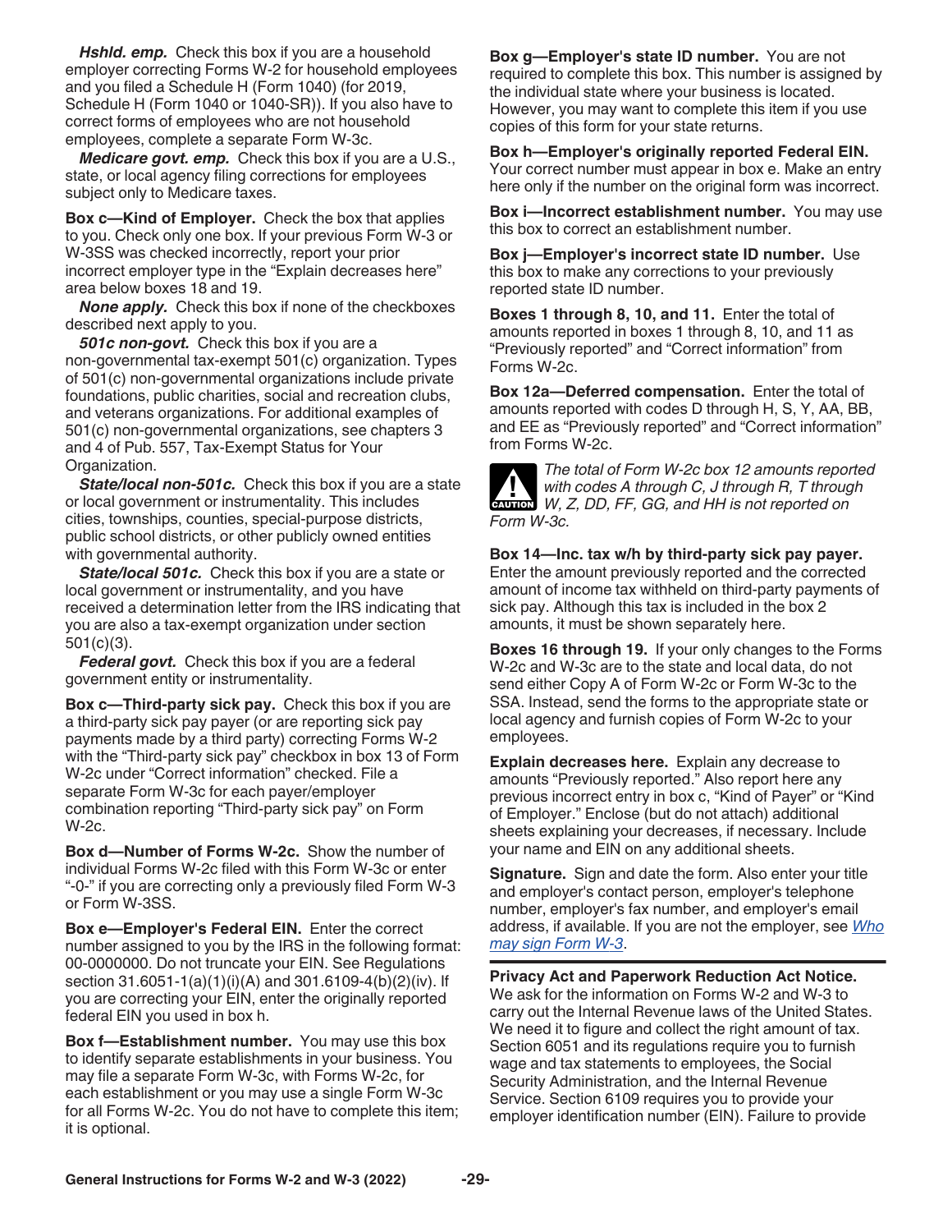***Hshld. emp.*** Check this box if you are a household employer correcting Forms W-2 for household employees and you filed a Schedule H (Form 1040) (for 2019, Schedule H (Form 1040 or 1040-SR)). If you also have to correct forms of employees who are not household employees, complete a separate Form W-3c.

***Medicare govt. emp.*** Check this box if you are a U.S., state, or local agency filing corrections for employees subject only to Medicare taxes.

**Box c—Kind of Employer.** Check the box that applies to you. Check only one box. If your previous Form W-3 or W-3SS was checked incorrectly, report your prior incorrect employer type in the "Explain decreases here" area below boxes 18 and 19.

***None apply.*** Check this box if none of the checkboxes described next apply to you.

***501c non-govt.*** Check this box if you are a non-governmental tax-exempt 501(c) organization. Types of 501(c) non-governmental organizations include private foundations, public charities, social and recreation clubs, and veterans organizations. For additional examples of 501(c) non-governmental organizations, see chapters 3 and 4 of Pub. 557, Tax-Exempt Status for Your Organization.

***State/local non-501c.*** Check this box if you are a state or local government or instrumentality. This includes cities, townships, counties, special-purpose districts, public school districts, or other publicly owned entities with governmental authority.

***State/local 501c.*** Check this box if you are a state or local government or instrumentality, and you have received a determination letter from the IRS indicating that you are also a tax-exempt organization under section 501(c)(3).

***Federal govt.*** Check this box if you are a federal government entity or instrumentality.

**Box c—Third-party sick pay.** Check this box if you are a third-party sick pay payer (or are reporting sick pay payments made by a third party) correcting Forms W-2 with the "Third-party sick pay" checkbox in box 13 of Form W-2c under "Correct information" checked. File a separate Form W-3c for each payer/employer combination reporting "Third-party sick pay" on Form W-2c.

**Box d—Number of Forms W-2c.** Show the number of individual Forms W-2c filed with this Form W-3c or enter "-0-" if you are correcting only a previously filed Form W-3 or Form W-3SS.

**Box e—Employer's Federal EIN.** Enter the correct number assigned to you by the IRS in the following format: 00-0000000. Do not truncate your EIN. See Regulations section 31.6051-1(a)(1)(i)(A) and 301.6109-4(b)(2)(iv). If you are correcting your EIN, enter the originally reported federal EIN you used in box h.

**Box f—Establishment number.** You may use this box to identify separate establishments in your business. You may file a separate Form W-3c, with Forms W-2c, for each establishment or you may use a single Form W-3c for all Forms W-2c. You do not have to complete this item; it is optional.

**Box g—Employer's state ID number.** You are not required to complete this box. This number is assigned by the individual state where your business is located. However, you may want to complete this item if you use copies of this form for your state returns.

**Box h—Employer's originally reported Federal EIN.** Your correct number must appear in box e. Make an entry here only if the number on the original form was incorrect.

**Box i—Incorrect establishment number.** You may use this box to correct an establishment number.

**Box j—Employer's incorrect state ID number.** Use this box to make any corrections to your previously reported state ID number.

**Boxes 1 through 8, 10, and 11.** Enter the total of amounts reported in boxes 1 through 8, 10, and 11 as "Previously reported" and "Correct information" from Forms W-2c.

**Box 12a—Deferred compensation.** Enter the total of amounts reported with codes D through H, S, Y, AA, BB, and EE as "Previously reported" and "Correct information" from Forms W-2c.

**CAUTION** *The total of Form W-2c box 12 amounts reported with codes A through C, J through R, T through W, Z, DD, FF, GG, and HH is not reported on Form W-3c.*

**Box 14—Inc. tax w/h by third-party sick pay payer.** Enter the amount previously reported and the corrected amount of income tax withheld on third-party payments of sick pay. Although this tax is included in the box 2 amounts, it must be shown separately here.

**Boxes 16 through 19.** If your only changes to the Forms W-2c and W-3c are to the state and local data, do not send either Copy A of Form W-2c or Form W-3c to the SSA. Instead, send the forms to the appropriate state or local agency and furnish copies of Form W-2c to your employees.

**Explain decreases here.** Explain any decrease to amounts "Previously reported." Also report here any previous incorrect entry in box c, "Kind of Payer" or "Kind of Employer." Enclose (but do not attach) additional sheets explaining your decreases, if necessary. Include your name and EIN on any additional sheets.

**Signature.** Sign and date the form. Also enter your title and employer's contact person, employer's telephone number, employer's fax number, and employer's email address, if available. If you are not the employer, see *Who may sign Form W-3*.

**Privacy Act and Paperwork Reduction Act Notice.** We ask for the information on Forms W-2 and W-3 to carry out the Internal Revenue laws of the United States. We need it to figure and collect the right amount of tax. Section 6051 and its regulations require you to furnish wage and tax statements to employees, the Social Security Administration, and the Internal Revenue Service. Section 6109 requires you to provide your employer identification number (EIN). Failure to provide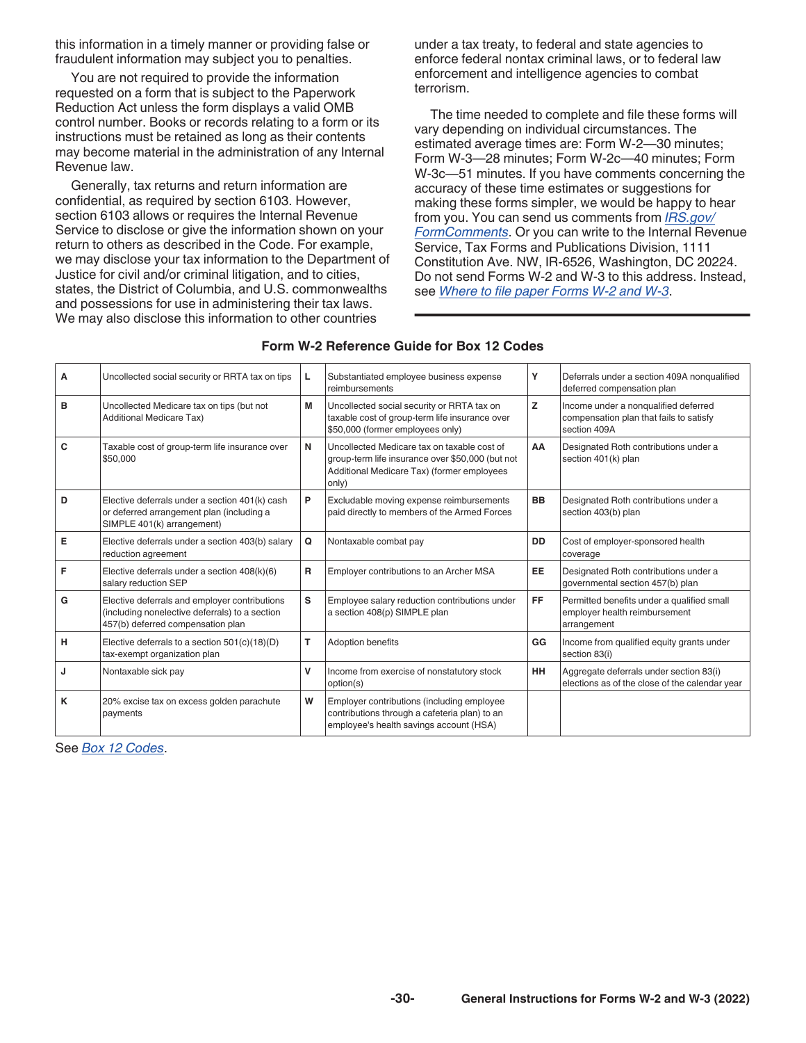this information in a timely manner or providing false or fraudulent information may subject you to penalties.

You are not required to provide the information requested on a form that is subject to the Paperwork Reduction Act unless the form displays a valid OMB control number. Books or records relating to a form or its instructions must be retained as long as their contents may become material in the administration of any Internal Revenue law.

Generally, tax returns and return information are confidential, as required by section 6103. However, section 6103 allows or requires the Internal Revenue Service to disclose or give the information shown on your return to others as described in the Code. For example, we may disclose your tax information to the Department of Justice for civil and/or criminal litigation, and to cities, states, the District of Columbia, and U.S. commonwealths and possessions for use in administering their tax laws. We may also disclose this information to other countries under a tax treaty, to federal and state agencies to enforce federal nontax criminal laws, or to federal law enforcement and intelligence agencies to combat terrorism.

The time needed to complete and file these forms will vary depending on individual circumstances. The estimated average times are: Form W-2—30 minutes; Form W-3—28 minutes; Form W-2c—40 minutes; Form W-3c—51 minutes. If you have comments concerning the accuracy of these time estimates or suggestions for making these forms simpler, we would be happy to hear from you. You can send us comments from *IRS.gov/FormComments*. Or you can write to the Internal Revenue Service, Tax Forms and Publications Division, 1111 Constitution Ave. NW, IR-6526, Washington, DC 20224. Do not send Forms W-2 and W-3 to this address. Instead, see *Where to file paper Forms W-2 and W-3*.

**Form W-2 Reference Guide for Box 12 Codes**

| | | | | | |
|---|---|---|---|---|---|
| **A** | Uncollected social security or RRTA tax on tips | **L** | Substantiated employee business expense reimbursements | **Y** | Deferrals under a section 409A nonqualified deferred compensation plan |
| **B** | Uncollected Medicare tax on tips (but not Additional Medicare Tax) | **M** | Uncollected social security or RRTA tax on taxable cost of group-term life insurance over $50,000 (former employees only) | **Z** | Income under a nonqualified deferred compensation plan that fails to satisfy section 409A |
| **C** | Taxable cost of group-term life insurance over $50,000 | **N** | Uncollected Medicare tax on taxable cost of group-term life insurance over $50,000 (but not Additional Medicare Tax) (former employees only) | **AA** | Designated Roth contributions under a section 401(k) plan |
| **D** | Elective deferrals under a section 401(k) cash or deferred arrangement plan (including a SIMPLE 401(k) arrangement) | **P** | Excludable moving expense reimbursements paid directly to members of the Armed Forces | **BB** | Designated Roth contributions under a section 403(b) plan |
| **E** | Elective deferrals under a section 403(b) salary reduction agreement | **Q** | Nontaxable combat pay | **DD** | Cost of employer-sponsored health coverage |
| **F** | Elective deferrals under a section 408(k)(6) salary reduction SEP | **R** | Employer contributions to an Archer MSA | **EE** | Designated Roth contributions under a governmental section 457(b) plan |
| **G** | Elective deferrals and employer contributions (including nonelective deferrals) to a section 457(b) deferred compensation plan | **S** | Employee salary reduction contributions under a section 408(p) SIMPLE plan | **FF** | Permitted benefits under a qualified small employer health reimbursement arrangement |
| **H** | Elective deferrals to a section 501(c)(18)(D) tax-exempt organization plan | **T** | Adoption benefits | **GG** | Income from qualified equity grants under section 83(i) |
| **J** | Nontaxable sick pay | **V** | Income from exercise of nonstatutory stock option(s) | **HH** | Aggregate deferrals under section 83(i) elections as of the close of the calendar year |
| **K** | 20% excise tax on excess golden parachute payments | **W** | Employer contributions (including employee contributions through a cafeteria plan) to an employee's health savings account (HSA) | | |

See *Box 12 Codes*.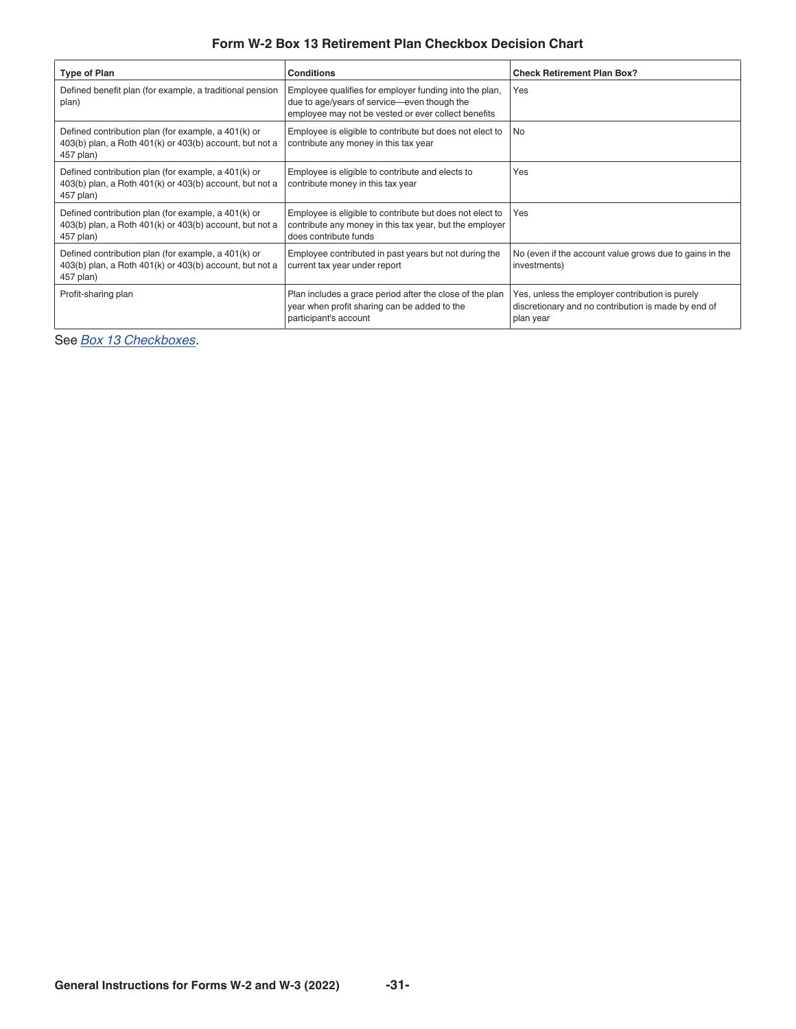## Form W-2 Box 13 Retirement Plan Checkbox Decision Chart

| Type of Plan | Conditions | Check Retirement Plan Box? |
| --- | --- | --- |
| Defined benefit plan (for example, a traditional pension plan) | Employee qualifies for employer funding into the plan, due to age/years of service—even though the employee may not be vested or ever collect benefits | Yes |
| Defined contribution plan (for example, a 401(k) or 403(b) plan, a Roth 401(k) or 403(b) account, but not a 457 plan) | Employee is eligible to contribute but does not elect to contribute any money in this tax year | No |
| Defined contribution plan (for example, a 401(k) or 403(b) plan, a Roth 401(k) or 403(b) account, but not a 457 plan) | Employee is eligible to contribute and elects to contribute money in this tax year | Yes |
| Defined contribution plan (for example, a 401(k) or 403(b) plan, a Roth 401(k) or 403(b) account, but not a 457 plan) | Employee is eligible to contribute but does not elect to contribute any money in this tax year, but the employer does contribute funds | Yes |
| Defined contribution plan (for example, a 401(k) or 403(b) plan, a Roth 401(k) or 403(b) account, but not a 457 plan) | Employee contributed in past years but not during the current tax year under report | No (even if the account value grows due to gains in the investments) |
| Profit-sharing plan | Plan includes a grace period after the close of the plan year when profit sharing can be added to the participant's account | Yes, unless the employer contribution is purely discretionary and no contribution is made by end of plan year |

See *Box 13 Checkboxes*.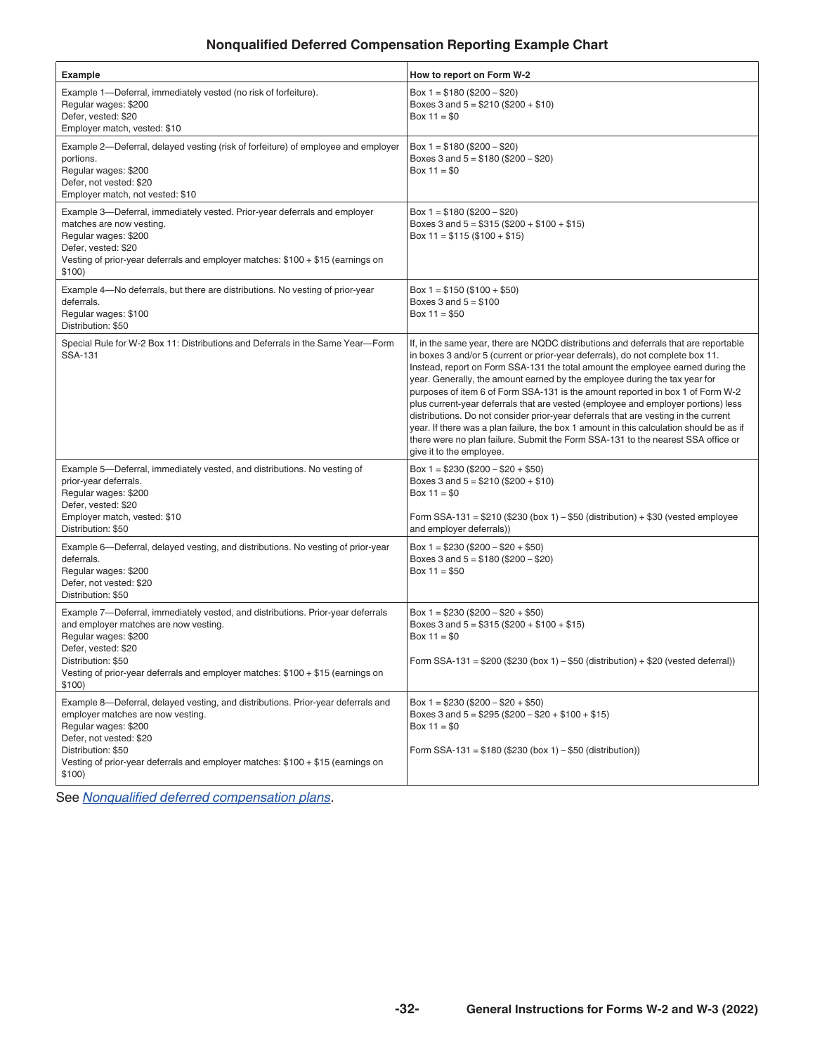## Nonqualified Deferred Compensation Reporting Example Chart

| Example | How to report on Form W-2 |
|---|---|
| Example 1—Deferral, immediately vested (no risk of forfeiture).<br>Regular wages: $200<br>Defer, vested: $20<br>Employer match, vested: $10 | Box 1 = $180 ($200 – $20)<br>Boxes 3 and 5 = $210 ($200 + $10)<br>Box 11 = $0 |
| Example 2—Deferral, delayed vesting (risk of forfeiture) of employee and employer portions.<br>Regular wages: $200<br>Defer, not vested: $20<br>Employer match, not vested: $10 | Box 1 = $180 ($200 – $20)<br>Boxes 3 and 5 = $180 ($200 – $20)<br>Box 11 = $0 |
| Example 3—Deferral, immediately vested. Prior-year deferrals and employer matches are now vesting.<br>Regular wages: $200<br>Defer, vested: $20<br>Vesting of prior-year deferrals and employer matches: $100 + $15 (earnings on $100) | Box 1 = $180 ($200 – $20)<br>Boxes 3 and 5 = $315 ($200 + $100 + $15)<br>Box 11 = $115 ($100 + $15) |
| Example 4—No deferrals, but there are distributions. No vesting of prior-year deferrals.<br>Regular wages: $100<br>Distribution: $50 | Box 1 = $150 ($100 + $50)<br>Boxes 3 and 5 = $100<br>Box 11 = $50 |
| Special Rule for W-2 Box 11: Distributions and Deferrals in the Same Year—Form SSA-131 | If, in the same year, there are NQDC distributions and deferrals that are reportable in boxes 3 and/or 5 (current or prior-year deferrals), do not complete box 11. Instead, report on Form SSA-131 the total amount the employee earned during the year. Generally, the amount earned by the employee during the tax year for purposes of item 6 of Form SSA-131 is the amount reported in box 1 of Form W-2 plus current-year deferrals that are vested (employee and employer portions) less distributions. Do not consider prior-year deferrals that are vesting in the current year. If there was a plan failure, the box 1 amount in this calculation should be as if there were no plan failure. Submit the Form SSA-131 to the nearest SSA office or give it to the employee. |
| Example 5—Deferral, immediately vested, and distributions. No vesting of prior-year deferrals.<br>Regular wages: $200<br>Defer, vested: $20<br>Employer match, vested: $10<br>Distribution: $50 | Box 1 = $230 ($200 – $20 + $50)<br>Boxes 3 and 5 = $210 ($200 + $10)<br>Box 11 = $0<br><br>Form SSA-131 = $210 ($230 (box 1) – $50 (distribution) + $30 (vested employee and employer deferrals)) |
| Example 6—Deferral, delayed vesting, and distributions. No vesting of prior-year deferrals.<br>Regular wages: $200<br>Defer, not vested: $20<br>Distribution: $50 | Box 1 = $230 ($200 – $20 + $50)<br>Boxes 3 and 5 = $180 ($200 – $20)<br>Box 11 = $50 |
| Example 7—Deferral, immediately vested, and distributions. Prior-year deferrals and employer matches are now vesting.<br>Regular wages: $200<br>Defer, vested: $20<br>Distribution: $50<br>Vesting of prior-year deferrals and employer matches: $100 + $15 (earnings on $100) | Box 1 = $230 ($200 – $20 + $50)<br>Boxes 3 and 5 = $315 ($200 + $100 + $15)<br>Box 11 = $0<br><br>Form SSA-131 = $200 ($230 (box 1) – $50 (distribution) + $20 (vested deferral)) |
| Example 8—Deferral, delayed vesting, and distributions. Prior-year deferrals and employer matches are now vesting.<br>Regular wages: $200<br>Defer, not vested: $20<br>Distribution: $50<br>Vesting of prior-year deferrals and employer matches: $100 + $15 (earnings on $100) | Box 1 = $230 ($200 – $20 + $50)<br>Boxes 3 and 5 = $295 ($200 – $20 + $100 + $15)<br>Box 11 = $0<br><br>Form SSA-131 = $180 ($230 (box 1) – $50 (distribution)) |

See *Nonqualified deferred compensation plans*.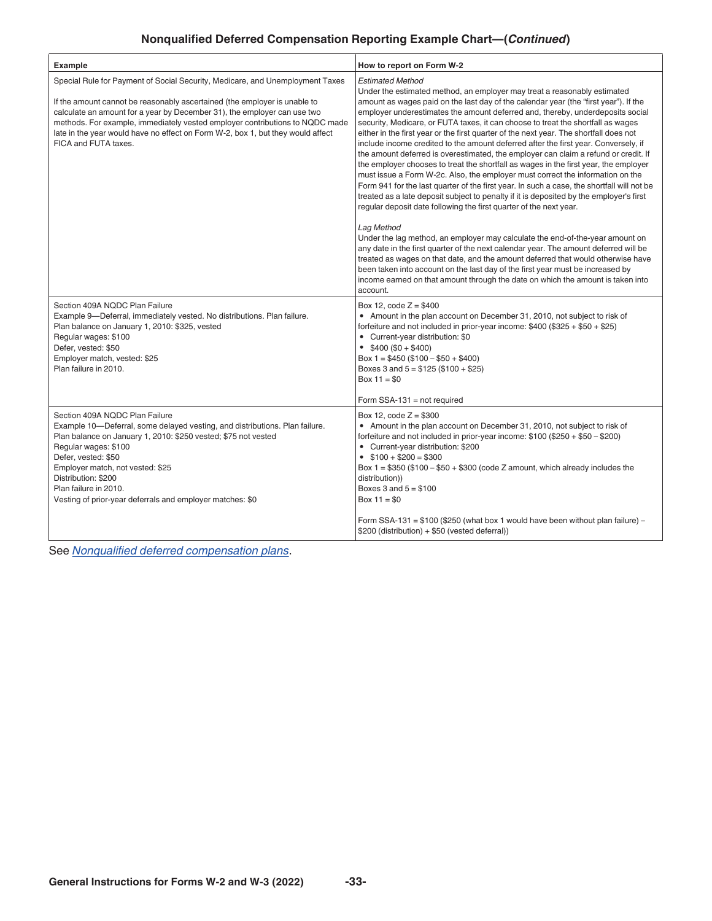## Nonqualified Deferred Compensation Reporting Example Chart—(*Continued*)

| Example | How to report on Form W-2 |
|---|---|
| Special Rule for Payment of Social Security, Medicare, and Unemployment Taxes<br><br>If the amount cannot be reasonably ascertained (the employer is unable to calculate an amount for a year by December 31), the employer can use two methods. For example, immediately vested employer contributions to NQDC made late in the year would have no effect on Form W-2, box 1, but they would affect FICA and FUTA taxes. | *Estimated Method*<br>Under the estimated method, an employer may treat a reasonably estimated amount as wages paid on the last day of the calendar year (the "first year"). If the employer underestimates the amount deferred and, thereby, underdeposits social security, Medicare, or FUTA taxes, it can choose to treat the shortfall as wages either in the first year or the first quarter of the next year. The shortfall does not include income credited to the amount deferred after the first year. Conversely, if the amount deferred is overestimated, the employer can claim a refund or credit. If the employer chooses to treat the shortfall as wages in the first year, the employer must issue a Form W-2c. Also, the employer must correct the information on the Form 941 for the last quarter of the first year. In such a case, the shortfall will not be treated as a late deposit subject to penalty if it is deposited by the employer's first regular deposit date following the first quarter of the next year.<br><br>*Lag Method*<br>Under the lag method, an employer may calculate the end-of-the-year amount on any date in the first quarter of the next calendar year. The amount deferred will be treated as wages on that date, and the amount deferred that would otherwise have been taken into account on the last day of the first year must be increased by income earned on that amount through the date on which the amount is taken into account. |
| Section 409A NQDC Plan Failure<br>Example 9—Deferral, immediately vested. No distributions. Plan failure.<br>Plan balance on January 1, 2010: $325, vested<br>Regular wages: $100<br>Defer, vested: $50<br>Employer match, vested: $25<br>Plan failure in 2010. | Box 12, code Z = $400<br>• Amount in the plan account on December 31, 2010, not subject to risk of forfeiture and not included in prior-year income: $400 ($325 + $50 + $25)<br>• Current-year distribution: $0<br>• $400 ($0 + $400)<br>Box 1 = $450 ($100 – $50 + $400)<br>Boxes 3 and 5 = $125 ($100 + $25)<br>Box 11 = $0<br><br>Form SSA-131 = not required |
| Section 409A NQDC Plan Failure<br>Example 10—Deferral, some delayed vesting, and distributions. Plan failure.<br>Plan balance on January 1, 2010: $250 vested; $75 not vested<br>Regular wages: $100<br>Defer, vested: $50<br>Employer match, not vested: $25<br>Distribution: $200<br>Plan failure in 2010.<br>Vesting of prior-year deferrals and employer matches: $0 | Box 12, code Z = $300<br>• Amount in the plan account on December 31, 2010, not subject to risk of forfeiture and not included in prior-year income: $100 ($250 + $50 – $200)<br>• Current-year distribution: $200<br>• $100 + $200 = $300<br>Box 1 = $350 ($100 – $50 + $300 (code Z amount, which already includes the distribution))<br>Boxes 3 and 5 = $100<br>Box 11 = $0<br><br>Form SSA-131 = $100 ($250 (what box 1 would have been without plan failure) – $200 (distribution) + $50 (vested deferral)) |

See *Nonqualified deferred compensation plans*.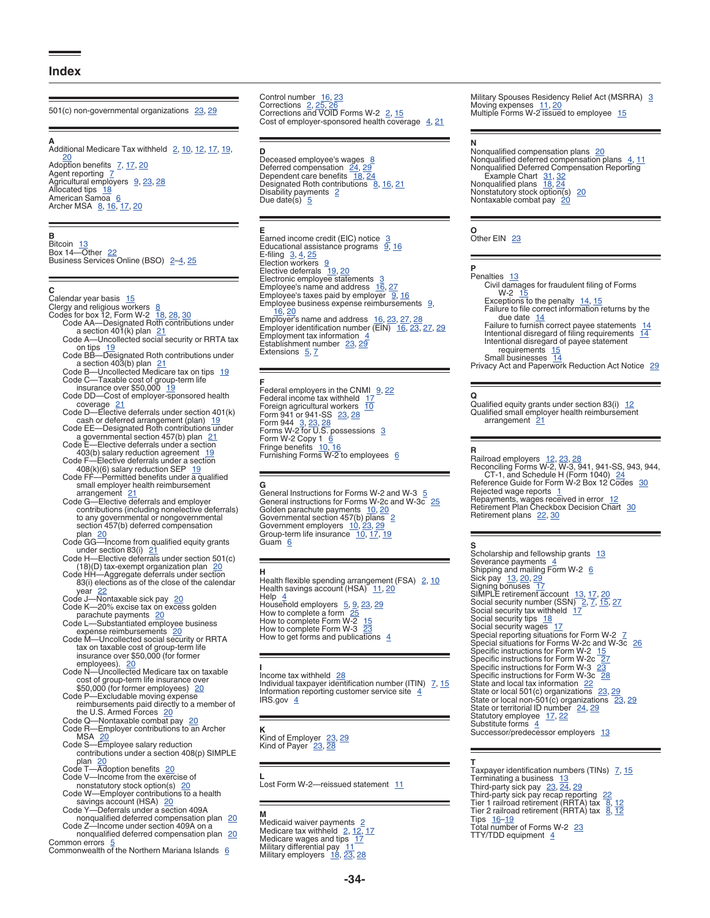# Index

501(c) non-governmental organizations 23, 29

## A

Additional Medicare Tax withheld 2, 10, 12, 17, 19, 20
Adoption benefits 7, 17, 20
Agent reporting 7
Agricultural employers 9, 23, 28
Allocated tips 18
American Samoa 6
Archer MSA 8, 16, 17, 20

## B

Bitcoin 13
Box 14—Other 22
Business Services Online (BSO) 2–4, 25

## C

Calendar year basis 15
Clergy and religious workers 8
Codes for box 12, Form W-2 18, 28, 30
- Code AA—Designated Roth contributions under a section 401(k) plan 21
- Code A—Uncollected social security or RRTA tax on tips 19
- Code BB—Designated Roth contributions under a section 403(b) plan 21
- Code B—Uncollected Medicare tax on tips 19
- Code C—Taxable cost of group-term life insurance over $50,000 19
- Code DD—Cost of employer-sponsored health coverage 21
- Code D—Elective deferrals under section 401(k) cash or deferred arrangement (plan) 19
- Code EE—Designated Roth contributions under a governmental section 457(b) plan 21
- Code E—Elective deferrals under a section 403(b) salary reduction agreement 19
- Code F—Elective deferrals under a section 408(k)(6) salary reduction SEP 19
- Code FF—Permitted benefits under a qualified small employer health reimbursement arrangement 21
- Code G—Elective deferrals and employer contributions (including nonelective deferrals) to any governmental or nongovernmental section 457(b) deferred compensation plan 20
- Code GG—Income from qualified equity grants under section 83(i) 21
- Code H—Elective deferrals under section 501(c)(18)(D) tax-exempt organization plan 20
- Code HH—Aggregate deferrals under section 83(i) elections as of the close of the calendar year 22
- Code J—Nontaxable sick pay 20
- Code K—20% excise tax on excess golden parachute payments 20
- Code L—Substantiated employee business expense reimbursements 20
- Code M—Uncollected social security or RRTA tax on taxable cost of group-term life insurance over $50,000 (for former employees). 20
- Code N—Uncollected Medicare tax on taxable cost of group-term life insurance over $50,000 (for former employees) 20
- Code P—Excludable moving expense reimbursements paid directly to a member of the U.S. Armed Forces 20
- Code Q—Nontaxable combat pay 20
- Code R—Employer contributions to an Archer MSA 20
- Code S—Employee salary reduction contributions under a section 408(p) SIMPLE plan 20
- Code T—Adoption benefits 20
- Code V—Income from the exercise of nonstatutory stock option(s) 20
- Code W—Employer contributions to a health savings account (HSA) 20
- Code Y—Deferrals under a section 409A nonqualified deferred compensation plan 20
- Code Z—Income under section 409A on a nonqualified deferred compensation plan 20

Common errors 5
Commonwealth of the Northern Mariana Islands 6
Control number 16, 23
Corrections 2, 25, 26
Corrections and VOID Forms W-2 2, 15
Cost of employer-sponsored health coverage 4, 21

## D

Deceased employee's wages 8
Deferred compensation 24, 29
Dependent care benefits 18, 24
Designated Roth contributions 8, 16, 21
Disability payments 2
Due date(s) 5

## E

Earned income credit (EIC) notice 3
Educational assistance programs 9, 16
E-filing 3, 4, 25
Election workers 9
Elective deferrals 19, 20
Electronic employee statements 3
Employee's name and address 16, 27
Employee's taxes paid by employer 9, 16
Employee business expense reimbursements 9, 16, 20
Employer's name and address 16, 23, 27, 28
Employer identification number (EIN) 16, 23, 27, 29
Employment tax information 4
Establishment number 23, 29
Extensions 5, 7

## F

Federal employers in the CNMI 9, 22
Federal income tax withheld 17
Foreign agricultural workers 10
Form 941 or 941-SS 23, 28
Form 944 3, 23, 28
Forms W-2 for U.S. possessions 3
Form W-2 Copy 1 6
Fringe benefits 10, 16
Furnishing Forms W-2 to employees 6

## G

General Instructions for Forms W-2 and W-3 5
General instructions for Forms W-2c and W-3c 25
Golden parachute payments 10, 20
Governmental section 457(b) plans 2
Government employers 10, 23, 29
Group-term life insurance 10, 17, 19
Guam 6

## H

Health flexible spending arrangement (FSA) 2, 10
Health savings account (HSA) 11, 20
Help 4
Household employers 5, 9, 23, 29
How to complete a form 25
How to complete Form W-2 15
How to complete Form W-3 23
How to get forms and publications 4

## I

Income tax withheld 28
Individual taxpayer identification number (ITIN) 7, 15
Information reporting customer service site 4
IRS.gov 4

## K

Kind of Employer 23, 29
Kind of Payer 23, 28

## L

Lost Form W-2—reissued statement 11

## M

Medicaid waiver payments 2
Medicare tax withheld 2, 12, 17
Medicare wages and tips 17
Military differential pay 11
Military employers 18, 23, 28
Military Spouses Residency Relief Act (MSRRA) 3
Moving expenses 11, 20
Multiple Forms W-2 issued to employee 15

## N

Nonqualified compensation plans 20
Nonqualified deferred compensation plans 4, 11
Nonqualified Deferred Compensation Reporting Example Chart 31, 32
Nonqualified plans 18, 24
Nonstatutory stock option(s) 20
Nontaxable combat pay 20

## O

Other EIN 23

## P

Penalties 13
- Civil damages for fraudulent filing of Forms W-2 15
- Exceptions to the penalty 14, 15
- Failure to file correct information returns by the due date 14
- Failure to furnish correct payee statements 14
- Intentional disregard of filing requirements 14
- Intentional disregard of payee statement requirements 15
- Small businesses 14

Privacy Act and Paperwork Reduction Act Notice 29

## Q

Qualified equity grants under section 83(i) 12
Qualified small employer health reimbursement arrangement 21

## R

Railroad employers 12, 23, 28
Reconciling Forms W-2, W-3, 941, 941-SS, 943, 944, CT-1, and Schedule H (Form 1040) 24
Reference Guide for Form W-2 Box 12 Codes 30
Rejected wage reports 1
Repayments, wages received in error 12
Retirement Plan Checkbox Decision Chart 30
Retirement plans 22, 30

## S

Scholarship and fellowship grants 13
Severance payments 4
Shipping and mailing Form W-2 6
Sick pay 13, 20, 29
Signing bonuses 17
SIMPLE retirement account 13, 17, 20
Social security number (SSN) 2, 7, 15, 27
Social security tax withheld 17
Social security tips 18
Social security wages 17
Special reporting situations for Form W-2 7
Special situations for Forms W-2c and W-3c 26
Specific instructions for Form W-2 15
Specific instructions for Form W-2c 27
Specific instructions for Form W-3 23
Specific instructions for Form W-3c 28
State and local tax information 22
State or local 501(c) organizations 23, 29
State or local non-501(c) organizations 23, 29
State or territorial ID number 24, 29
Statutory employee 17, 22
Substitute forms 4
Successor/predecessor employers 13

## T

Taxpayer identification numbers (TINs) 7, 15
Terminating a business 13
Third-party sick pay 23, 24, 29
Third-party sick pay recap reporting 22
Tier 1 railroad retirement (RRTA) tax 8, 12
Tier 2 railroad retirement (RRTA) tax 8, 12
Tips 16–19
Total number of Forms W-2 23
TTY/TDD equipment 4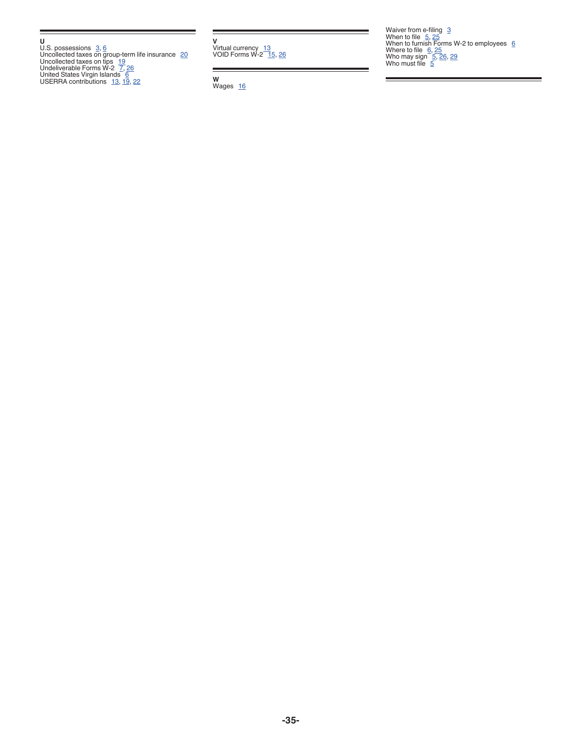**U**
U.S. possessions 3, 6
Uncollected taxes on group-term life insurance 20
Uncollected taxes on tips 19
Undeliverable Forms W-2 7, 26
United States Virgin Islands 6
USERRA contributions 13, 19, 22

**V**
Virtual currency 13
VOID Forms W-2 15, 26

**W**
Wages 16
Waiver from e-filing 3
When to file 5, 25
When to furnish Forms W-2 to employees 6
Where to file 6, 25
Who may sign 5, 26, 29
Who must file 5